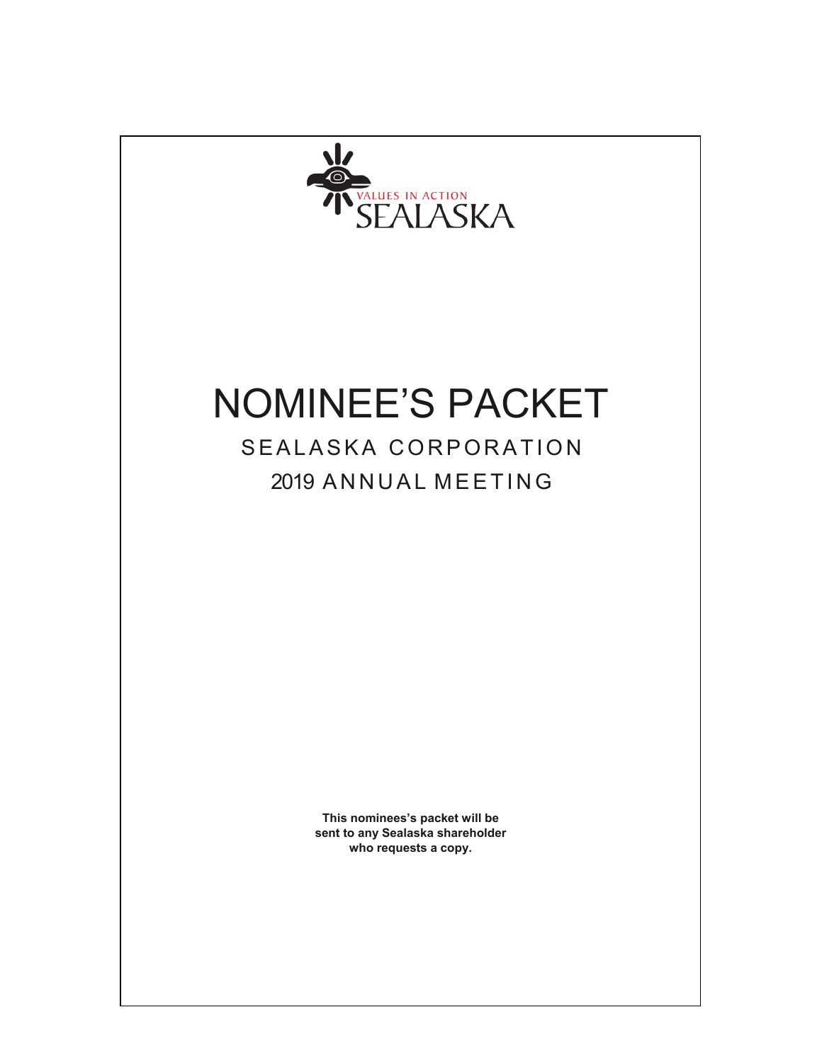VALUES IN ACTION

SEALASKA

# NOMINEE'S PACKET

## SEALASKA CORPORATION

## 2019 ANNUAL MEETING

**This nominees's packet will be sent to any Sealaska shareholder who requests a copy.**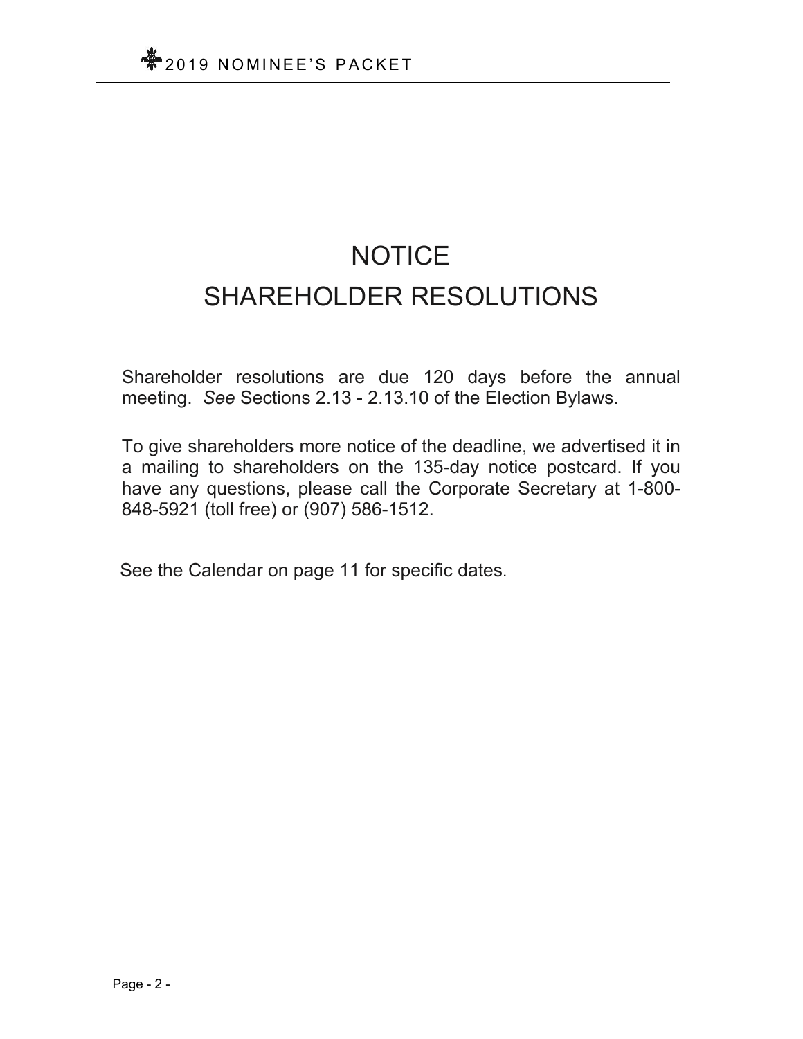# NOTICE

# SHAREHOLDER RESOLUTIONS

Shareholder resolutions are due 120 days before the annual meeting. *See* Sections 2.13 - 2.13.10 of the Election Bylaws.

To give shareholders more notice of the deadline, we advertised it in a mailing to shareholders on the 135-day notice postcard. If you have any questions, please call the Corporate Secretary at 1-800-848-5921 (toll free) or (907) 586-1512.

See the Calendar on page 11 for specific dates.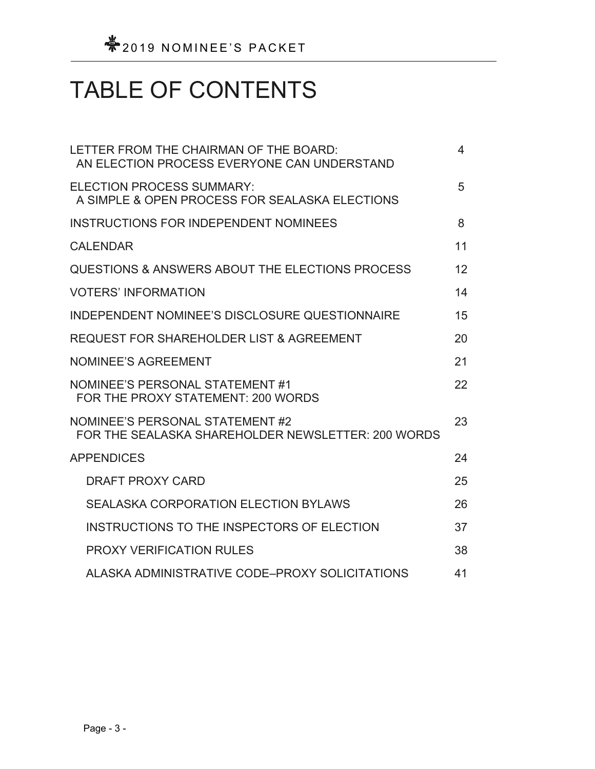# TABLE OF CONTENTS

| | |
|---|---|
| LETTER FROM THE CHAIRMAN OF THE BOARD: AN ELECTION PROCESS EVERYONE CAN UNDERSTAND | 4 |
| ELECTION PROCESS SUMMARY: A SIMPLE & OPEN PROCESS FOR SEALASKA ELECTIONS | 5 |
| INSTRUCTIONS FOR INDEPENDENT NOMINEES | 8 |
| CALENDAR | 11 |
| QUESTIONS & ANSWERS ABOUT THE ELECTIONS PROCESS | 12 |
| VOTERS' INFORMATION | 14 |
| INDEPENDENT NOMINEE'S DISCLOSURE QUESTIONNAIRE | 15 |
| REQUEST FOR SHAREHOLDER LIST & AGREEMENT | 20 |
| NOMINEE'S AGREEMENT | 21 |
| NOMINEE'S PERSONAL STATEMENT #1 FOR THE PROXY STATEMENT: 200 WORDS | 22 |
| NOMINEE'S PERSONAL STATEMENT #2 FOR THE SEALASKA SHAREHOLDER NEWSLETTER: 200 WORDS | 23 |
| APPENDICES | 24 |
| DRAFT PROXY CARD | 25 |
| SEALASKA CORPORATION ELECTION BYLAWS | 26 |
| INSTRUCTIONS TO THE INSPECTORS OF ELECTION | 37 |
| PROXY VERIFICATION RULES | 38 |
| ALASKA ADMINISTRATIVE CODE–PROXY SOLICITATIONS | 41 |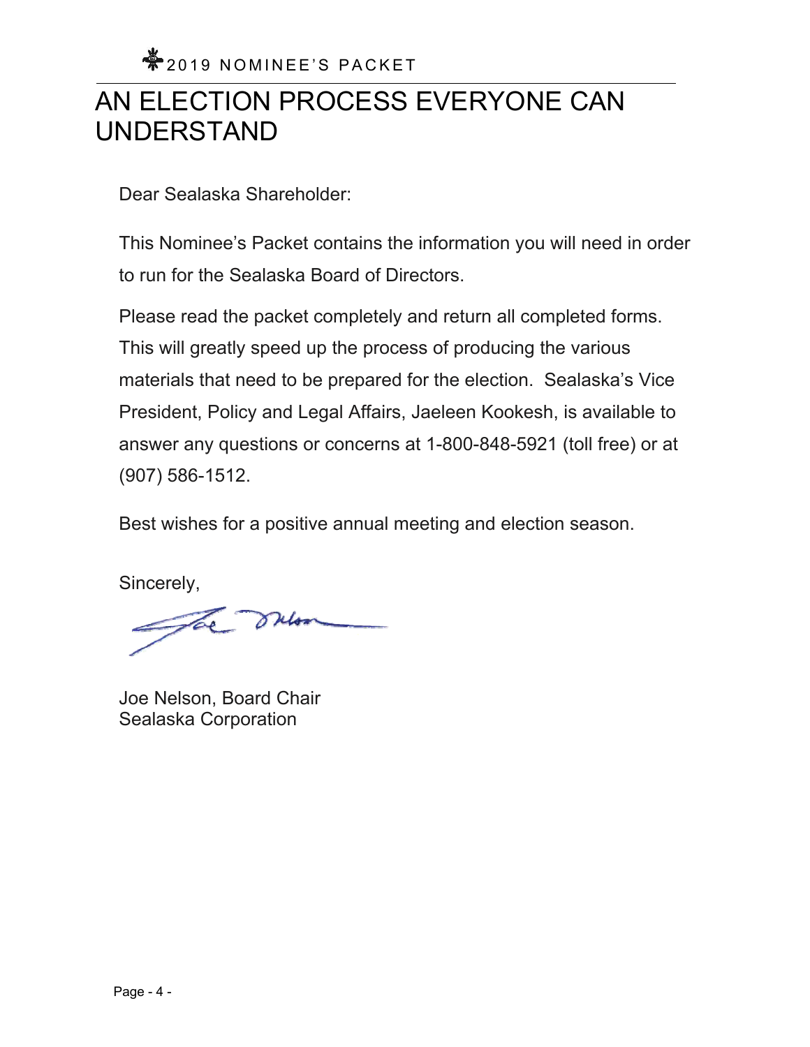# AN ELECTION PROCESS EVERYONE CAN UNDERSTAND

Dear Sealaska Shareholder:

This Nominee's Packet contains the information you will need in order to run for the Sealaska Board of Directors.

Please read the packet completely and return all completed forms. This will greatly speed up the process of producing the various materials that need to be prepared for the election. Sealaska's Vice President, Policy and Legal Affairs, Jaeleen Kookesh, is available to answer any questions or concerns at 1-800-848-5921 (toll free) or at (907) 586-1512.

Best wishes for a positive annual meeting and election season.

Sincerely,

Joe Nelson, Board Chair
Sealaska Corporation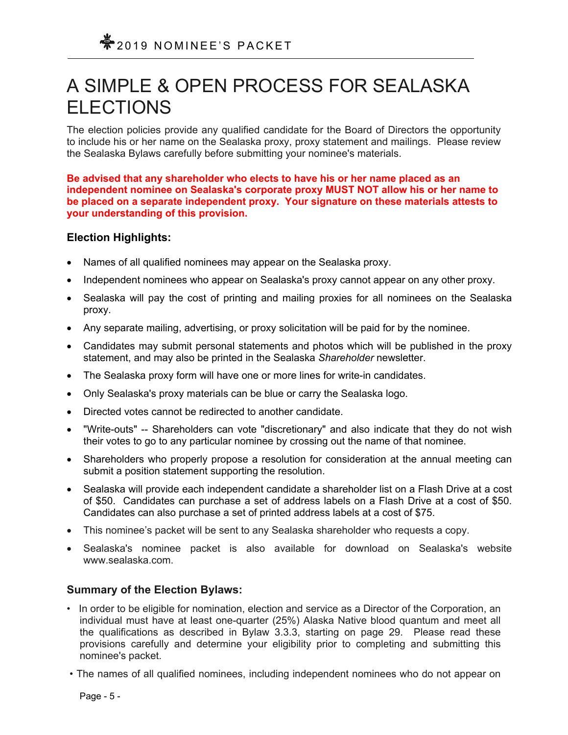# A SIMPLE & OPEN PROCESS FOR SEALASKA ELECTIONS

The election policies provide any qualified candidate for the Board of Directors the opportunity to include his or her name on the Sealaska proxy, proxy statement and mailings. Please review the Sealaska Bylaws carefully before submitting your nominee's materials.

**Be advised that any shareholder who elects to have his or her name placed as an independent nominee on Sealaska's corporate proxy MUST NOT allow his or her name to be placed on a separate independent proxy. Your signature on these materials attests to your understanding of this provision.**

### Election Highlights:

- Names of all qualified nominees may appear on the Sealaska proxy.
- Independent nominees who appear on Sealaska's proxy cannot appear on any other proxy.
- Sealaska will pay the cost of printing and mailing proxies for all nominees on the Sealaska proxy.
- Any separate mailing, advertising, or proxy solicitation will be paid for by the nominee.
- Candidates may submit personal statements and photos which will be published in the proxy statement, and may also be printed in the Sealaska *Shareholder* newsletter.
- The Sealaska proxy form will have one or more lines for write-in candidates.
- Only Sealaska's proxy materials can be blue or carry the Sealaska logo.
- Directed votes cannot be redirected to another candidate.
- "Write-outs" -- Shareholders can vote "discretionary" and also indicate that they do not wish their votes to go to any particular nominee by crossing out the name of that nominee.
- Shareholders who properly propose a resolution for consideration at the annual meeting can submit a position statement supporting the resolution.
- Sealaska will provide each independent candidate a shareholder list on a Flash Drive at a cost of $50. Candidates can purchase a set of address labels on a Flash Drive at a cost of $50. Candidates can also purchase a set of printed address labels at a cost of $75.
- This nominee's packet will be sent to any Sealaska shareholder who requests a copy.
- Sealaska's nominee packet is also available for download on Sealaska's website www.sealaska.com.

### Summary of the Election Bylaws:

- In order to be eligible for nomination, election and service as a Director of the Corporation, an individual must have at least one-quarter (25%) Alaska Native blood quantum and meet all the qualifications as described in Bylaw 3.3.3, starting on page 29. Please read these provisions carefully and determine your eligibility prior to completing and submitting this nominee's packet.
- The names of all qualified nominees, including independent nominees who do not appear on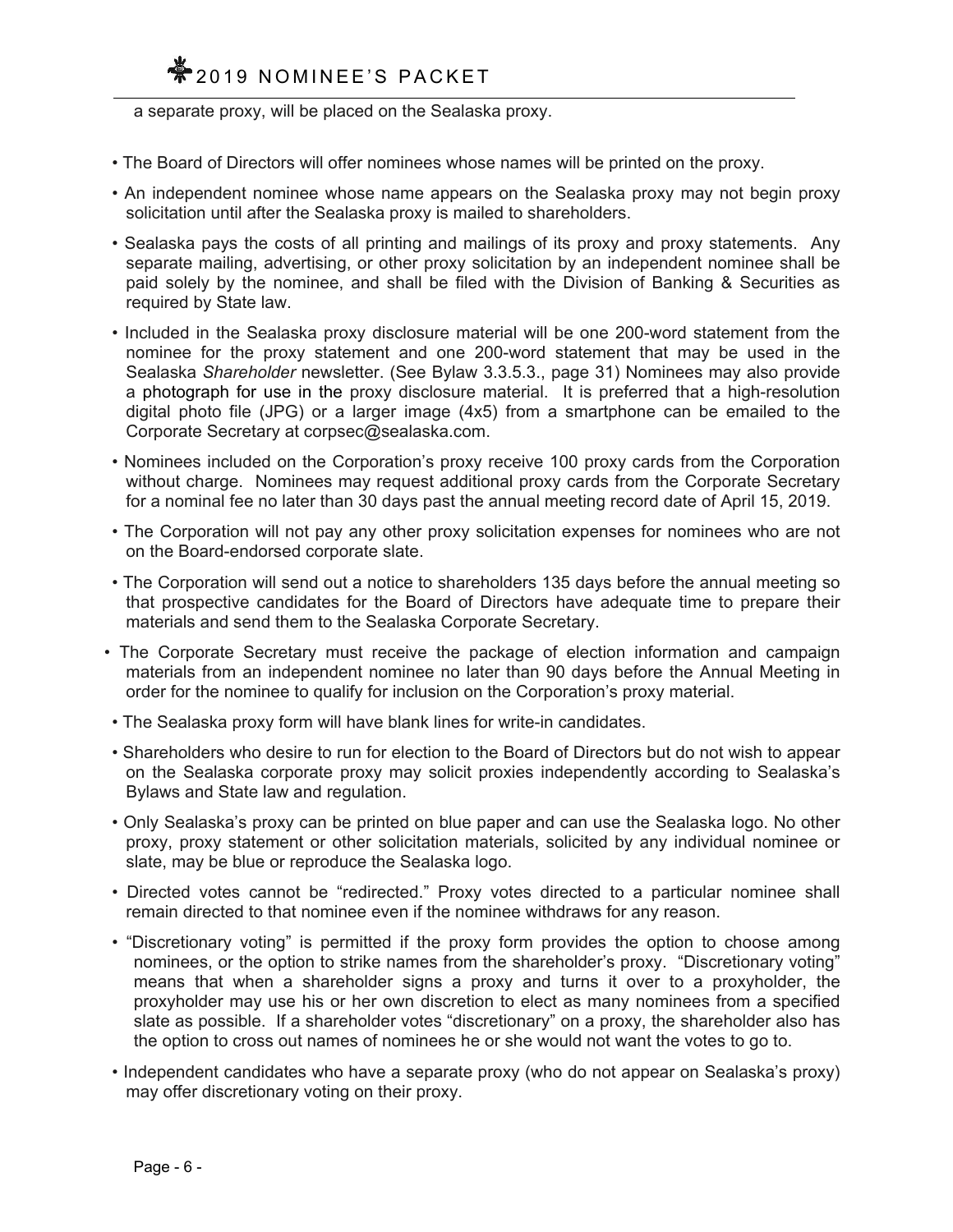a separate proxy, will be placed on the Sealaska proxy.

- The Board of Directors will offer nominees whose names will be printed on the proxy.
- An independent nominee whose name appears on the Sealaska proxy may not begin proxy solicitation until after the Sealaska proxy is mailed to shareholders.
- Sealaska pays the costs of all printing and mailings of its proxy and proxy statements. Any separate mailing, advertising, or other proxy solicitation by an independent nominee shall be paid solely by the nominee, and shall be filed with the Division of Banking & Securities as required by State law.
- Included in the Sealaska proxy disclosure material will be one 200-word statement from the nominee for the proxy statement and one 200-word statement that may be used in the Sealaska *Shareholder* newsletter. (See Bylaw 3.3.5.3., page 31) Nominees may also provide a photograph for use in the proxy disclosure material. It is preferred that a high-resolution digital photo file (JPG) or a larger image (4x5) from a smartphone can be emailed to the Corporate Secretary at corpsec@sealaska.com.
- Nominees included on the Corporation's proxy receive 100 proxy cards from the Corporation without charge. Nominees may request additional proxy cards from the Corporate Secretary for a nominal fee no later than 30 days past the annual meeting record date of April 15, 2019.
- The Corporation will not pay any other proxy solicitation expenses for nominees who are not on the Board-endorsed corporate slate.
- The Corporation will send out a notice to shareholders 135 days before the annual meeting so that prospective candidates for the Board of Directors have adequate time to prepare their materials and send them to the Sealaska Corporate Secretary.
- The Corporate Secretary must receive the package of election information and campaign materials from an independent nominee no later than 90 days before the Annual Meeting in order for the nominee to qualify for inclusion on the Corporation's proxy material.
- The Sealaska proxy form will have blank lines for write-in candidates.
- Shareholders who desire to run for election to the Board of Directors but do not wish to appear on the Sealaska corporate proxy may solicit proxies independently according to Sealaska's Bylaws and State law and regulation.
- Only Sealaska's proxy can be printed on blue paper and can use the Sealaska logo. No other proxy, proxy statement or other solicitation materials, solicited by any individual nominee or slate, may be blue or reproduce the Sealaska logo.
- Directed votes cannot be "redirected." Proxy votes directed to a particular nominee shall remain directed to that nominee even if the nominee withdraws for any reason.
- "Discretionary voting" is permitted if the proxy form provides the option to choose among nominees, or the option to strike names from the shareholder's proxy. "Discretionary voting" means that when a shareholder signs a proxy and turns it over to a proxyholder, the proxyholder may use his or her own discretion to elect as many nominees from a specified slate as possible. If a shareholder votes "discretionary" on a proxy, the shareholder also has the option to cross out names of nominees he or she would not want the votes to go to.
- Independent candidates who have a separate proxy (who do not appear on Sealaska's proxy) may offer discretionary voting on their proxy.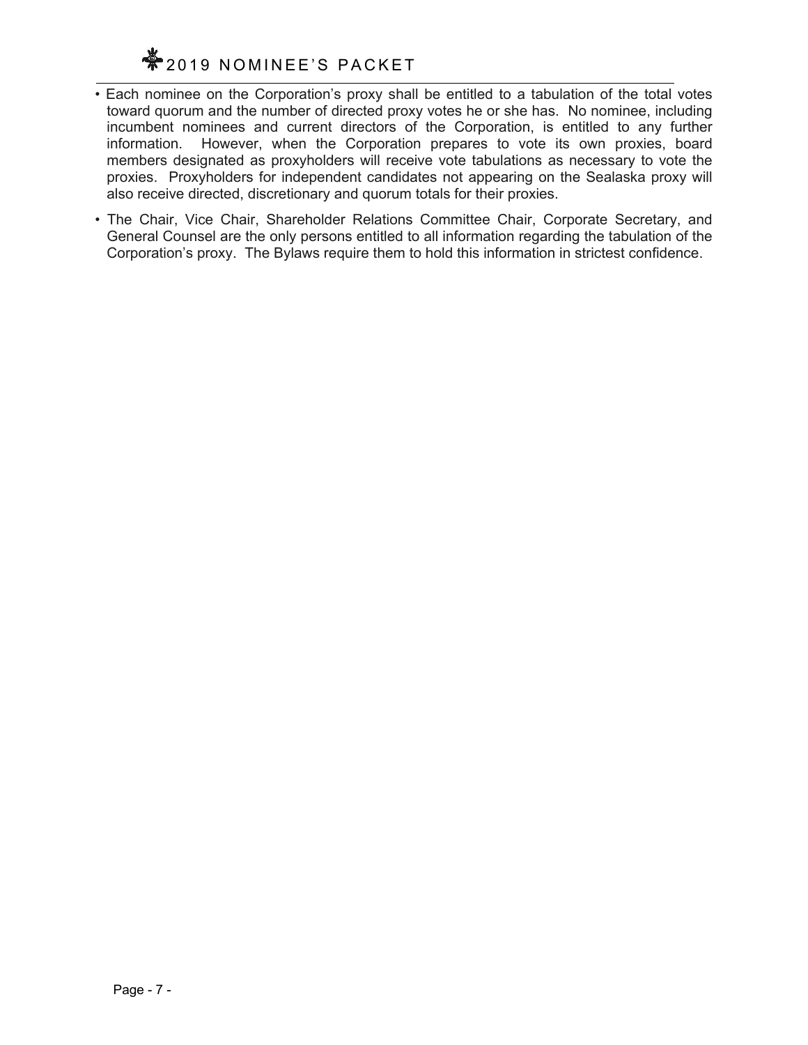- Each nominee on the Corporation's proxy shall be entitled to a tabulation of the total votes toward quorum and the number of directed proxy votes he or she has. No nominee, including incumbent nominees and current directors of the Corporation, is entitled to any further information. However, when the Corporation prepares to vote its own proxies, board members designated as proxyholders will receive vote tabulations as necessary to vote the proxies. Proxyholders for independent candidates not appearing on the Sealaska proxy will also receive directed, discretionary and quorum totals for their proxies.
- The Chair, Vice Chair, Shareholder Relations Committee Chair, Corporate Secretary, and General Counsel are the only persons entitled to all information regarding the tabulation of the Corporation's proxy. The Bylaws require them to hold this information in strictest confidence.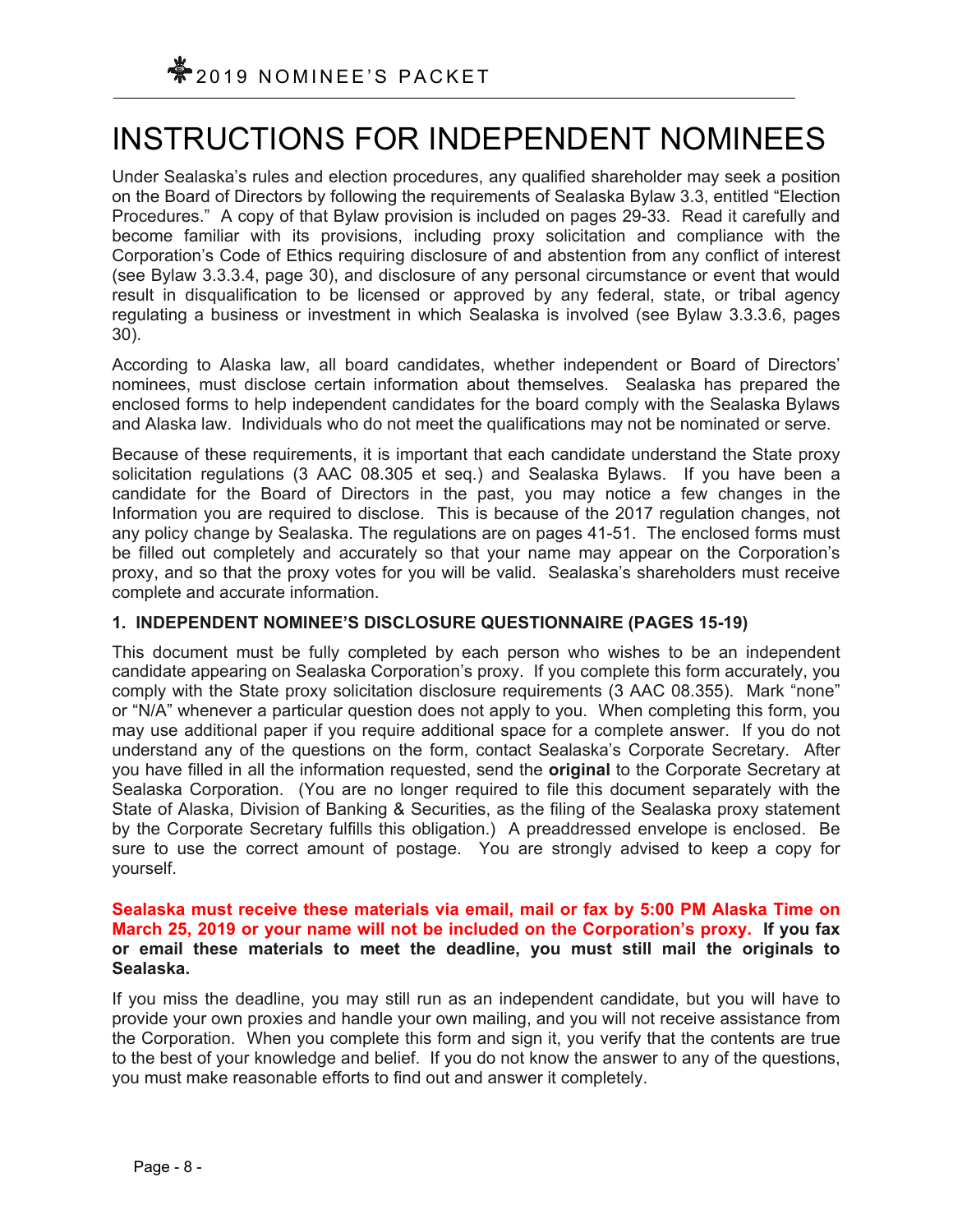# INSTRUCTIONS FOR INDEPENDENT NOMINEES

Under Sealaska's rules and election procedures, any qualified shareholder may seek a position on the Board of Directors by following the requirements of Sealaska Bylaw 3.3, entitled "Election Procedures." A copy of that Bylaw provision is included on pages 29-33. Read it carefully and become familiar with its provisions, including proxy solicitation and compliance with the Corporation's Code of Ethics requiring disclosure of and abstention from any conflict of interest (see Bylaw 3.3.3.4, page 30), and disclosure of any personal circumstance or event that would result in disqualification to be licensed or approved by any federal, state, or tribal agency regulating a business or investment in which Sealaska is involved (see Bylaw 3.3.3.6, pages 30).

According to Alaska law, all board candidates, whether independent or Board of Directors' nominees, must disclose certain information about themselves. Sealaska has prepared the enclosed forms to help independent candidates for the board comply with the Sealaska Bylaws and Alaska law. Individuals who do not meet the qualifications may not be nominated or serve.

Because of these requirements, it is important that each candidate understand the State proxy solicitation regulations (3 AAC 08.305 et seq.) and Sealaska Bylaws. If you have been a candidate for the Board of Directors in the past, you may notice a few changes in the Information you are required to disclose. This is because of the 2017 regulation changes, not any policy change by Sealaska. The regulations are on pages 41-51. The enclosed forms must be filled out completely and accurately so that your name may appear on the Corporation's proxy, and so that the proxy votes for you will be valid. Sealaska's shareholders must receive complete and accurate information.

**1. INDEPENDENT NOMINEE'S DISCLOSURE QUESTIONNAIRE (PAGES 15-19)**

This document must be fully completed by each person who wishes to be an independent candidate appearing on Sealaska Corporation's proxy. If you complete this form accurately, you comply with the State proxy solicitation disclosure requirements (3 AAC 08.355). Mark "none" or "N/A" whenever a particular question does not apply to you. When completing this form, you may use additional paper if you require additional space for a complete answer. If you do not understand any of the questions on the form, contact Sealaska's Corporate Secretary. After you have filled in all the information requested, send the **original** to the Corporate Secretary at Sealaska Corporation. (You are no longer required to file this document separately with the State of Alaska, Division of Banking & Securities, as the filing of the Sealaska proxy statement by the Corporate Secretary fulfills this obligation.) A preaddressed envelope is enclosed. Be sure to use the correct amount of postage. You are strongly advised to keep a copy for yourself.

**Sealaska must receive these materials via email, mail or fax by 5:00 PM Alaska Time on March 25, 2019 or your name will not be included on the Corporation's proxy. If you fax or email these materials to meet the deadline, you must still mail the originals to Sealaska.**

If you miss the deadline, you may still run as an independent candidate, but you will have to provide your own proxies and handle your own mailing, and you will not receive assistance from the Corporation. When you complete this form and sign it, you verify that the contents are true to the best of your knowledge and belief. If you do not know the answer to any of the questions, you must make reasonable efforts to find out and answer it completely.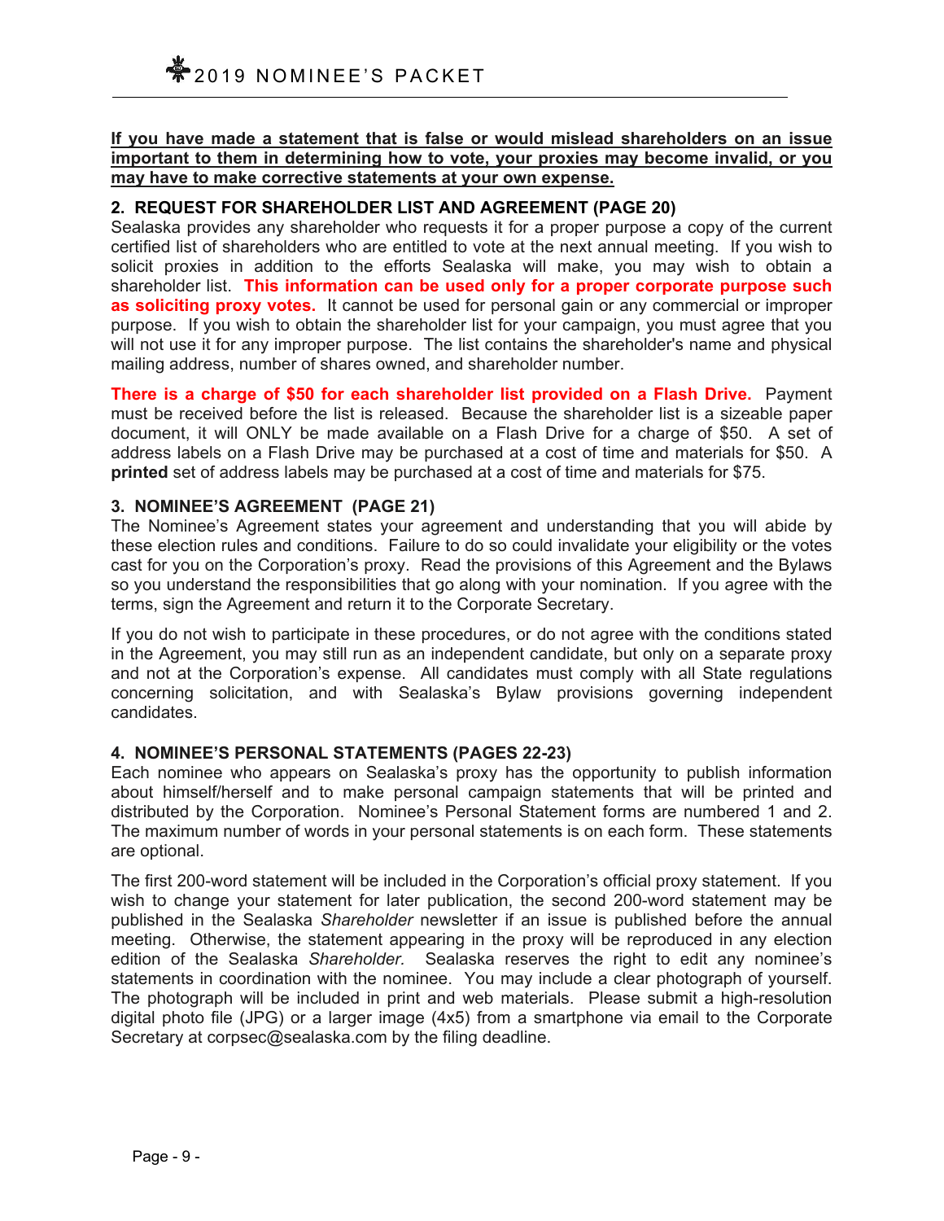**If you have made a statement that is false or would mislead shareholders on an issue important to them in determining how to vote, your proxies may become invalid, or you may have to make corrective statements at your own expense.**

### 2. REQUEST FOR SHAREHOLDER LIST AND AGREEMENT (PAGE 20)

Sealaska provides any shareholder who requests it for a proper purpose a copy of the current certified list of shareholders who are entitled to vote at the next annual meeting. If you wish to solicit proxies in addition to the efforts Sealaska will make, you may wish to obtain a shareholder list. **This information can be used only for a proper corporate purpose such as soliciting proxy votes.** It cannot be used for personal gain or any commercial or improper purpose. If you wish to obtain the shareholder list for your campaign, you must agree that you will not use it for any improper purpose. The list contains the shareholder's name and physical mailing address, number of shares owned, and shareholder number.

**There is a charge of $50 for each shareholder list provided on a Flash Drive.** Payment must be received before the list is released. Because the shareholder list is a sizeable paper document, it will ONLY be made available on a Flash Drive for a charge of $50. A set of address labels on a Flash Drive may be purchased at a cost of time and materials for $50. A **printed** set of address labels may be purchased at a cost of time and materials for $75.

### 3. NOMINEE'S AGREEMENT (PAGE 21)

The Nominee's Agreement states your agreement and understanding that you will abide by these election rules and conditions. Failure to do so could invalidate your eligibility or the votes cast for you on the Corporation's proxy. Read the provisions of this Agreement and the Bylaws so you understand the responsibilities that go along with your nomination. If you agree with the terms, sign the Agreement and return it to the Corporate Secretary.

If you do not wish to participate in these procedures, or do not agree with the conditions stated in the Agreement, you may still run as an independent candidate, but only on a separate proxy and not at the Corporation's expense. All candidates must comply with all State regulations concerning solicitation, and with Sealaska's Bylaw provisions governing independent candidates.

### 4. NOMINEE'S PERSONAL STATEMENTS (PAGES 22-23)

Each nominee who appears on Sealaska's proxy has the opportunity to publish information about himself/herself and to make personal campaign statements that will be printed and distributed by the Corporation. Nominee's Personal Statement forms are numbered 1 and 2. The maximum number of words in your personal statements is on each form. These statements are optional.

The first 200-word statement will be included in the Corporation's official proxy statement. If you wish to change your statement for later publication, the second 200-word statement may be published in the Sealaska *Shareholder* newsletter if an issue is published before the annual meeting. Otherwise, the statement appearing in the proxy will be reproduced in any election edition of the Sealaska *Shareholder.* Sealaska reserves the right to edit any nominee's statements in coordination with the nominee. You may include a clear photograph of yourself. The photograph will be included in print and web materials. Please submit a high-resolution digital photo file (JPG) or a larger image (4x5) from a smartphone via email to the Corporate Secretary at corpsec@sealaska.com by the filing deadline.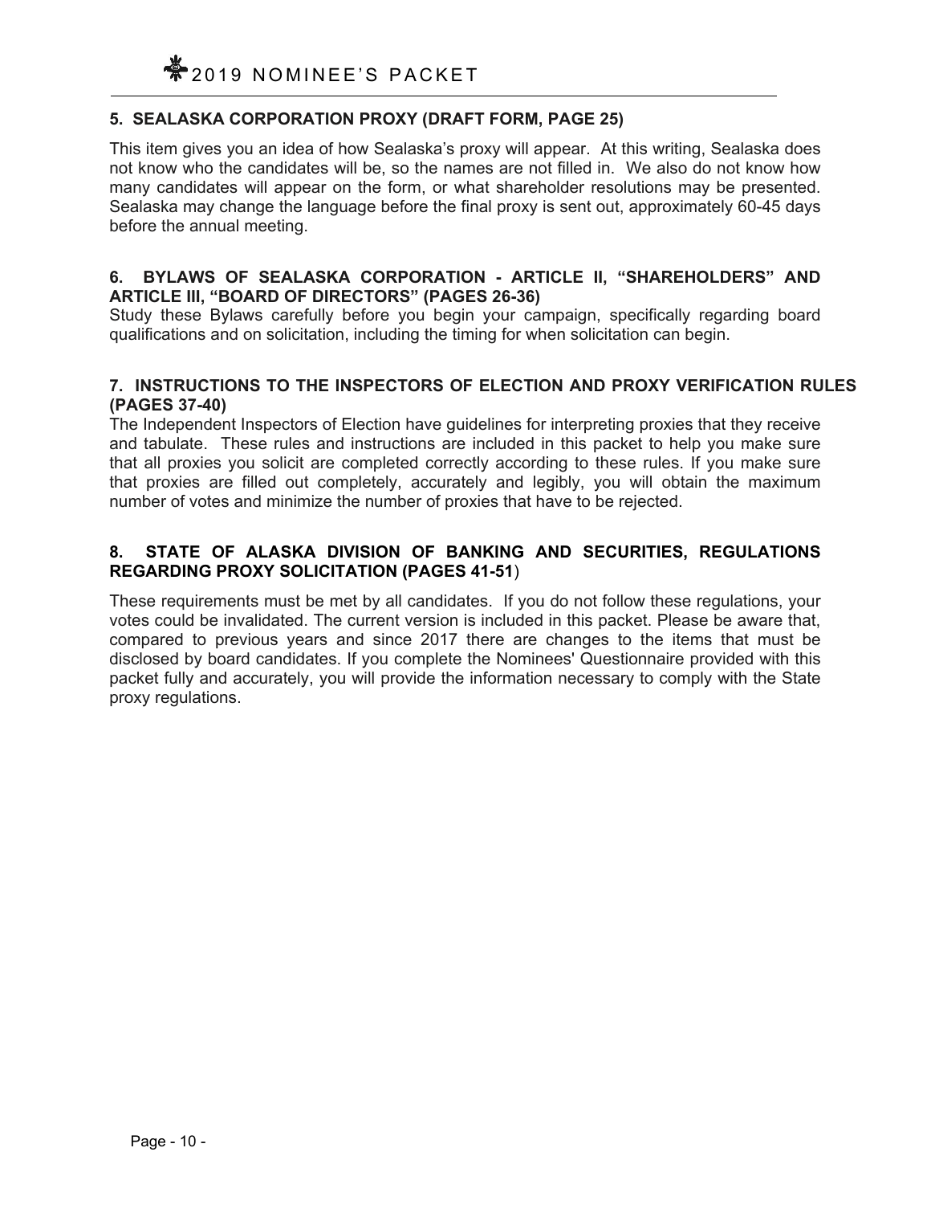### 5. SEALASKA CORPORATION PROXY (DRAFT FORM, PAGE 25)

This item gives you an idea of how Sealaska's proxy will appear. At this writing, Sealaska does not know who the candidates will be, so the names are not filled in. We also do not know how many candidates will appear on the form, or what shareholder resolutions may be presented. Sealaska may change the language before the final proxy is sent out, approximately 60-45 days before the annual meeting.

### 6. BYLAWS OF SEALASKA CORPORATION - ARTICLE II, "SHAREHOLDERS" AND ARTICLE III, "BOARD OF DIRECTORS" (PAGES 26-36)

Study these Bylaws carefully before you begin your campaign, specifically regarding board qualifications and on solicitation, including the timing for when solicitation can begin.

### 7. INSTRUCTIONS TO THE INSPECTORS OF ELECTION AND PROXY VERIFICATION RULES (PAGES 37-40)

The Independent Inspectors of Election have guidelines for interpreting proxies that they receive and tabulate. These rules and instructions are included in this packet to help you make sure that all proxies you solicit are completed correctly according to these rules. If you make sure that proxies are filled out completely, accurately and legibly, you will obtain the maximum number of votes and minimize the number of proxies that have to be rejected.

### 8. STATE OF ALASKA DIVISION OF BANKING AND SECURITIES, REGULATIONS REGARDING PROXY SOLICITATION (PAGES 41-51)

These requirements must be met by all candidates. If you do not follow these regulations, your votes could be invalidated. The current version is included in this packet. Please be aware that, compared to previous years and since 2017 there are changes to the items that must be disclosed by board candidates. If you complete the Nominees' Questionnaire provided with this packet fully and accurately, you will provide the information necessary to comply with the State proxy regulations.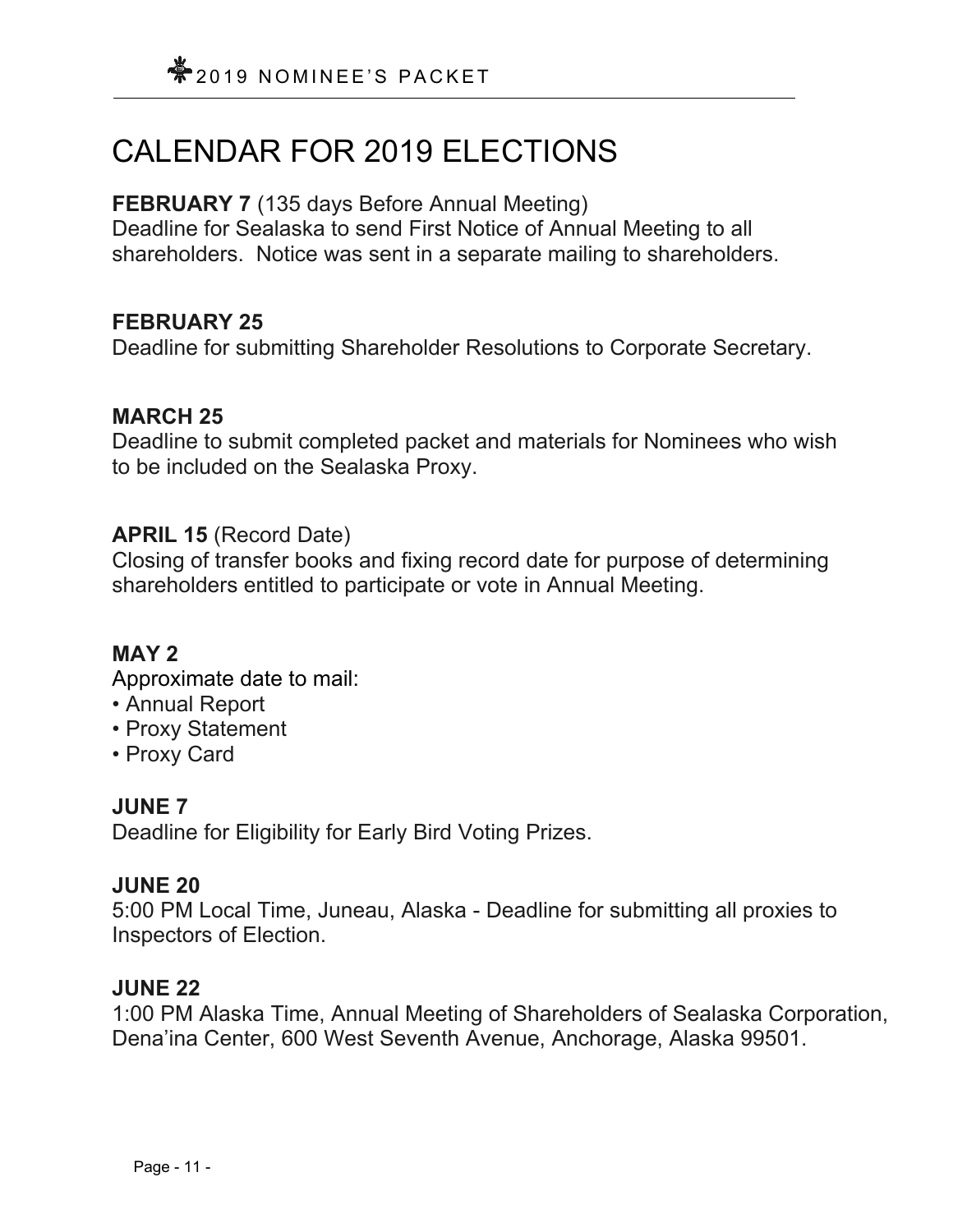# CALENDAR FOR 2019 ELECTIONS

**FEBRUARY 7** (135 days Before Annual Meeting)
Deadline for Sealaska to send First Notice of Annual Meeting to all shareholders. Notice was sent in a separate mailing to shareholders.

**FEBRUARY 25**
Deadline for submitting Shareholder Resolutions to Corporate Secretary.

**MARCH 25**
Deadline to submit completed packet and materials for Nominees who wish to be included on the Sealaska Proxy.

**APRIL 15** (Record Date)
Closing of transfer books and fixing record date for purpose of determining shareholders entitled to participate or vote in Annual Meeting.

**MAY 2**
Approximate date to mail:
- Annual Report
- Proxy Statement
- Proxy Card

**JUNE 7**
Deadline for Eligibility for Early Bird Voting Prizes.

**JUNE 20**
5:00 PM Local Time, Juneau, Alaska - Deadline for submitting all proxies to Inspectors of Election.

**JUNE 22**
1:00 PM Alaska Time, Annual Meeting of Shareholders of Sealaska Corporation, Dena'ina Center, 600 West Seventh Avenue, Anchorage, Alaska 99501.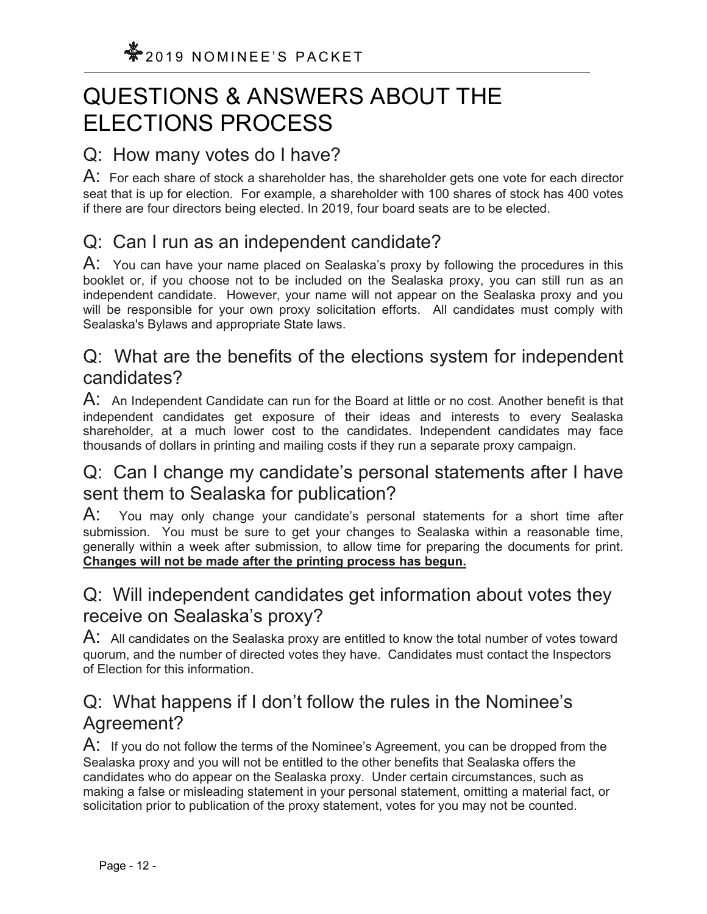# QUESTIONS & ANSWERS ABOUT THE ELECTIONS PROCESS

## Q: How many votes do I have?

A: For each share of stock a shareholder has, the shareholder gets one vote for each director seat that is up for election. For example, a shareholder with 100 shares of stock has 400 votes if there are four directors being elected. In 2019, four board seats are to be elected.

## Q: Can I run as an independent candidate?

A: You can have your name placed on Sealaska's proxy by following the procedures in this booklet or, if you choose not to be included on the Sealaska proxy, you can still run as an independent candidate. However, your name will not appear on the Sealaska proxy and you will be responsible for your own proxy solicitation efforts. All candidates must comply with Sealaska's Bylaws and appropriate State laws.

## Q: What are the benefits of the elections system for independent candidates?

A: An Independent Candidate can run for the Board at little or no cost. Another benefit is that independent candidates get exposure of their ideas and interests to every Sealaska shareholder, at a much lower cost to the candidates. Independent candidates may face thousands of dollars in printing and mailing costs if they run a separate proxy campaign.

## Q: Can I change my candidate's personal statements after I have sent them to Sealaska for publication?

A: You may only change your candidate's personal statements for a short time after submission. You must be sure to get your changes to Sealaska within a reasonable time, generally within a week after submission, to allow time for preparing the documents for print. **Changes will not be made after the printing process has begun.**

## Q: Will independent candidates get information about votes they receive on Sealaska's proxy?

A: All candidates on the Sealaska proxy are entitled to know the total number of votes toward quorum, and the number of directed votes they have. Candidates must contact the Inspectors of Election for this information.

## Q: What happens if I don't follow the rules in the Nominee's Agreement?

A: If you do not follow the terms of the Nominee's Agreement, you can be dropped from the Sealaska proxy and you will not be entitled to the other benefits that Sealaska offers the candidates who do appear on the Sealaska proxy. Under certain circumstances, such as making a false or misleading statement in your personal statement, omitting a material fact, or solicitation prior to publication of the proxy statement, votes for you may not be counted.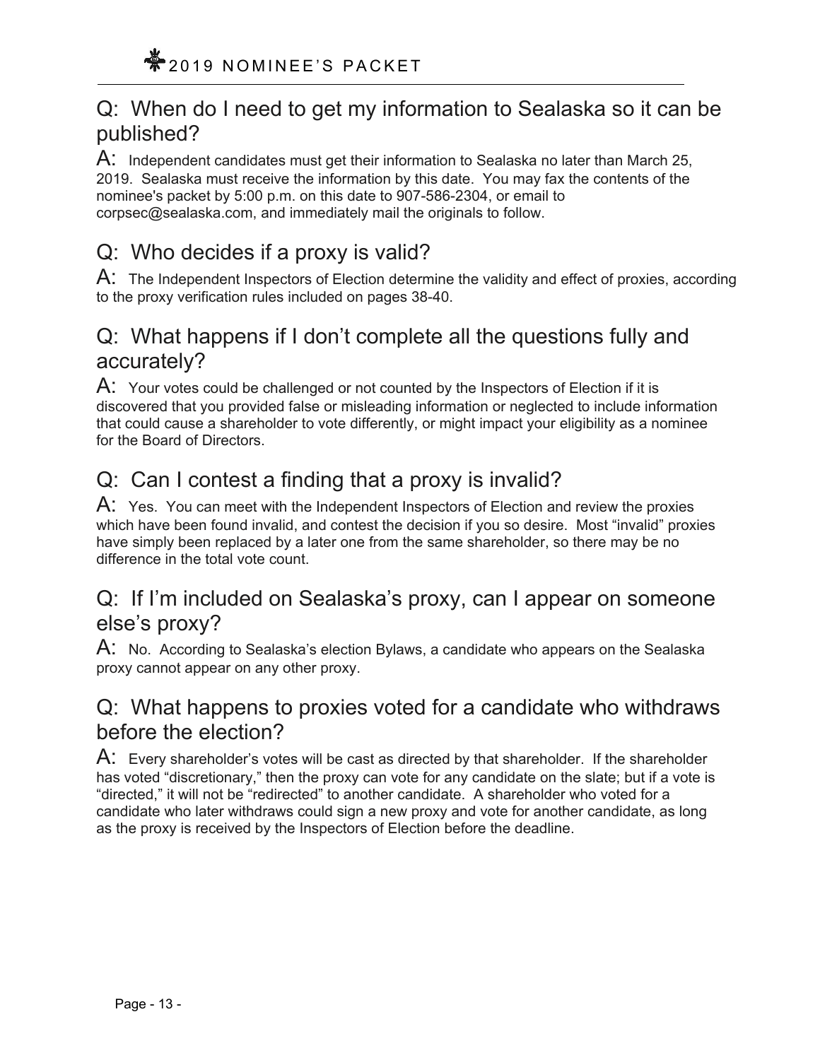## Q: When do I need to get my information to Sealaska so it can be published?

A: Independent candidates must get their information to Sealaska no later than March 25, 2019. Sealaska must receive the information by this date. You may fax the contents of the nominee's packet by 5:00 p.m. on this date to 907-586-2304, or email to corpsec@sealaska.com, and immediately mail the originals to follow.

## Q: Who decides if a proxy is valid?

A: The Independent Inspectors of Election determine the validity and effect of proxies, according to the proxy verification rules included on pages 38-40.

## Q: What happens if I don't complete all the questions fully and accurately?

A: Your votes could be challenged or not counted by the Inspectors of Election if it is discovered that you provided false or misleading information or neglected to include information that could cause a shareholder to vote differently, or might impact your eligibility as a nominee for the Board of Directors.

## Q: Can I contest a finding that a proxy is invalid?

A: Yes. You can meet with the Independent Inspectors of Election and review the proxies which have been found invalid, and contest the decision if you so desire. Most "invalid" proxies have simply been replaced by a later one from the same shareholder, so there may be no difference in the total vote count.

## Q: If I'm included on Sealaska's proxy, can I appear on someone else's proxy?

A: No. According to Sealaska's election Bylaws, a candidate who appears on the Sealaska proxy cannot appear on any other proxy.

## Q: What happens to proxies voted for a candidate who withdraws before the election?

A: Every shareholder's votes will be cast as directed by that shareholder. If the shareholder has voted "discretionary," then the proxy can vote for any candidate on the slate; but if a vote is "directed," it will not be "redirected" to another candidate. A shareholder who voted for a candidate who later withdraws could sign a new proxy and vote for another candidate, as long as the proxy is received by the Inspectors of Election before the deadline.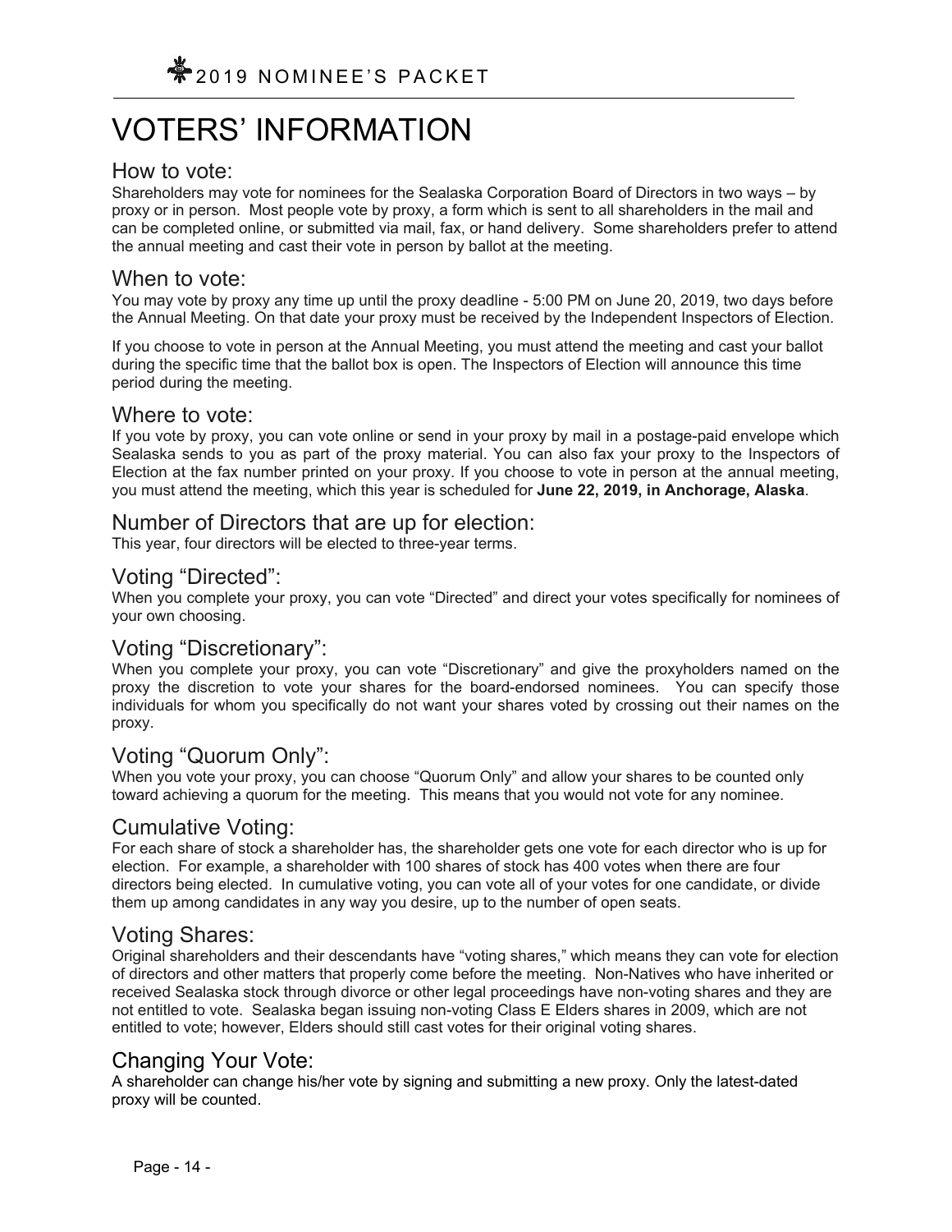# VOTERS' INFORMATION

## How to vote:

Shareholders may vote for nominees for the Sealaska Corporation Board of Directors in two ways – by proxy or in person. Most people vote by proxy, a form which is sent to all shareholders in the mail and can be completed online, or submitted via mail, fax, or hand delivery. Some shareholders prefer to attend the annual meeting and cast their vote in person by ballot at the meeting.

## When to vote:

You may vote by proxy any time up until the proxy deadline - 5:00 PM on June 20, 2019, two days before the Annual Meeting. On that date your proxy must be received by the Independent Inspectors of Election.

If you choose to vote in person at the Annual Meeting, you must attend the meeting and cast your ballot during the specific time that the ballot box is open. The Inspectors of Election will announce this time period during the meeting.

## Where to vote:

If you vote by proxy, you can vote online or send in your proxy by mail in a postage-paid envelope which Sealaska sends to you as part of the proxy material. You can also fax your proxy to the Inspectors of Election at the fax number printed on your proxy. If you choose to vote in person at the annual meeting, you must attend the meeting, which this year is scheduled for **June 22, 2019, in Anchorage, Alaska**.

## Number of Directors that are up for election:

This year, four directors will be elected to three-year terms.

## Voting "Directed":

When you complete your proxy, you can vote "Directed" and direct your votes specifically for nominees of your own choosing.

## Voting "Discretionary":

When you complete your proxy, you can vote "Discretionary" and give the proxyholders named on the proxy the discretion to vote your shares for the board-endorsed nominees. You can specify those individuals for whom you specifically do not want your shares voted by crossing out their names on the proxy.

## Voting "Quorum Only":

When you vote your proxy, you can choose "Quorum Only" and allow your shares to be counted only toward achieving a quorum for the meeting. This means that you would not vote for any nominee.

## Cumulative Voting:

For each share of stock a shareholder has, the shareholder gets one vote for each director who is up for election. For example, a shareholder with 100 shares of stock has 400 votes when there are four directors being elected. In cumulative voting, you can vote all of your votes for one candidate, or divide them up among candidates in any way you desire, up to the number of open seats.

## Voting Shares:

Original shareholders and their descendants have "voting shares," which means they can vote for election of directors and other matters that properly come before the meeting. Non-Natives who have inherited or received Sealaska stock through divorce or other legal proceedings have non-voting shares and they are not entitled to vote. Sealaska began issuing non-voting Class E Elders shares in 2009, which are not entitled to vote; however, Elders should still cast votes for their original voting shares.

## Changing Your Vote:

A shareholder can change his/her vote by signing and submitting a new proxy. Only the latest-dated proxy will be counted.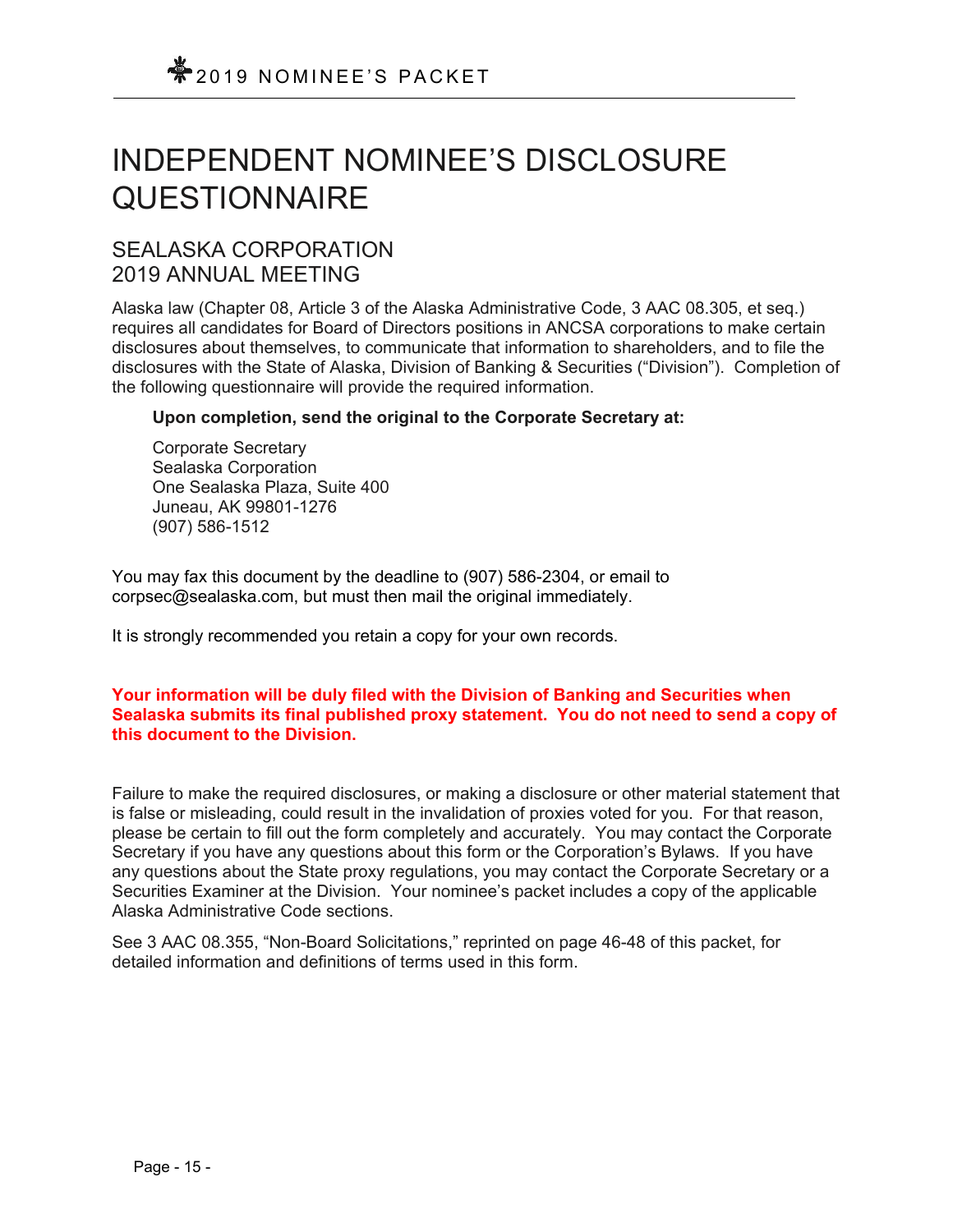# INDEPENDENT NOMINEE'S DISCLOSURE QUESTIONNAIRE

## SEALASKA CORPORATION
## 2019 ANNUAL MEETING

Alaska law (Chapter 08, Article 3 of the Alaska Administrative Code, 3 AAC 08.305, et seq.) requires all candidates for Board of Directors positions in ANCSA corporations to make certain disclosures about themselves, to communicate that information to shareholders, and to file the disclosures with the State of Alaska, Division of Banking & Securities ("Division"). Completion of the following questionnaire will provide the required information.

**Upon completion, send the original to the Corporate Secretary at:**

Corporate Secretary
Sealaska Corporation
One Sealaska Plaza, Suite 400
Juneau, AK 99801-1276
(907) 586-1512

You may fax this document by the deadline to (907) 586-2304, or email to corpsec@sealaska.com, but must then mail the original immediately.

It is strongly recommended you retain a copy for your own records.

**Your information will be duly filed with the Division of Banking and Securities when Sealaska submits its final published proxy statement. You do not need to send a copy of this document to the Division.**

Failure to make the required disclosures, or making a disclosure or other material statement that is false or misleading, could result in the invalidation of proxies voted for you. For that reason, please be certain to fill out the form completely and accurately. You may contact the Corporate Secretary if you have any questions about this form or the Corporation's Bylaws. If you have any questions about the State proxy regulations, you may contact the Corporate Secretary or a Securities Examiner at the Division. Your nominee's packet includes a copy of the applicable Alaska Administrative Code sections.

See 3 AAC 08.355, "Non-Board Solicitations," reprinted on page 46-48 of this packet, for detailed information and definitions of terms used in this form.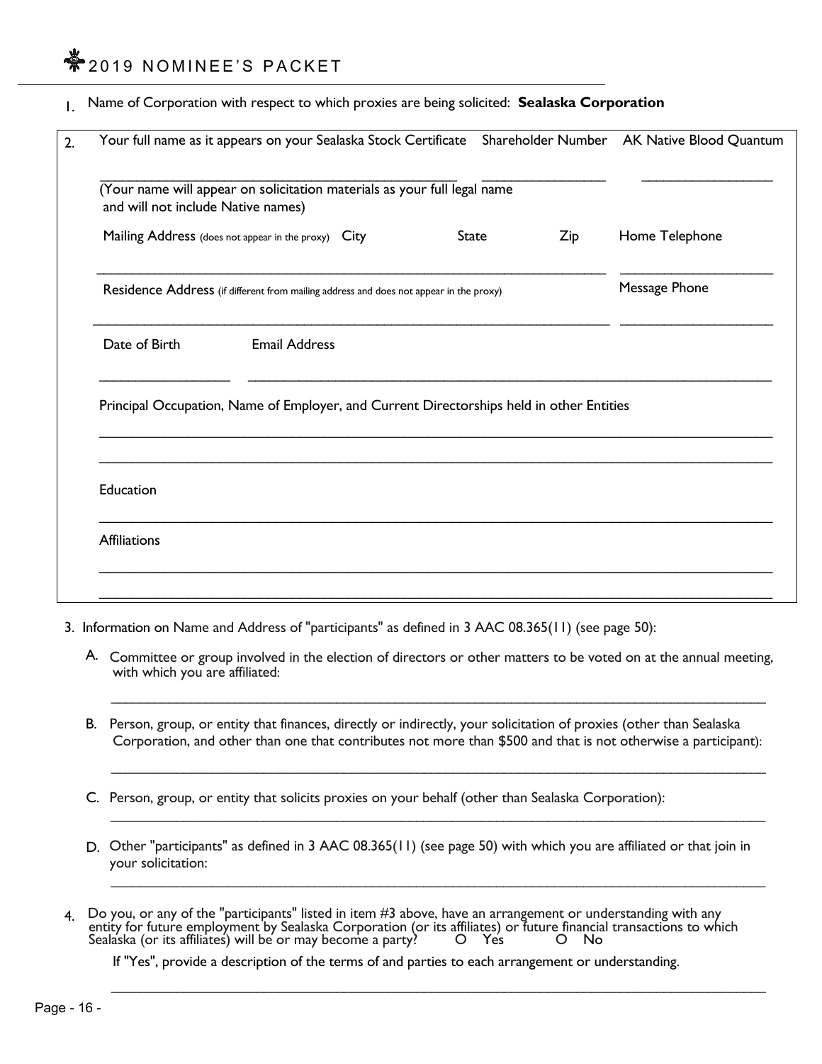1. Name of Corporation with respect to which proxies are being solicited: **Sealaska Corporation**

2. Your full name as it appears on your Sealaska Stock Certificate ______________________ Shareholder Number ____________ AK Native Blood Quantum ____________

   (Your name will appear on solicitation materials as your full legal name and will not include Native names)

   Mailing Address (does not appear in the proxy) City State Zip ______________________ Home Telephone ____________

   Residence Address (if different from mailing address and does not appear in the proxy) ______________________ Message Phone ____________

   Date of Birth ____________ Email Address ______________________

   Principal Occupation, Name of Employer, and Current Directorships held in other Entities

   ______________________________________________

   ______________________________________________

   Education

   ______________________________________________

   Affiliations

   ______________________________________________

   ______________________________________________

3. Information on Name and Address of "participants" as defined in 3 AAC 08.365(11) (see page 50):

   A. Committee or group involved in the election of directors or other matters to be voted on at the annual meeting, with which you are affiliated:

   ______________________________________________

   B. Person, group, or entity that finances, directly or indirectly, your solicitation of proxies (other than Sealaska Corporation, and other than one that contributes not more than $500 and that is not otherwise a participant):

   ______________________________________________

   C. Person, group, or entity that solicits proxies on your behalf (other than Sealaska Corporation):

   ______________________________________________

   D. Other "participants" as defined in 3 AAC 08.365(11) (see page 50) with which you are affiliated or that join in your solicitation:

   ______________________________________________

4. Do you, or any of the "participants" listed in item #3 above, have an arrangement or understanding with any entity for future employment by Sealaska Corporation (or its affiliates) or future financial transactions to which Sealaska (or its affiliates) will be or may become a party? O Yes O No

   If "Yes", provide a description of the terms of and parties to each arrangement or understanding.

   ______________________________________________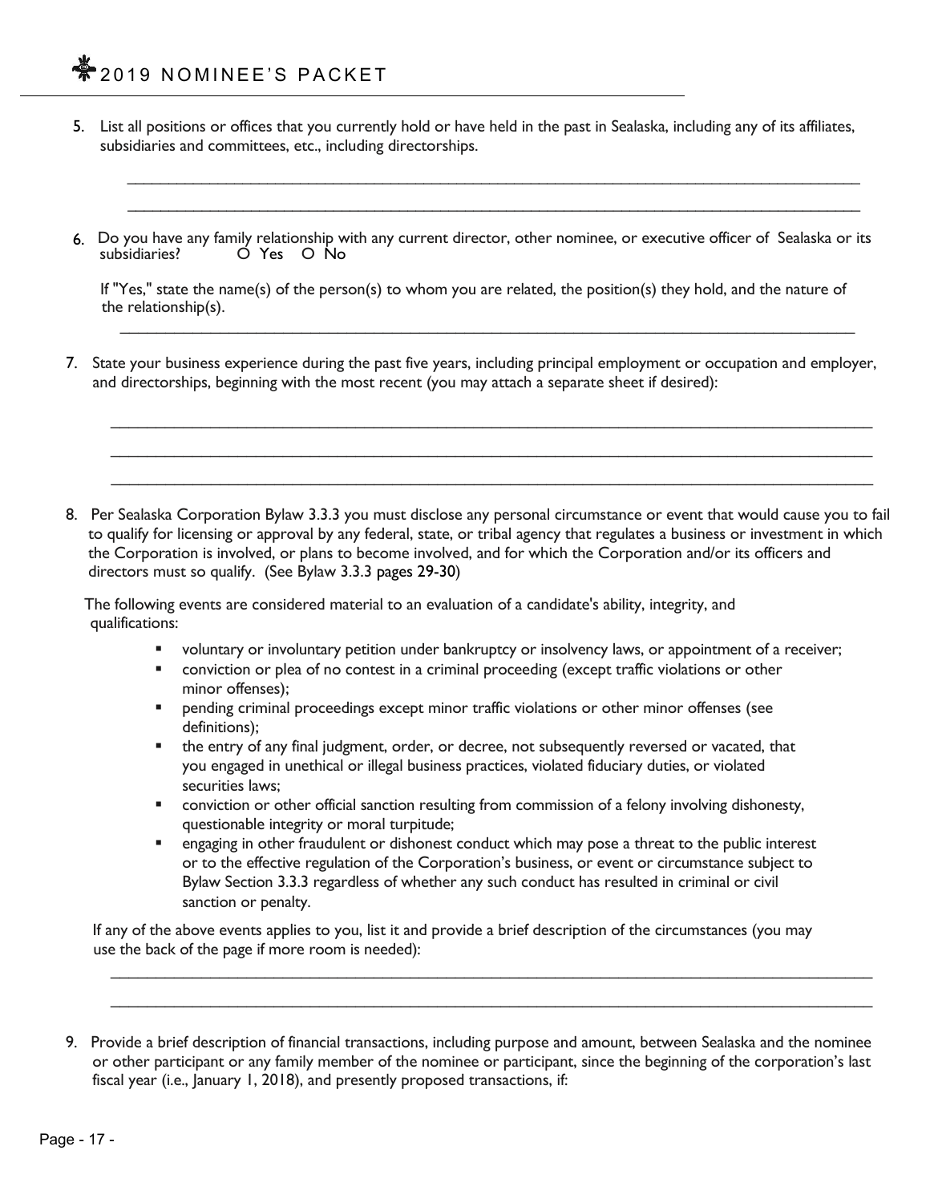5. List all positions or offices that you currently hold or have held in the past in Sealaska, including any of its affiliates, subsidiaries and committees, etc., including directorships.

   ______________________________________________________________________________

   ______________________________________________________________________________

6. Do you have any family relationship with any current director, other nominee, or executive officer of Sealaska or its subsidiaries? O Yes O No

   If "Yes," state the name(s) of the person(s) to whom you are related, the position(s) they hold, and the nature of the relationship(s).

   ______________________________________________________________________________

7. State your business experience during the past five years, including principal employment or occupation and employer, and directorships, beginning with the most recent (you may attach a separate sheet if desired):

   ______________________________________________________________________________

   ______________________________________________________________________________

   ______________________________________________________________________________

8. Per Sealaska Corporation Bylaw 3.3.3 you must disclose any personal circumstance or event that would cause you to fail to qualify for licensing or approval by any federal, state, or tribal agency that regulates a business or investment in which the Corporation is involved, or plans to become involved, and for which the Corporation and/or its officers and directors must so qualify. (See Bylaw 3.3.3 pages 29-30)

   The following events are considered material to an evaluation of a candidate's ability, integrity, and qualifications:

   - voluntary or involuntary petition under bankruptcy or insolvency laws, or appointment of a receiver;
   - conviction or plea of no contest in a criminal proceeding (except traffic violations or other minor offenses);
   - pending criminal proceedings except minor traffic violations or other minor offenses (see definitions);
   - the entry of any final judgment, order, or decree, not subsequently reversed or vacated, that you engaged in unethical or illegal business practices, violated fiduciary duties, or violated securities laws;
   - conviction or other official sanction resulting from commission of a felony involving dishonesty, questionable integrity or moral turpitude;
   - engaging in other fraudulent or dishonest conduct which may pose a threat to the public interest or to the effective regulation of the Corporation's business, or event or circumstance subject to Bylaw Section 3.3.3 regardless of whether any such conduct has resulted in criminal or civil sanction or penalty.

   If any of the above events applies to you, list it and provide a brief description of the circumstances (you may use the back of the page if more room is needed):

   ______________________________________________________________________________

   ______________________________________________________________________________

9. Provide a brief description of financial transactions, including purpose and amount, between Sealaska and the nominee or other participant or any family member of the nominee or participant, since the beginning of the corporation's last fiscal year (i.e., January 1, 2018), and presently proposed transactions, if: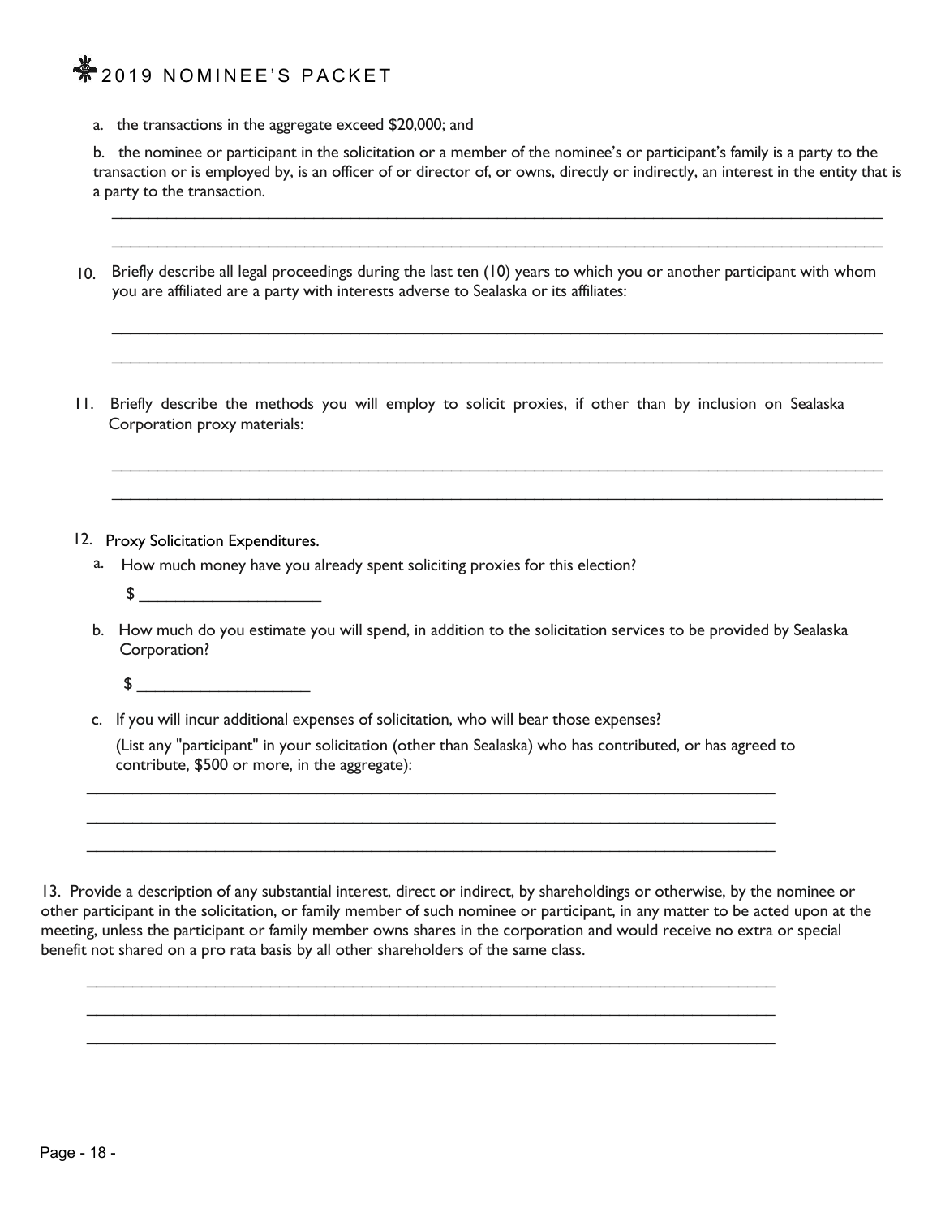a. the transactions in the aggregate exceed $20,000; and

b. the nominee or participant in the solicitation or a member of the nominee's or participant's family is a party to the transaction or is employed by, is an officer of or director of, or owns, directly or indirectly, an interest in the entity that is a party to the transaction.

______________________________________________________________________________

______________________________________________________________________________

10. Briefly describe all legal proceedings during the last ten (10) years to which you or another participant with whom you are affiliated are a party with interests adverse to Sealaska or its affiliates:

______________________________________________________________________________

______________________________________________________________________________

11. Briefly describe the methods you will employ to solicit proxies, if other than by inclusion on Sealaska Corporation proxy materials:

______________________________________________________________________________

______________________________________________________________________________

12. Proxy Solicitation Expenditures.

   a. How much money have you already spent soliciting proxies for this election?

      $ ____________________

   b. How much do you estimate you will spend, in addition to the solicitation services to be provided by Sealaska Corporation?

      $ ____________________

   c. If you will incur additional expenses of solicitation, who will bear those expenses?

      (List any "participant" in your solicitation (other than Sealaska) who has contributed, or has agreed to contribute, $500 or more, in the aggregate):

______________________________________________________________________________

______________________________________________________________________________

______________________________________________________________________________

13. Provide a description of any substantial interest, direct or indirect, by shareholdings or otherwise, by the nominee or other participant in the solicitation, or family member of such nominee or participant, in any matter to be acted upon at the meeting, unless the participant or family member owns shares in the corporation and would receive no extra or special benefit not shared on a pro rata basis by all other shareholders of the same class.

______________________________________________________________________________

______________________________________________________________________________

______________________________________________________________________________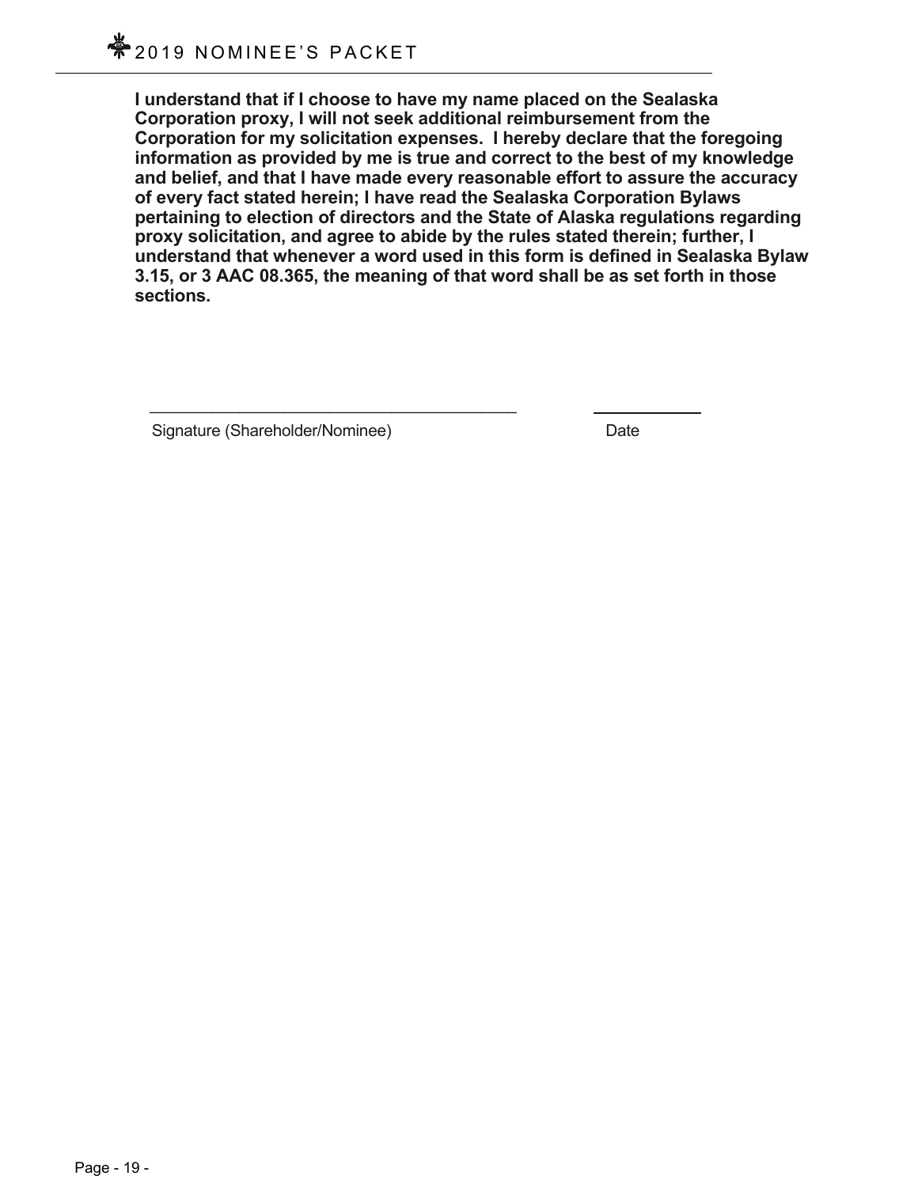**I understand that if I choose to have my name placed on the Sealaska Corporation proxy, I will not seek additional reimbursement from the Corporation for my solicitation expenses. I hereby declare that the foregoing information as provided by me is true and correct to the best of my knowledge and belief, and that I have made every reasonable effort to assure the accuracy of every fact stated herein; I have read the Sealaska Corporation Bylaws pertaining to election of directors and the State of Alaska regulations regarding proxy solicitation, and agree to abide by the rules stated therein; further, I understand that whenever a word used in this form is defined in Sealaska Bylaw 3.15, or 3 AAC 08.365, the meaning of that word shall be as set forth in those sections.**

\_\_\_\_\_\_\_\_\_\_\_\_\_\_\_\_\_\_\_\_\_\_\_\_\_\_\_\_\_\_\_\_\_\_\_\_\_\_\_\_ \_\_\_\_\_\_\_\_\_\_\_\_

Signature (Shareholder/Nominee) Date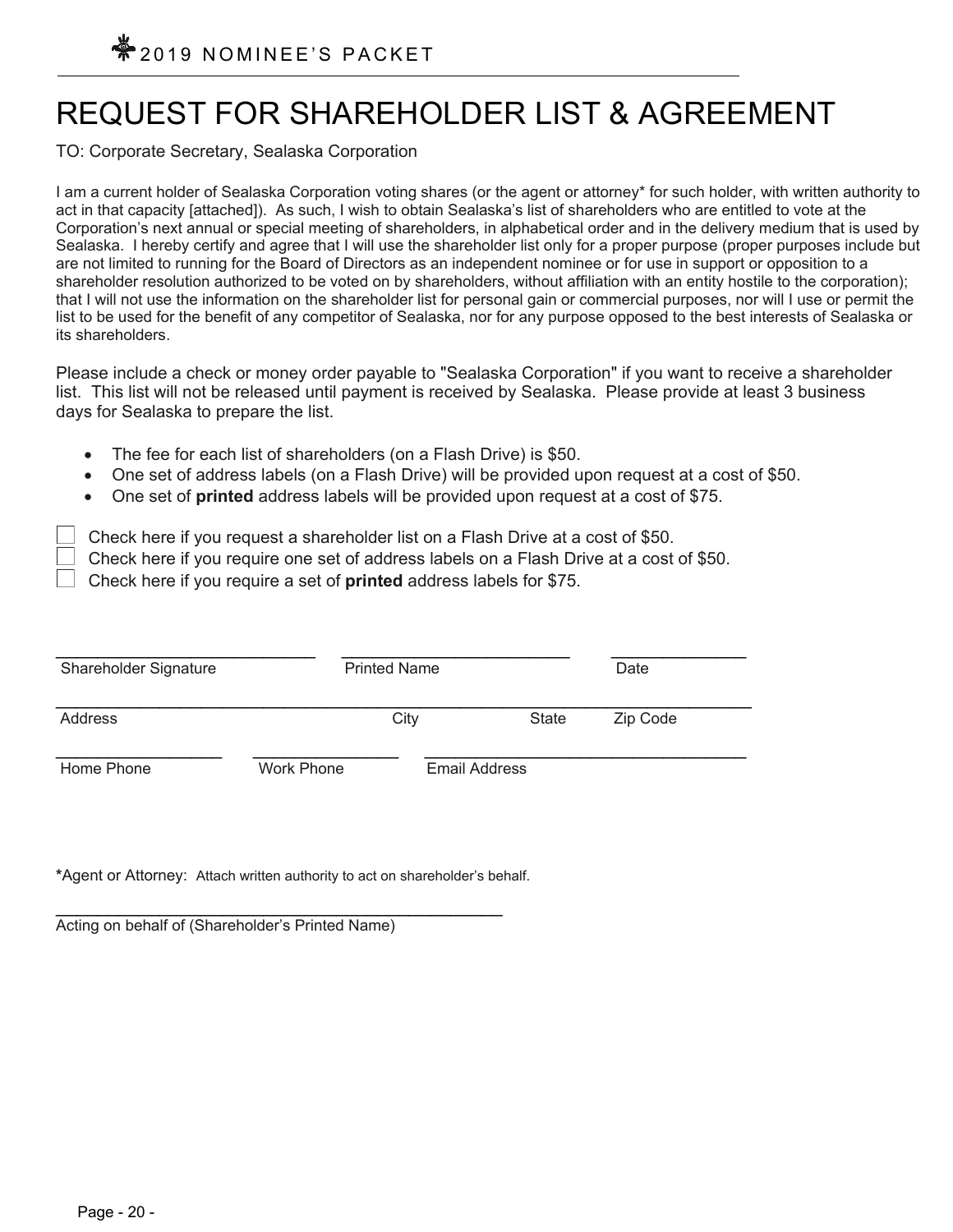# REQUEST FOR SHAREHOLDER LIST & AGREEMENT

TO: Corporate Secretary, Sealaska Corporation

I am a current holder of Sealaska Corporation voting shares (or the agent or attorney* for such holder, with written authority to act in that capacity [attached]). As such, I wish to obtain Sealaska's list of shareholders who are entitled to vote at the Corporation's next annual or special meeting of shareholders, in alphabetical order and in the delivery medium that is used by Sealaska. I hereby certify and agree that I will use the shareholder list only for a proper purpose (proper purposes include but are not limited to running for the Board of Directors as an independent nominee or for use in support or opposition to a shareholder resolution authorized to be voted on by shareholders, without affiliation with an entity hostile to the corporation); that I will not use the information on the shareholder list for personal gain or commercial purposes, nor will I use or permit the list to be used for the benefit of any competitor of Sealaska, nor for any purpose opposed to the best interests of Sealaska or its shareholders.

Please include a check or money order payable to "Sealaska Corporation" if you want to receive a shareholder list. This list will not be released until payment is received by Sealaska. Please provide at least 3 business days for Sealaska to prepare the list.

- The fee for each list of shareholders (on a Flash Drive) is $50.
- One set of address labels (on a Flash Drive) will be provided upon request at a cost of $50.
- One set of **printed** address labels will be provided upon request at a cost of $75.

☐ Check here if you request a shareholder list on a Flash Drive at a cost of $50.
☐ Check here if you require one set of address labels on a Flash Drive at a cost of $50.
☐ Check here if you require a set of **printed** address labels for $75.

_____________________________ _________________________ ______________
Shareholder Signature Printed Name Date

_____________________________________________________________________________
Address City State Zip Code

__________________ ________________ ___________________________________
Home Phone Work Phone Email Address

*Agent or Attorney: Attach written authority to act on shareholder's behalf.

_________________________________________________
Acting on behalf of (Shareholder's Printed Name)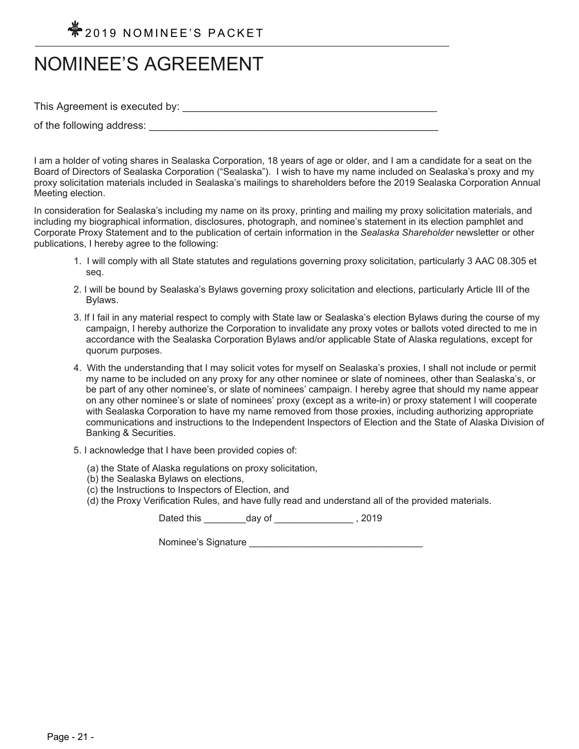# NOMINEE'S AGREEMENT

This Agreement is executed by: ____________________________________________

of the following address: ________________________________________________

I am a holder of voting shares in Sealaska Corporation, 18 years of age or older, and I am a candidate for a seat on the Board of Directors of Sealaska Corporation ("Sealaska"). I wish to have my name included on Sealaska's proxy and my proxy solicitation materials included in Sealaska's mailings to shareholders before the 2019 Sealaska Corporation Annual Meeting election.

In consideration for Sealaska's including my name on its proxy, printing and mailing my proxy solicitation materials, and including my biographical information, disclosures, photograph, and nominee's statement in its election pamphlet and Corporate Proxy Statement and to the publication of certain information in the *Sealaska Shareholder* newsletter or other publications, I hereby agree to the following:

1. I will comply with all State statutes and regulations governing proxy solicitation, particularly 3 AAC 08.305 et seq.
2. I will be bound by Sealaska's Bylaws governing proxy solicitation and elections, particularly Article III of the Bylaws.
3. If I fail in any material respect to comply with State law or Sealaska's election Bylaws during the course of my campaign, I hereby authorize the Corporation to invalidate any proxy votes or ballots voted directed to me in accordance with the Sealaska Corporation Bylaws and/or applicable State of Alaska regulations, except for quorum purposes.
4. With the understanding that I may solicit votes for myself on Sealaska's proxies, I shall not include or permit my name to be included on any proxy for any other nominee or slate of nominees, other than Sealaska's, or be part of any other nominee's, or slate of nominees' campaign. I hereby agree that should my name appear on any other nominee's or slate of nominees' proxy (except as a write-in) or proxy statement I will cooperate with Sealaska Corporation to have my name removed from those proxies, including authorizing appropriate communications and instructions to the Independent Inspectors of Election and the State of Alaska Division of Banking & Securities.
5. I acknowledge that I have been provided copies of:

   (a) the State of Alaska regulations on proxy solicitation,
   (b) the Sealaska Bylaws on elections,
   (c) the Instructions to Inspectors of Election, and
   (d) the Proxy Verification Rules, and have fully read and understand all of the provided materials.

Dated this ________day of _______________ , 2019

Nominee's Signature _________________________________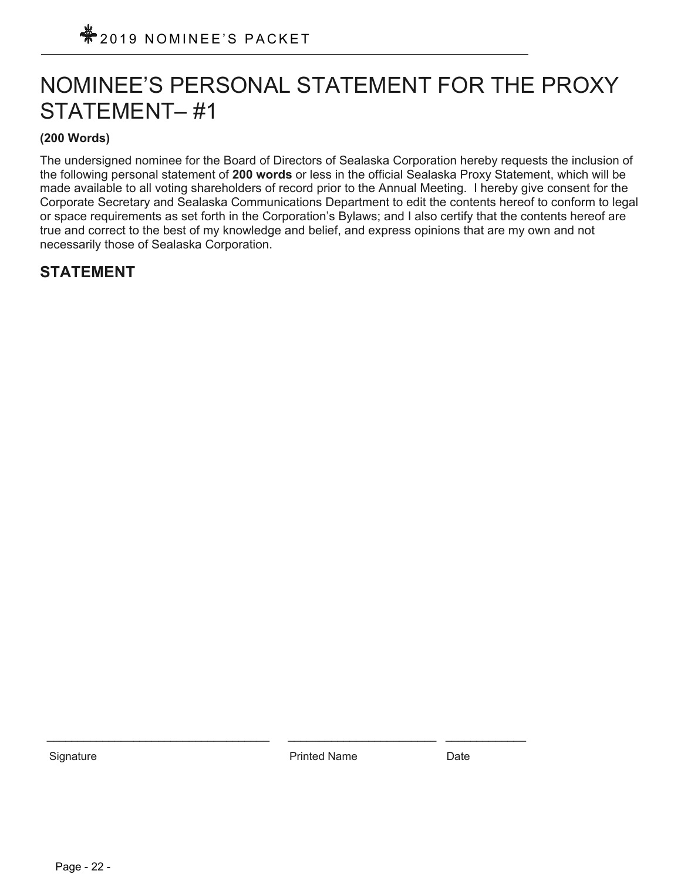# NOMINEE'S PERSONAL STATEMENT FOR THE PROXY STATEMENT– #1

**(200 Words)**

The undersigned nominee for the Board of Directors of Sealaska Corporation hereby requests the inclusion of the following personal statement of **200 words** or less in the official Sealaska Proxy Statement, which will be made available to all voting shareholders of record prior to the Annual Meeting. I hereby give consent for the Corporate Secretary and Sealaska Communications Department to edit the contents hereof to conform to legal or space requirements as set forth in the Corporation's Bylaws; and I also certify that the contents hereof are true and correct to the best of my knowledge and belief, and express opinions that are my own and not necessarily those of Sealaska Corporation.

## STATEMENT

| ______________________________ | ______________________ | ____________ |
|---|---|---|
| Signature | Printed Name | Date |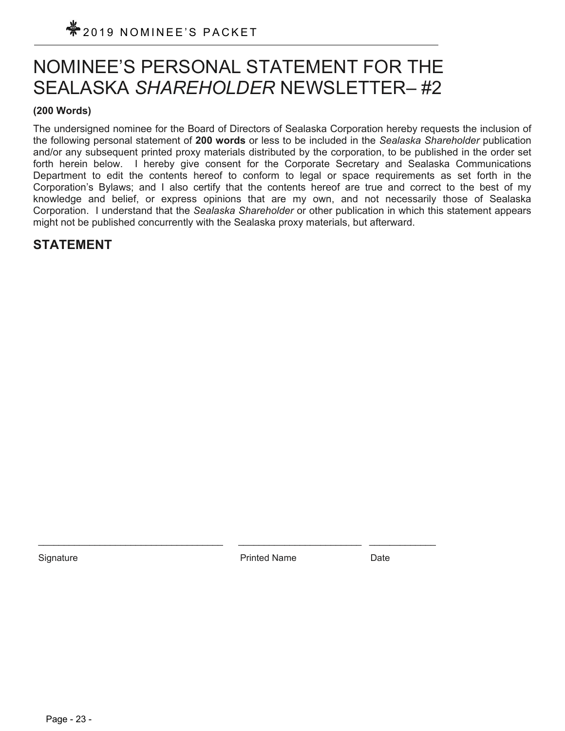# NOMINEE'S PERSONAL STATEMENT FOR THE SEALASKA *SHAREHOLDER* NEWSLETTER– #2

**(200 Words)**

The undersigned nominee for the Board of Directors of Sealaska Corporation hereby requests the inclusion of the following personal statement of **200 words** or less to be included in the *Sealaska Shareholder* publication and/or any subsequent printed proxy materials distributed by the corporation, to be published in the order set forth herein below. I hereby give consent for the Corporate Secretary and Sealaska Communications Department to edit the contents hereof to conform to legal or space requirements as set forth in the Corporation's Bylaws; and I also certify that the contents hereof are true and correct to the best of my knowledge and belief, or express opinions that are my own, and not necessarily those of Sealaska Corporation. I understand that the *Sealaska Shareholder* or other publication in which this statement appears might not be published concurrently with the Sealaska proxy materials, but afterward.

## STATEMENT

___________________________________ ________________________ _____________

Signature Printed Name Date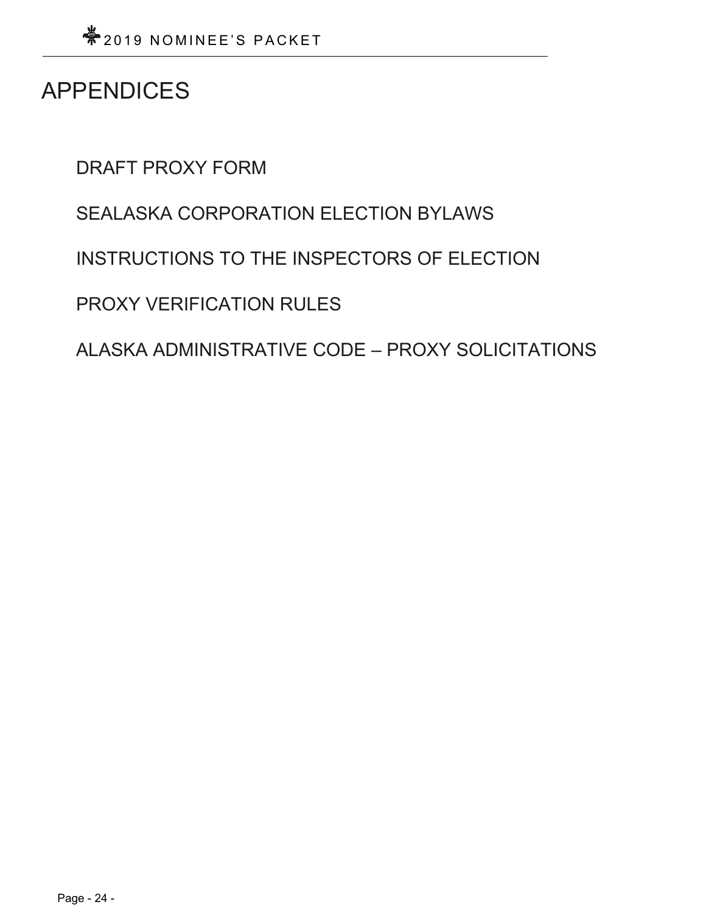# APPENDICES

DRAFT PROXY FORM

SEALASKA CORPORATION ELECTION BYLAWS

INSTRUCTIONS TO THE INSPECTORS OF ELECTION

PROXY VERIFICATION RULES

ALASKA ADMINISTRATIVE CODE – PROXY SOLICITATIONS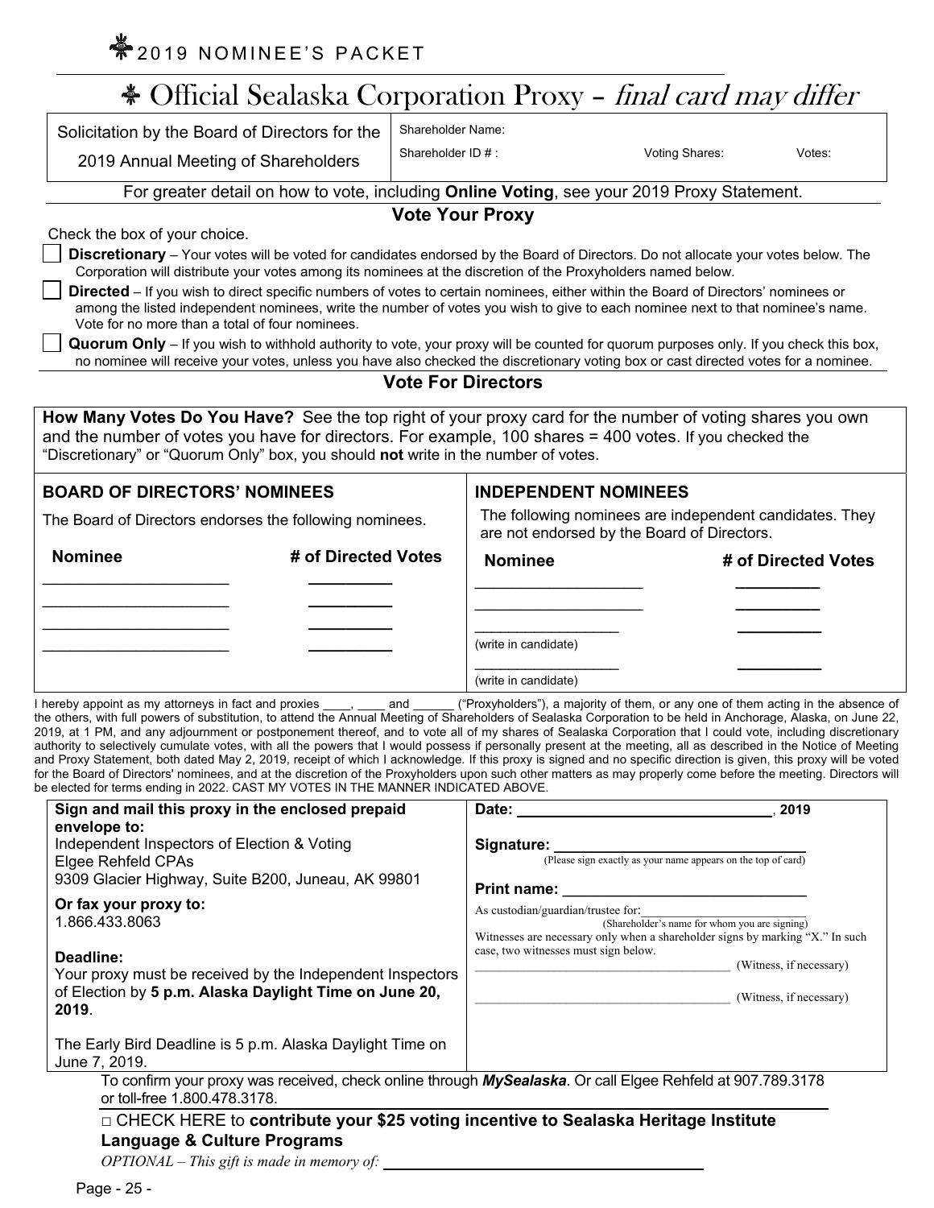# Official Sealaska Corporation Proxy – *final card may differ*

| Solicitation by the Board of Directors for the 2019 Annual Meeting of Shareholders | Shareholder Name: | | |
|---|---|---|---|
| | Shareholder ID # : | Voting Shares: | Votes: |

For greater detail on how to vote, including **Online Voting**, see your 2019 Proxy Statement.

## Vote Your Proxy

Check the box of your choice.

- ☐ **Discretionary** – Your votes will be voted for candidates endorsed by the Board of Directors. Do not allocate your votes below. The Corporation will distribute your votes among its nominees at the discretion of the Proxyholders named below.
- ☐ **Directed** – If you wish to direct specific numbers of votes to certain nominees, either within the Board of Directors' nominees or among the listed independent nominees, write the number of votes you wish to give to each nominee next to that nominee's name. Vote for no more than a total of four nominees.
- ☐ **Quorum Only** – If you wish to withhold authority to vote, your proxy will be counted for quorum purposes only. If you check this box, no nominee will receive your votes, unless you have also checked the discretionary voting box or cast directed votes for a nominee.

## Vote For Directors

**How Many Votes Do You Have?** See the top right of your proxy card for the number of voting shares you own and the number of votes you have for directors. For example, 100 shares = 400 votes. If you checked the "Discretionary" or "Quorum Only" box, you should **not** write in the number of votes.

| **BOARD OF DIRECTORS' NOMINEES** | | **INDEPENDENT NOMINEES** | |
|---|---|---|---|
| The Board of Directors endorses the following nominees. | | The following nominees are independent candidates. They are not endorsed by the Board of Directors. | |
| **Nominee** | **# of Directed Votes** | **Nominee** | **# of Directed Votes** |
| ____________________ | _________ | ____________________ | _________ |
| ____________________ | _________ | ____________________ | _________ |
| ____________________ | _________ | ________________ (write in candidate) | _________ |
| ____________________ | _________ | ________________ (write in candidate) | _________ |

I hereby appoint as my attorneys in fact and proxies ____, ____ and ______ ("Proxyholders"), a majority of them, or any one of them acting in the absence of the others, with full powers of substitution, to attend the Annual Meeting of Shareholders of Sealaska Corporation to be held in Anchorage, Alaska, on June 22, 2019, at 1 PM, and any adjournment or postponement thereof, and to vote all of my shares of Sealaska Corporation that I could vote, including discretionary authority to selectively cumulate votes, with all the powers that I would possess if personally present at the meeting, all as described in the Notice of Meeting and Proxy Statement, both dated May 2, 2019, receipt of which I acknowledge. If this proxy is signed and no specific direction is given, this proxy will be voted for the Board of Directors' nominees, and at the discretion of the Proxyholders upon such other matters as may properly come before the meeting. Directors will be elected for terms ending in 2022. CAST MY VOTES IN THE MANNER INDICATED ABOVE.

**Sign and mail this proxy in the enclosed prepaid envelope to:**
Independent Inspectors of Election & Voting
Elgee Rehfeld CPAs
9309 Glacier Highway, Suite B200, Juneau, AK 99801

**Or fax your proxy to:**
1.866.433.8063

**Deadline:**
Your proxy must be received by the Independent Inspectors of Election by **5 p.m. Alaska Daylight Time on June 20, 2019**.

The Early Bird Deadline is 5 p.m. Alaska Daylight Time on June 7, 2019.

**Date:** ______________________________, **2019**

**Signature:** ____________________________
(Please sign exactly as your name appears on the top of card)

**Print name:** ____________________________

As custodian/guardian/trustee for:____________________
(Shareholder's name for whom you are signing)

Witnesses are necessary only when a shareholder signs by marking "X." In such case, two witnesses must sign below.

____________________________________ (Witness, if necessary)

____________________________________ (Witness, if necessary)

To confirm your proxy was received, check online through ***MySealaska***. Or call Elgee Rehfeld at 907.789.3178 or toll-free 1.800.478.3178.

□ CHECK HERE to **contribute your $25 voting incentive to Sealaska Heritage Institute Language & Culture Programs**

*OPTIONAL – This gift is made in memory of:* ____________________________________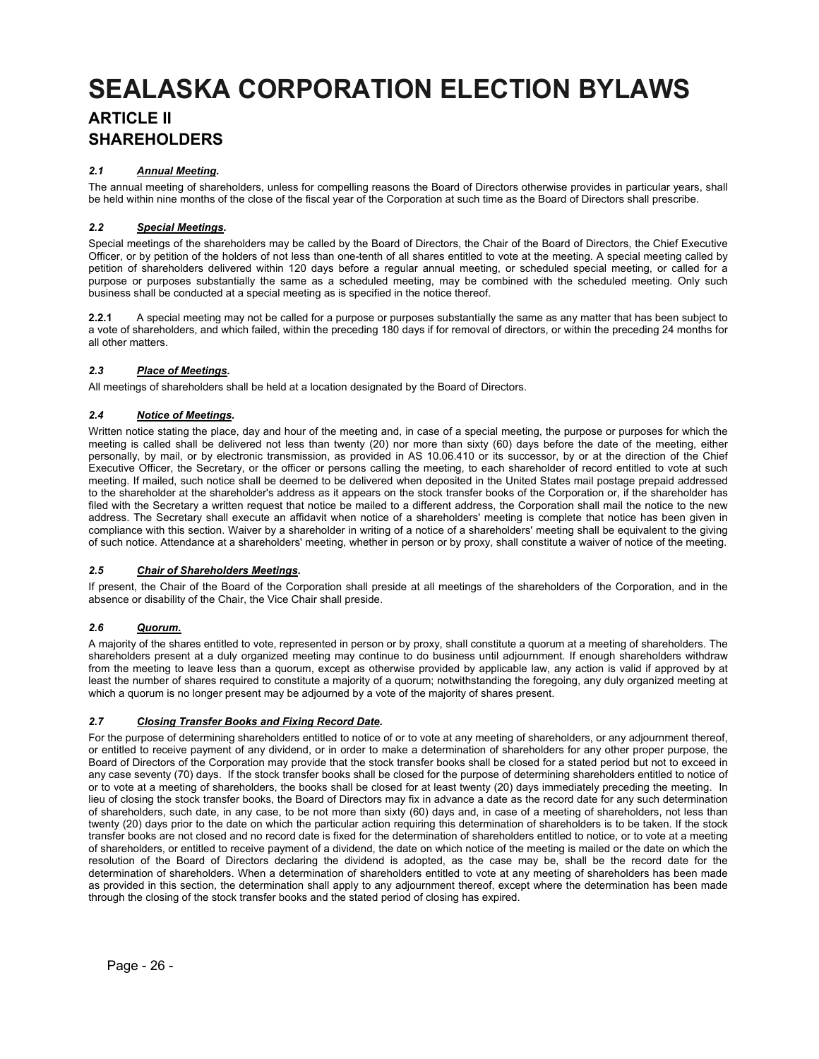# SEALASKA CORPORATION ELECTION BYLAWS

## ARTICLE II
## SHAREHOLDERS

### *2.1 __Annual Meeting__.*

The annual meeting of shareholders, unless for compelling reasons the Board of Directors otherwise provides in particular years, shall be held within nine months of the close of the fiscal year of the Corporation at such time as the Board of Directors shall prescribe.

### *2.2 __Special Meetings__.*

Special meetings of the shareholders may be called by the Board of Directors, the Chair of the Board of Directors, the Chief Executive Officer, or by petition of the holders of not less than one-tenth of all shares entitled to vote at the meeting. A special meeting called by petition of shareholders delivered within 120 days before a regular annual meeting, or scheduled special meeting, or called for a purpose or purposes substantially the same as a scheduled meeting, may be combined with the scheduled meeting. Only such business shall be conducted at a special meeting as is specified in the notice thereof.

**2.2.1** A special meeting may not be called for a purpose or purposes substantially the same as any matter that has been subject to a vote of shareholders, and which failed, within the preceding 180 days if for removal of directors, or within the preceding 24 months for all other matters.

### *2.3 __Place of Meetings__.*

All meetings of shareholders shall be held at a location designated by the Board of Directors.

### *2.4 __Notice of Meetings__.*

Written notice stating the place, day and hour of the meeting and, in case of a special meeting, the purpose or purposes for which the meeting is called shall be delivered not less than twenty (20) nor more than sixty (60) days before the date of the meeting, either personally, by mail, or by electronic transmission, as provided in AS 10.06.410 or its successor, by or at the direction of the Chief Executive Officer, the Secretary, or the officer or persons calling the meeting, to each shareholder of record entitled to vote at such meeting. If mailed, such notice shall be deemed to be delivered when deposited in the United States mail postage prepaid addressed to the shareholder at the shareholder's address as it appears on the stock transfer books of the Corporation or, if the shareholder has filed with the Secretary a written request that notice be mailed to a different address, the Corporation shall mail the notice to the new address. The Secretary shall execute an affidavit when notice of a shareholders' meeting is complete that notice has been given in compliance with this section. Waiver by a shareholder in writing of a notice of a shareholders' meeting shall be equivalent to the giving of such notice. Attendance at a shareholders' meeting, whether in person or by proxy, shall constitute a waiver of notice of the meeting.

### *2.5 __Chair of Shareholders Meetings__.*

If present, the Chair of the Board of the Corporation shall preside at all meetings of the shareholders of the Corporation, and in the absence or disability of the Chair, the Vice Chair shall preside.

### *2.6 __Quorum.__*

A majority of the shares entitled to vote, represented in person or by proxy, shall constitute a quorum at a meeting of shareholders. The shareholders present at a duly organized meeting may continue to do business until adjournment. If enough shareholders withdraw from the meeting to leave less than a quorum, except as otherwise provided by applicable law, any action is valid if approved by at least the number of shares required to constitute a majority of a quorum; notwithstanding the foregoing, any duly organized meeting at which a quorum is no longer present may be adjourned by a vote of the majority of shares present.

### *2.7 __Closing Transfer Books and Fixing Record Date__.*

For the purpose of determining shareholders entitled to notice of or to vote at any meeting of shareholders, or any adjournment thereof, or entitled to receive payment of any dividend, or in order to make a determination of shareholders for any other proper purpose, the Board of Directors of the Corporation may provide that the stock transfer books shall be closed for a stated period but not to exceed in any case seventy (70) days. If the stock transfer books shall be closed for the purpose of determining shareholders entitled to notice of or to vote at a meeting of shareholders, the books shall be closed for at least twenty (20) days immediately preceding the meeting. In lieu of closing the stock transfer books, the Board of Directors may fix in advance a date as the record date for any such determination of shareholders, such date, in any case, to be not more than sixty (60) days and, in case of a meeting of shareholders, not less than twenty (20) days prior to the date on which the particular action requiring this determination of shareholders is to be taken. If the stock transfer books are not closed and no record date is fixed for the determination of shareholders entitled to notice, or to vote at a meeting of shareholders, or entitled to receive payment of a dividend, the date on which notice of the meeting is mailed or the date on which the resolution of the Board of Directors declaring the dividend is adopted, as the case may be, shall be the record date for the determination of shareholders. When a determination of shareholders entitled to vote at any meeting of shareholders has been made as provided in this section, the determination shall apply to any adjournment thereof, except where the determination has been made through the closing of the stock transfer books and the stated period of closing has expired.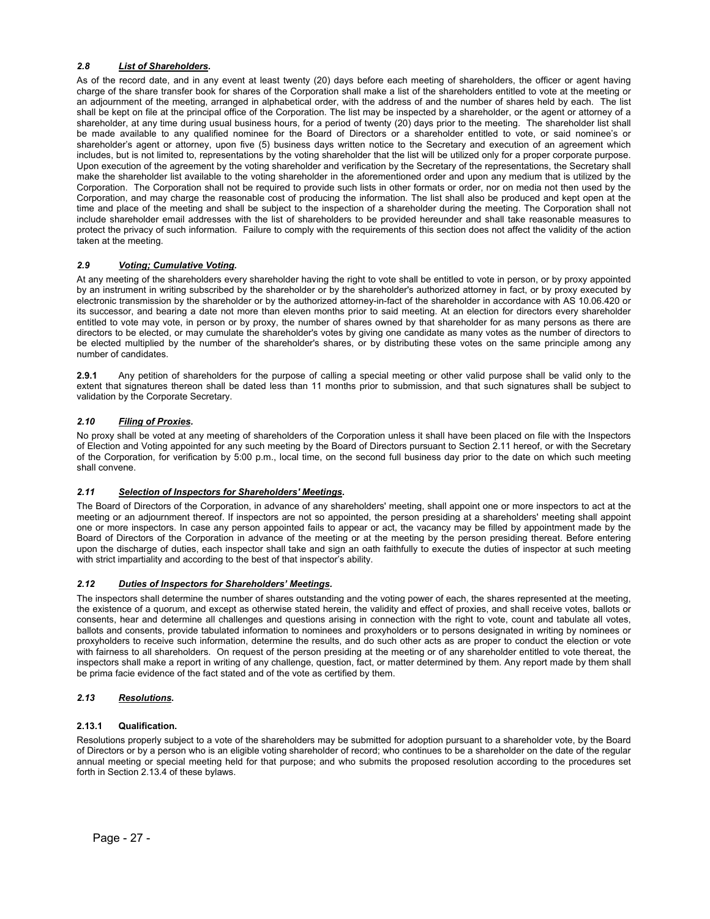### *2.8 List of Shareholders.*

As of the record date, and in any event at least twenty (20) days before each meeting of shareholders, the officer or agent having charge of the share transfer book for shares of the Corporation shall make a list of the shareholders entitled to vote at the meeting or an adjournment of the meeting, arranged in alphabetical order, with the address of and the number of shares held by each. The list shall be kept on file at the principal office of the Corporation. The list may be inspected by a shareholder, or the agent or attorney of a shareholder, at any time during usual business hours, for a period of twenty (20) days prior to the meeting. The shareholder list shall be made available to any qualified nominee for the Board of Directors or a shareholder entitled to vote, or said nominee's or shareholder's agent or attorney, upon five (5) business days written notice to the Secretary and execution of an agreement which includes, but is not limited to, representations by the voting shareholder that the list will be utilized only for a proper corporate purpose. Upon execution of the agreement by the voting shareholder and verification by the Secretary of the representations, the Secretary shall make the shareholder list available to the voting shareholder in the aforementioned order and upon any medium that is utilized by the Corporation. The Corporation shall not be required to provide such lists in other formats or order, nor on media not then used by the Corporation, and may charge the reasonable cost of producing the information. The list shall also be produced and kept open at the time and place of the meeting and shall be subject to the inspection of a shareholder during the meeting. The Corporation shall not include shareholder email addresses with the list of shareholders to be provided hereunder and shall take reasonable measures to protect the privacy of such information. Failure to comply with the requirements of this section does not affect the validity of the action taken at the meeting.

### *2.9 Voting; Cumulative Voting.*

At any meeting of the shareholders every shareholder having the right to vote shall be entitled to vote in person, or by proxy appointed by an instrument in writing subscribed by the shareholder or by the shareholder's authorized attorney in fact, or by proxy executed by electronic transmission by the shareholder or by the authorized attorney-in-fact of the shareholder in accordance with AS 10.06.420 or its successor, and bearing a date not more than eleven months prior to said meeting. At an election for directors every shareholder entitled to vote may vote, in person or by proxy, the number of shares owned by that shareholder for as many persons as there are directors to be elected, or may cumulate the shareholder's votes by giving one candidate as many votes as the number of directors to be elected multiplied by the number of the shareholder's shares, or by distributing these votes on the same principle among any number of candidates.

**2.9.1** Any petition of shareholders for the purpose of calling a special meeting or other valid purpose shall be valid only to the extent that signatures thereon shall be dated less than 11 months prior to submission, and that such signatures shall be subject to validation by the Corporate Secretary.

### *2.10 Filing of Proxies.*

No proxy shall be voted at any meeting of shareholders of the Corporation unless it shall have been placed on file with the Inspectors of Election and Voting appointed for any such meeting by the Board of Directors pursuant to Section 2.11 hereof, or with the Secretary of the Corporation, for verification by 5:00 p.m., local time, on the second full business day prior to the date on which such meeting shall convene.

### *2.11 Selection of Inspectors for Shareholders' Meetings.*

The Board of Directors of the Corporation, in advance of any shareholders' meeting, shall appoint one or more inspectors to act at the meeting or an adjournment thereof. If inspectors are not so appointed, the person presiding at a shareholders' meeting shall appoint one or more inspectors. In case any person appointed fails to appear or act, the vacancy may be filled by appointment made by the Board of Directors of the Corporation in advance of the meeting or at the meeting by the person presiding thereat. Before entering upon the discharge of duties, each inspector shall take and sign an oath faithfully to execute the duties of inspector at such meeting with strict impartiality and according to the best of that inspector's ability.

### *2.12 Duties of Inspectors for Shareholders' Meetings.*

The inspectors shall determine the number of shares outstanding and the voting power of each, the shares represented at the meeting, the existence of a quorum, and except as otherwise stated herein, the validity and effect of proxies, and shall receive votes, ballots or consents, hear and determine all challenges and questions arising in connection with the right to vote, count and tabulate all votes, ballots and consents, provide tabulated information to nominees and proxyholders or to persons designated in writing by nominees or proxyholders to receive such information, determine the results, and do such other acts as are proper to conduct the election or vote with fairness to all shareholders. On request of the person presiding at the meeting or of any shareholder entitled to vote thereat, the inspectors shall make a report in writing of any challenge, question, fact, or matter determined by them. Any report made by them shall be prima facie evidence of the fact stated and of the vote as certified by them.

### *2.13 Resolutions.*

#### 2.13.1 Qualification.

Resolutions properly subject to a vote of the shareholders may be submitted for adoption pursuant to a shareholder vote, by the Board of Directors or by a person who is an eligible voting shareholder of record; who continues to be a shareholder on the date of the regular annual meeting or special meeting held for that purpose; and who submits the proposed resolution according to the procedures set forth in Section 2.13.4 of these bylaws.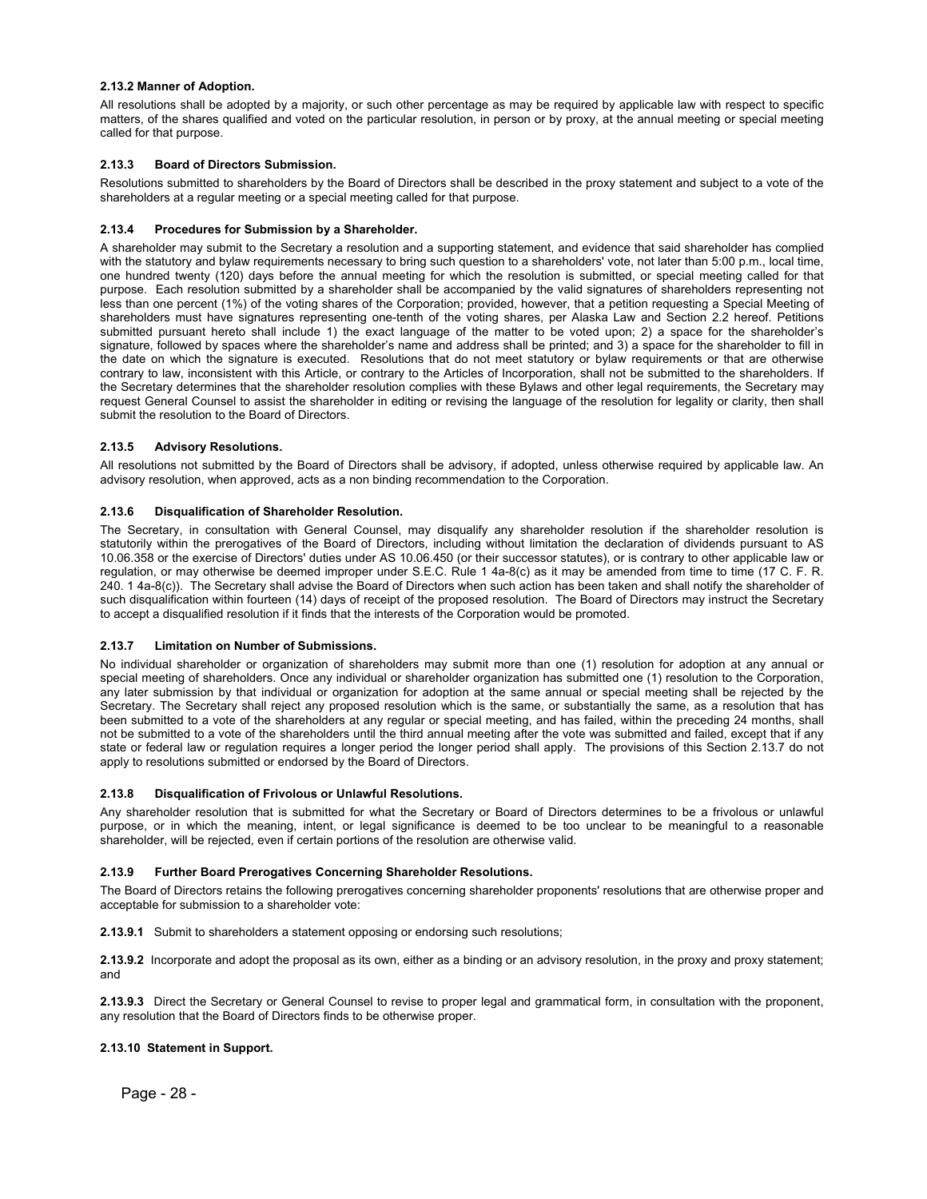**2.13.2 Manner of Adoption.**

All resolutions shall be adopted by a majority, or such other percentage as may be required by applicable law with respect to specific matters, of the shares qualified and voted on the particular resolution, in person or by proxy, at the annual meeting or special meeting called for that purpose.

**2.13.3 Board of Directors Submission.**

Resolutions submitted to shareholders by the Board of Directors shall be described in the proxy statement and subject to a vote of the shareholders at a regular meeting or a special meeting called for that purpose.

**2.13.4 Procedures for Submission by a Shareholder.**

A shareholder may submit to the Secretary a resolution and a supporting statement, and evidence that said shareholder has complied with the statutory and bylaw requirements necessary to bring such question to a shareholders' vote, not later than 5:00 p.m., local time, one hundred twenty (120) days before the annual meeting for which the resolution is submitted, or special meeting called for that purpose. Each resolution submitted by a shareholder shall be accompanied by the valid signatures of shareholders representing not less than one percent (1%) of the voting shares of the Corporation; provided, however, that a petition requesting a Special Meeting of shareholders must have signatures representing one-tenth of the voting shares, per Alaska Law and Section 2.2 hereof. Petitions submitted pursuant hereto shall include 1) the exact language of the matter to be voted upon; 2) a space for the shareholder's signature, followed by spaces where the shareholder's name and address shall be printed; and 3) a space for the shareholder to fill in the date on which the signature is executed. Resolutions that do not meet statutory or bylaw requirements or that are otherwise contrary to law, inconsistent with this Article, or contrary to the Articles of Incorporation, shall not be submitted to the shareholders. If the Secretary determines that the shareholder resolution complies with these Bylaws and other legal requirements, the Secretary may request General Counsel to assist the shareholder in editing or revising the language of the resolution for legality or clarity, then shall submit the resolution to the Board of Directors.

**2.13.5 Advisory Resolutions.**

All resolutions not submitted by the Board of Directors shall be advisory, if adopted, unless otherwise required by applicable law. An advisory resolution, when approved, acts as a non binding recommendation to the Corporation.

**2.13.6 Disqualification of Shareholder Resolution.**

The Secretary, in consultation with General Counsel, may disqualify any shareholder resolution if the shareholder resolution is statutorily within the prerogatives of the Board of Directors, including without limitation the declaration of dividends pursuant to AS 10.06.358 or the exercise of Directors' duties under AS 10.06.450 (or their successor statutes), or is contrary to other applicable law or regulation, or may otherwise be deemed improper under S.E.C. Rule 1 4a-8(c) as it may be amended from time to time (17 C. F. R. 240. 1 4a-8(c)). The Secretary shall advise the Board of Directors when such action has been taken and shall notify the shareholder of such disqualification within fourteen (14) days of receipt of the proposed resolution. The Board of Directors may instruct the Secretary to accept a disqualified resolution if it finds that the interests of the Corporation would be promoted.

**2.13.7 Limitation on Number of Submissions.**

No individual shareholder or organization of shareholders may submit more than one (1) resolution for adoption at any annual or special meeting of shareholders. Once any individual or shareholder organization has submitted one (1) resolution to the Corporation, any later submission by that individual or organization for adoption at the same annual or special meeting shall be rejected by the Secretary. The Secretary shall reject any proposed resolution which is the same, or substantially the same, as a resolution that has been submitted to a vote of the shareholders at any regular or special meeting, and has failed, within the preceding 24 months, shall not be submitted to a vote of the shareholders until the third annual meeting after the vote was submitted and failed, except that if any state or federal law or regulation requires a longer period the longer period shall apply. The provisions of this Section 2.13.7 do not apply to resolutions submitted or endorsed by the Board of Directors.

**2.13.8 Disqualification of Frivolous or Unlawful Resolutions.**

Any shareholder resolution that is submitted for what the Secretary or Board of Directors determines to be a frivolous or unlawful purpose, or in which the meaning, intent, or legal significance is deemed to be too unclear to be meaningful to a reasonable shareholder, will be rejected, even if certain portions of the resolution are otherwise valid.

**2.13.9 Further Board Prerogatives Concerning Shareholder Resolutions.**

The Board of Directors retains the following prerogatives concerning shareholder proponents' resolutions that are otherwise proper and acceptable for submission to a shareholder vote:

**2.13.9.1** Submit to shareholders a statement opposing or endorsing such resolutions;

**2.13.9.2** Incorporate and adopt the proposal as its own, either as a binding or an advisory resolution, in the proxy and proxy statement; and

**2.13.9.3** Direct the Secretary or General Counsel to revise to proper legal and grammatical form, in consultation with the proponent, any resolution that the Board of Directors finds to be otherwise proper.

**2.13.10 Statement in Support.**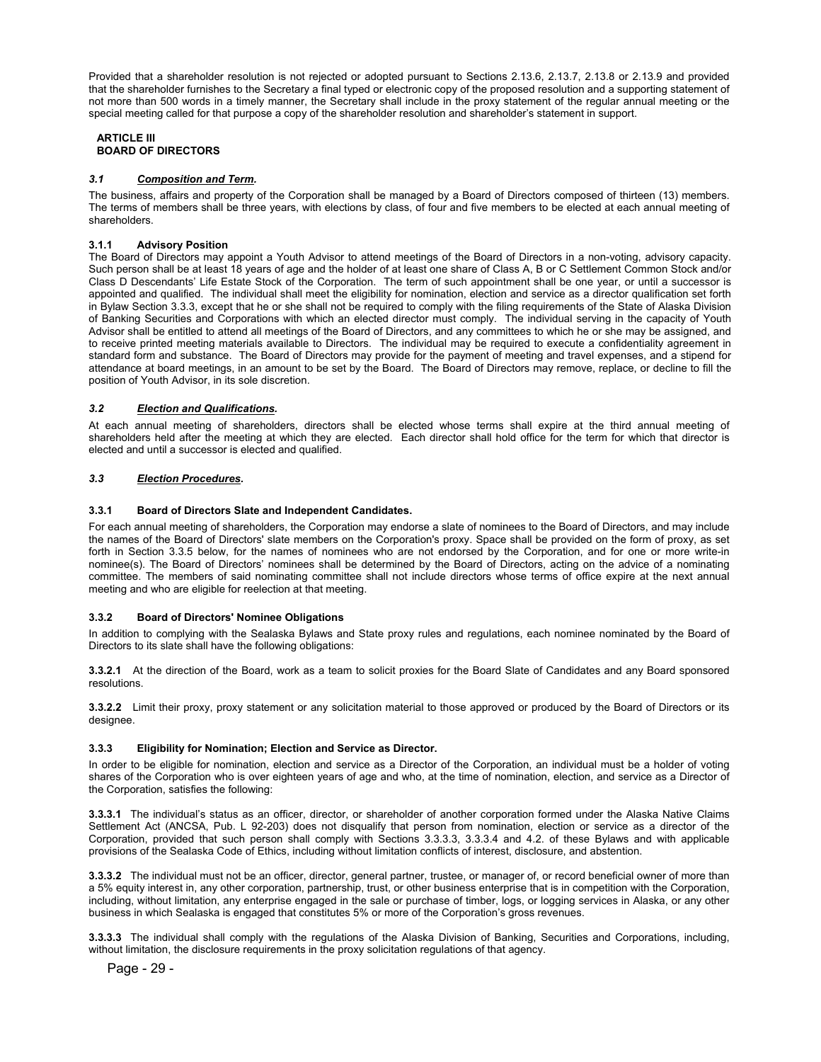Provided that a shareholder resolution is not rejected or adopted pursuant to Sections 2.13.6, 2.13.7, 2.13.8 or 2.13.9 and provided that the shareholder furnishes to the Secretary a final typed or electronic copy of the proposed resolution and a supporting statement of not more than 500 words in a timely manner, the Secretary shall include in the proxy statement of the regular annual meeting or the special meeting called for that purpose a copy of the shareholder resolution and shareholder's statement in support.

## ARTICLE III
## BOARD OF DIRECTORS

### *3.1 **Composition and Term**.*

The business, affairs and property of the Corporation shall be managed by a Board of Directors composed of thirteen (13) members. The terms of members shall be three years, with elections by class, of four and five members to be elected at each annual meeting of shareholders.

#### 3.1.1 Advisory Position

The Board of Directors may appoint a Youth Advisor to attend meetings of the Board of Directors in a non-voting, advisory capacity. Such person shall be at least 18 years of age and the holder of at least one share of Class A, B or C Settlement Common Stock and/or Class D Descendants' Life Estate Stock of the Corporation. The term of such appointment shall be one year, or until a successor is appointed and qualified. The individual shall meet the eligibility for nomination, election and service as a director qualification set forth in Bylaw Section 3.3.3, except that he or she shall not be required to comply with the filing requirements of the State of Alaska Division of Banking Securities and Corporations with which an elected director must comply. The individual serving in the capacity of Youth Advisor shall be entitled to attend all meetings of the Board of Directors, and any committees to which he or she may be assigned, and to receive printed meeting materials available to Directors. The individual may be required to execute a confidentiality agreement in standard form and substance. The Board of Directors may provide for the payment of meeting and travel expenses, and a stipend for attendance at board meetings, in an amount to be set by the Board. The Board of Directors may remove, replace, or decline to fill the position of Youth Advisor, in its sole discretion.

### *3.2 **Election and Qualifications**.*

At each annual meeting of shareholders, directors shall be elected whose terms shall expire at the third annual meeting of shareholders held after the meeting at which they are elected. Each director shall hold office for the term for which that director is elected and until a successor is elected and qualified.

### *3.3 **Election Procedures**.*

#### 3.3.1 Board of Directors Slate and Independent Candidates.

For each annual meeting of shareholders, the Corporation may endorse a slate of nominees to the Board of Directors, and may include the names of the Board of Directors' slate members on the Corporation's proxy. Space shall be provided on the form of proxy, as set forth in Section 3.3.5 below, for the names of nominees who are not endorsed by the Corporation, and for one or more write-in nominee(s). The Board of Directors' nominees shall be determined by the Board of Directors, acting on the advice of a nominating committee. The members of said nominating committee shall not include directors whose terms of office expire at the next annual meeting and who are eligible for reelection at that meeting.

#### 3.3.2 Board of Directors' Nominee Obligations

In addition to complying with the Sealaska Bylaws and State proxy rules and regulations, each nominee nominated by the Board of Directors to its slate shall have the following obligations:

**3.3.2.1** At the direction of the Board, work as a team to solicit proxies for the Board Slate of Candidates and any Board sponsored resolutions.

**3.3.2.2** Limit their proxy, proxy statement or any solicitation material to those approved or produced by the Board of Directors or its designee.

#### 3.3.3 Eligibility for Nomination; Election and Service as Director.

In order to be eligible for nomination, election and service as a Director of the Corporation, an individual must be a holder of voting shares of the Corporation who is over eighteen years of age and who, at the time of nomination, election, and service as a Director of the Corporation, satisfies the following:

**3.3.3.1** The individual's status as an officer, director, or shareholder of another corporation formed under the Alaska Native Claims Settlement Act (ANCSA, Pub. L 92-203) does not disqualify that person from nomination, election or service as a director of the Corporation, provided that such person shall comply with Sections 3.3.3.3, 3.3.3.4 and 4.2. of these Bylaws and with applicable provisions of the Sealaska Code of Ethics, including without limitation conflicts of interest, disclosure, and abstention.

**3.3.3.2** The individual must not be an officer, director, general partner, trustee, or manager of, or record beneficial owner of more than a 5% equity interest in, any other corporation, partnership, trust, or other business enterprise that is in competition with the Corporation, including, without limitation, any enterprise engaged in the sale or purchase of timber, logs, or logging services in Alaska, or any other business in which Sealaska is engaged that constitutes 5% or more of the Corporation's gross revenues.

**3.3.3.3** The individual shall comply with the regulations of the Alaska Division of Banking, Securities and Corporations, including, without limitation, the disclosure requirements in the proxy solicitation regulations of that agency.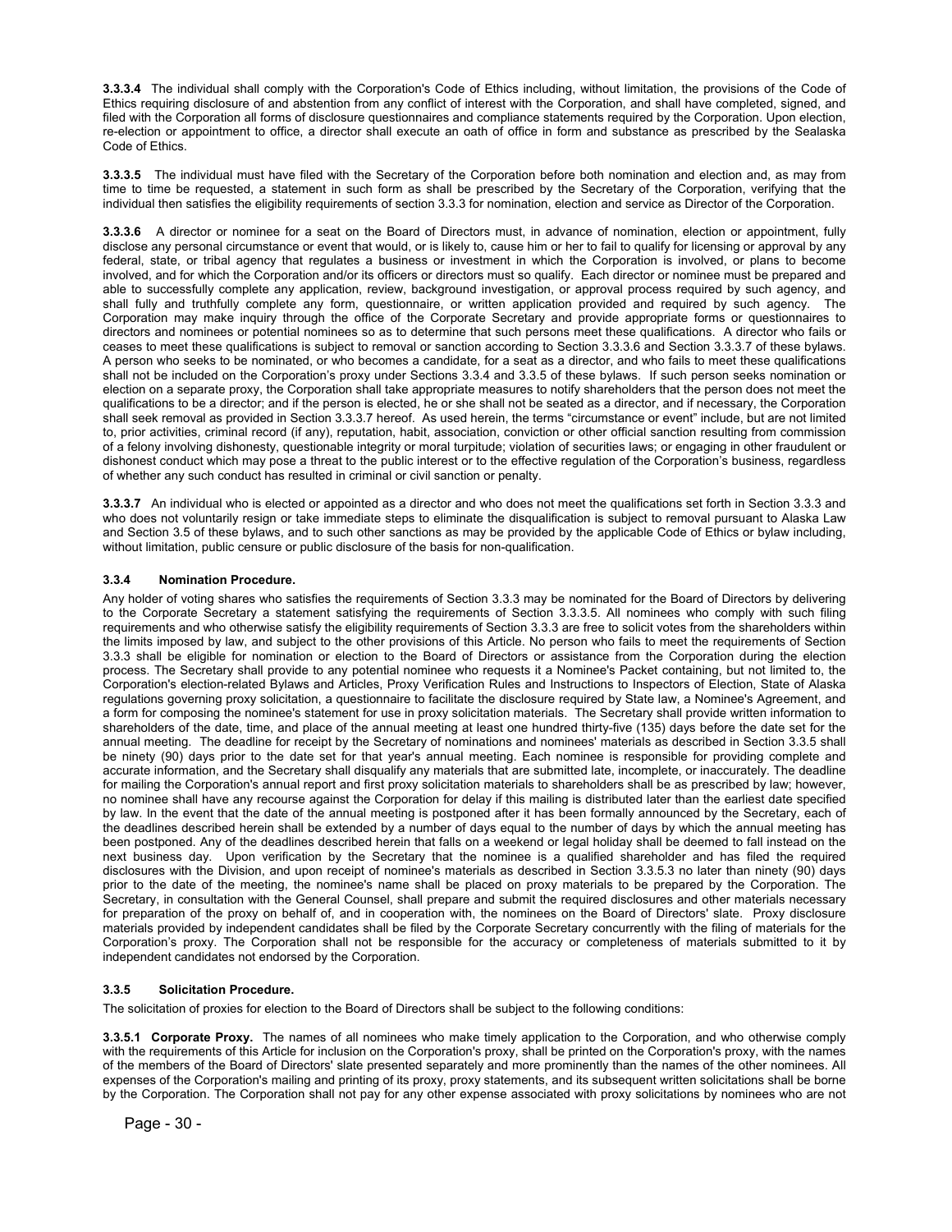**3.3.3.4** The individual shall comply with the Corporation's Code of Ethics including, without limitation, the provisions of the Code of Ethics requiring disclosure of and abstention from any conflict of interest with the Corporation, and shall have completed, signed, and filed with the Corporation all forms of disclosure questionnaires and compliance statements required by the Corporation. Upon election, re-election or appointment to office, a director shall execute an oath of office in form and substance as prescribed by the Sealaska Code of Ethics.

**3.3.3.5** The individual must have filed with the Secretary of the Corporation before both nomination and election and, as may from time to time be requested, a statement in such form as shall be prescribed by the Secretary of the Corporation, verifying that the individual then satisfies the eligibility requirements of section 3.3.3 for nomination, election and service as Director of the Corporation.

**3.3.3.6** A director or nominee for a seat on the Board of Directors must, in advance of nomination, election or appointment, fully disclose any personal circumstance or event that would, or is likely to, cause him or her to fail to qualify for licensing or approval by any federal, state, or tribal agency that regulates a business or investment in which the Corporation is involved, or plans to become involved, and for which the Corporation and/or its officers or directors must so qualify. Each director or nominee must be prepared and able to successfully complete any application, review, background investigation, or approval process required by such agency, and shall fully and truthfully complete any form, questionnaire, or written application provided and required by such agency. The Corporation may make inquiry through the office of the Corporate Secretary and provide appropriate forms or questionnaires to directors and nominees or potential nominees so as to determine that such persons meet these qualifications. A director who fails or ceases to meet these qualifications is subject to removal or sanction according to Section 3.3.3.6 and Section 3.3.3.7 of these bylaws. A person who seeks to be nominated, or who becomes a candidate, for a seat as a director, and who fails to meet these qualifications shall not be included on the Corporation's proxy under Sections 3.3.4 and 3.3.5 of these bylaws. If such person seeks nomination or election on a separate proxy, the Corporation shall take appropriate measures to notify shareholders that the person does not meet the qualifications to be a director; and if the person is elected, he or she shall not be seated as a director, and if necessary, the Corporation shall seek removal as provided in Section 3.3.3.7 hereof. As used herein, the terms "circumstance or event" include, but are not limited to, prior activities, criminal record (if any), reputation, habit, association, conviction or other official sanction resulting from commission of a felony involving dishonesty, questionable integrity or moral turpitude; violation of securities laws; or engaging in other fraudulent or dishonest conduct which may pose a threat to the public interest or to the effective regulation of the Corporation's business, regardless of whether any such conduct has resulted in criminal or civil sanction or penalty.

**3.3.3.7** An individual who is elected or appointed as a director and who does not meet the qualifications set forth in Section 3.3.3 and who does not voluntarily resign or take immediate steps to eliminate the disqualification is subject to removal pursuant to Alaska Law and Section 3.5 of these bylaws, and to such other sanctions as may be provided by the applicable Code of Ethics or bylaw including, without limitation, public censure or public disclosure of the basis for non-qualification.

### 3.3.4 Nomination Procedure.

Any holder of voting shares who satisfies the requirements of Section 3.3.3 may be nominated for the Board of Directors by delivering to the Corporate Secretary a statement satisfying the requirements of Section 3.3.3.5. All nominees who comply with such filing requirements and who otherwise satisfy the eligibility requirements of Section 3.3.3 are free to solicit votes from the shareholders within the limits imposed by law, and subject to the other provisions of this Article. No person who fails to meet the requirements of Section 3.3.3 shall be eligible for nomination or election to the Board of Directors or assistance from the Corporation during the election process. The Secretary shall provide to any potential nominee who requests it a Nominee's Packet containing, but not limited to, the Corporation's election-related Bylaws and Articles, Proxy Verification Rules and Instructions to Inspectors of Election, State of Alaska regulations governing proxy solicitation, a questionnaire to facilitate the disclosure required by State law, a Nominee's Agreement, and a form for composing the nominee's statement for use in proxy solicitation materials. The Secretary shall provide written information to shareholders of the date, time, and place of the annual meeting at least one hundred thirty-five (135) days before the date set for the annual meeting. The deadline for receipt by the Secretary of nominations and nominees' materials as described in Section 3.3.5 shall be ninety (90) days prior to the date set for that year's annual meeting. Each nominee is responsible for providing complete and accurate information, and the Secretary shall disqualify any materials that are submitted late, incomplete, or inaccurately. The deadline for mailing the Corporation's annual report and first proxy solicitation materials to shareholders shall be as prescribed by law; however, no nominee shall have any recourse against the Corporation for delay if this mailing is distributed later than the earliest date specified by law. In the event that the date of the annual meeting is postponed after it has been formally announced by the Secretary, each of the deadlines described herein shall be extended by a number of days equal to the number of days by which the annual meeting has been postponed. Any of the deadlines described herein that falls on a weekend or legal holiday shall be deemed to fall instead on the next business day. Upon verification by the Secretary that the nominee is a qualified shareholder and has filed the required disclosures with the Division, and upon receipt of nominee's materials as described in Section 3.3.5.3 no later than ninety (90) days prior to the date of the meeting, the nominee's name shall be placed on proxy materials to be prepared by the Corporation. The Secretary, in consultation with the General Counsel, shall prepare and submit the required disclosures and other materials necessary for preparation of the proxy on behalf of, and in cooperation with, the nominees on the Board of Directors' slate. Proxy disclosure materials provided by independent candidates shall be filed by the Corporate Secretary concurrently with the filing of materials for the Corporation's proxy. The Corporation shall not be responsible for the accuracy or completeness of materials submitted to it by independent candidates not endorsed by the Corporation.

### 3.3.5 Solicitation Procedure.

The solicitation of proxies for election to the Board of Directors shall be subject to the following conditions:

**3.3.5.1 Corporate Proxy.** The names of all nominees who make timely application to the Corporation, and who otherwise comply with the requirements of this Article for inclusion on the Corporation's proxy, shall be printed on the Corporation's proxy, with the names of the members of the Board of Directors' slate presented separately and more prominently than the names of the other nominees. All expenses of the Corporation's mailing and printing of its proxy, proxy statements, and its subsequent written solicitations shall be borne by the Corporation. The Corporation shall not pay for any other expense associated with proxy solicitations by nominees who are not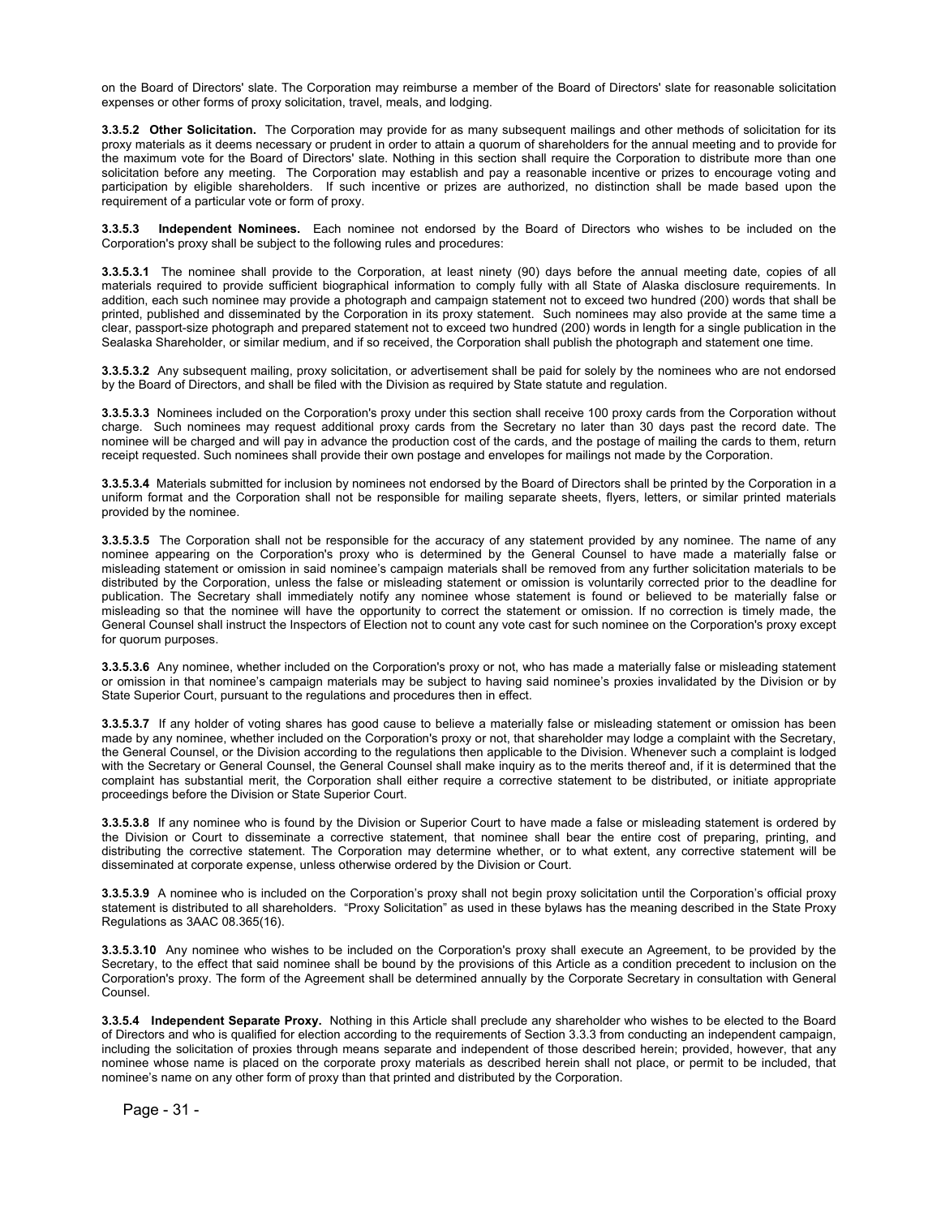on the Board of Directors' slate. The Corporation may reimburse a member of the Board of Directors' slate for reasonable solicitation expenses or other forms of proxy solicitation, travel, meals, and lodging.

**3.3.5.2 Other Solicitation.** The Corporation may provide for as many subsequent mailings and other methods of solicitation for its proxy materials as it deems necessary or prudent in order to attain a quorum of shareholders for the annual meeting and to provide for the maximum vote for the Board of Directors' slate. Nothing in this section shall require the Corporation to distribute more than one solicitation before any meeting. The Corporation may establish and pay a reasonable incentive or prizes to encourage voting and participation by eligible shareholders. If such incentive or prizes are authorized, no distinction shall be made based upon the requirement of a particular vote or form of proxy.

**3.3.5.3 Independent Nominees.** Each nominee not endorsed by the Board of Directors who wishes to be included on the Corporation's proxy shall be subject to the following rules and procedures:

**3.3.5.3.1** The nominee shall provide to the Corporation, at least ninety (90) days before the annual meeting date, copies of all materials required to provide sufficient biographical information to comply fully with all State of Alaska disclosure requirements. In addition, each such nominee may provide a photograph and campaign statement not to exceed two hundred (200) words that shall be printed, published and disseminated by the Corporation in its proxy statement. Such nominees may also provide at the same time a clear, passport-size photograph and prepared statement not to exceed two hundred (200) words in length for a single publication in the Sealaska Shareholder, or similar medium, and if so received, the Corporation shall publish the photograph and statement one time.

**3.3.5.3.2** Any subsequent mailing, proxy solicitation, or advertisement shall be paid for solely by the nominees who are not endorsed by the Board of Directors, and shall be filed with the Division as required by State statute and regulation.

**3.3.5.3.3** Nominees included on the Corporation's proxy under this section shall receive 100 proxy cards from the Corporation without charge. Such nominees may request additional proxy cards from the Secretary no later than 30 days past the record date. The nominee will be charged and will pay in advance the production cost of the cards, and the postage of mailing the cards to them, return receipt requested. Such nominees shall provide their own postage and envelopes for mailings not made by the Corporation.

**3.3.5.3.4** Materials submitted for inclusion by nominees not endorsed by the Board of Directors shall be printed by the Corporation in a uniform format and the Corporation shall not be responsible for mailing separate sheets, flyers, letters, or similar printed materials provided by the nominee.

**3.3.5.3.5** The Corporation shall not be responsible for the accuracy of any statement provided by any nominee. The name of any nominee appearing on the Corporation's proxy who is determined by the General Counsel to have made a materially false or misleading statement or omission in said nominee's campaign materials shall be removed from any further solicitation materials to be distributed by the Corporation, unless the false or misleading statement or omission is voluntarily corrected prior to the deadline for publication. The Secretary shall immediately notify any nominee whose statement is found or believed to be materially false or misleading so that the nominee will have the opportunity to correct the statement or omission. If no correction is timely made, the General Counsel shall instruct the Inspectors of Election not to count any vote cast for such nominee on the Corporation's proxy except for quorum purposes.

**3.3.5.3.6** Any nominee, whether included on the Corporation's proxy or not, who has made a materially false or misleading statement or omission in that nominee's campaign materials may be subject to having said nominee's proxies invalidated by the Division or by State Superior Court, pursuant to the regulations and procedures then in effect.

**3.3.5.3.7** If any holder of voting shares has good cause to believe a materially false or misleading statement or omission has been made by any nominee, whether included on the Corporation's proxy or not, that shareholder may lodge a complaint with the Secretary, the General Counsel, or the Division according to the regulations then applicable to the Division. Whenever such a complaint is lodged with the Secretary or General Counsel, the General Counsel shall make inquiry as to the merits thereof and, if it is determined that the complaint has substantial merit, the Corporation shall either require a corrective statement to be distributed, or initiate appropriate proceedings before the Division or State Superior Court.

**3.3.5.3.8** If any nominee who is found by the Division or Superior Court to have made a false or misleading statement is ordered by the Division or Court to disseminate a corrective statement, that nominee shall bear the entire cost of preparing, printing, and distributing the corrective statement. The Corporation may determine whether, or to what extent, any corrective statement will be disseminated at corporate expense, unless otherwise ordered by the Division or Court.

**3.3.5.3.9** A nominee who is included on the Corporation's proxy shall not begin proxy solicitation until the Corporation's official proxy statement is distributed to all shareholders. "Proxy Solicitation" as used in these bylaws has the meaning described in the State Proxy Regulations as 3AAC 08.365(16).

**3.3.5.3.10** Any nominee who wishes to be included on the Corporation's proxy shall execute an Agreement, to be provided by the Secretary, to the effect that said nominee shall be bound by the provisions of this Article as a condition precedent to inclusion on the Corporation's proxy. The form of the Agreement shall be determined annually by the Corporate Secretary in consultation with General Counsel.

**3.3.5.4 Independent Separate Proxy.** Nothing in this Article shall preclude any shareholder who wishes to be elected to the Board of Directors and who is qualified for election according to the requirements of Section 3.3.3 from conducting an independent campaign, including the solicitation of proxies through means separate and independent of those described herein; provided, however, that any nominee whose name is placed on the corporate proxy materials as described herein shall not place, or permit to be included, that nominee's name on any other form of proxy than that printed and distributed by the Corporation.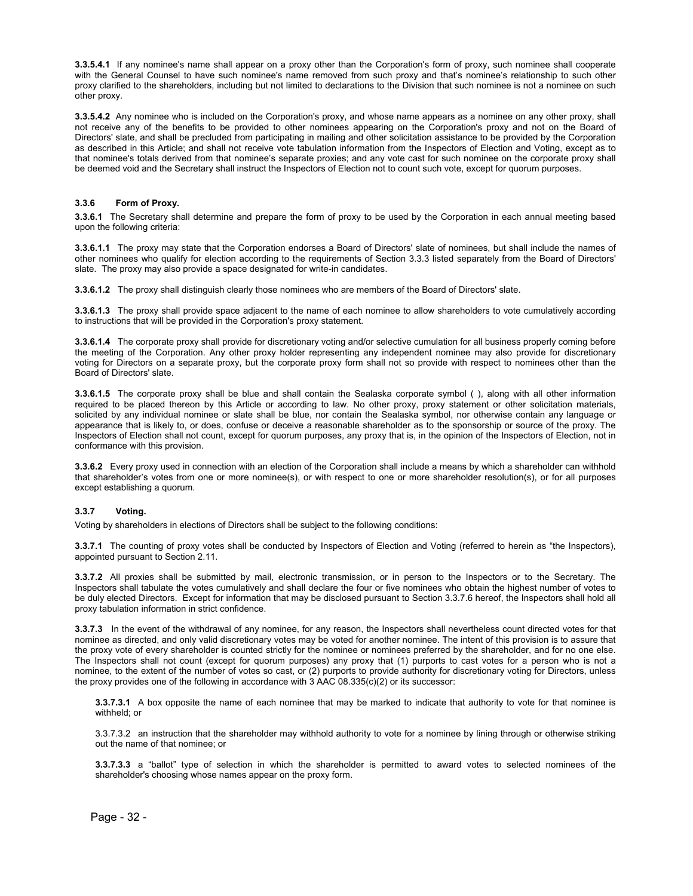**3.3.5.4.1** If any nominee's name shall appear on a proxy other than the Corporation's form of proxy, such nominee shall cooperate with the General Counsel to have such nominee's name removed from such proxy and that's nominee's relationship to such other proxy clarified to the shareholders, including but not limited to declarations to the Division that such nominee is not a nominee on such other proxy.

**3.3.5.4.2** Any nominee who is included on the Corporation's proxy, and whose name appears as a nominee on any other proxy, shall not receive any of the benefits to be provided to other nominees appearing on the Corporation's proxy and not on the Board of Directors' slate, and shall be precluded from participating in mailing and other solicitation assistance to be provided by the Corporation as described in this Article; and shall not receive vote tabulation information from the Inspectors of Election and Voting, except as to that nominee's totals derived from that nominee's separate proxies; and any vote cast for such nominee on the corporate proxy shall be deemed void and the Secretary shall instruct the Inspectors of Election not to count such vote, except for quorum purposes.

### 3.3.6 Form of Proxy.

**3.3.6.1** The Secretary shall determine and prepare the form of proxy to be used by the Corporation in each annual meeting based upon the following criteria:

**3.3.6.1.1** The proxy may state that the Corporation endorses a Board of Directors' slate of nominees, but shall include the names of other nominees who qualify for election according to the requirements of Section 3.3.3 listed separately from the Board of Directors' slate. The proxy may also provide a space designated for write-in candidates.

**3.3.6.1.2** The proxy shall distinguish clearly those nominees who are members of the Board of Directors' slate.

**3.3.6.1.3** The proxy shall provide space adjacent to the name of each nominee to allow shareholders to vote cumulatively according to instructions that will be provided in the Corporation's proxy statement.

**3.3.6.1.4** The corporate proxy shall provide for discretionary voting and/or selective cumulation for all business properly coming before the meeting of the Corporation. Any other proxy holder representing any independent nominee may also provide for discretionary voting for Directors on a separate proxy, but the corporate proxy form shall not so provide with respect to nominees other than the Board of Directors' slate.

**3.3.6.1.5** The corporate proxy shall be blue and shall contain the Sealaska corporate symbol ( ), along with all other information required to be placed thereon by this Article or according to law. No other proxy, proxy statement or other solicitation materials, solicited by any individual nominee or slate shall be blue, nor contain the Sealaska symbol, nor otherwise contain any language or appearance that is likely to, or does, confuse or deceive a reasonable shareholder as to the sponsorship or source of the proxy. The Inspectors of Election shall not count, except for quorum purposes, any proxy that is, in the opinion of the Inspectors of Election, not in conformance with this provision.

**3.3.6.2** Every proxy used in connection with an election of the Corporation shall include a means by which a shareholder can withhold that shareholder's votes from one or more nominee(s), or with respect to one or more shareholder resolution(s), or for all purposes except establishing a quorum.

### 3.3.7 Voting.

Voting by shareholders in elections of Directors shall be subject to the following conditions:

**3.3.7.1** The counting of proxy votes shall be conducted by Inspectors of Election and Voting (referred to herein as "the Inspectors), appointed pursuant to Section 2.11.

**3.3.7.2** All proxies shall be submitted by mail, electronic transmission, or in person to the Inspectors or to the Secretary. The Inspectors shall tabulate the votes cumulatively and shall declare the four or five nominees who obtain the highest number of votes to be duly elected Directors. Except for information that may be disclosed pursuant to Section 3.3.7.6 hereof, the Inspectors shall hold all proxy tabulation information in strict confidence.

**3.3.7.3** In the event of the withdrawal of any nominee, for any reason, the Inspectors shall nevertheless count directed votes for that nominee as directed, and only valid discretionary votes may be voted for another nominee. The intent of this provision is to assure that the proxy vote of every shareholder is counted strictly for the nominee or nominees preferred by the shareholder, and for no one else. The Inspectors shall not count (except for quorum purposes) any proxy that (1) purports to cast votes for a person who is not a nominee, to the extent of the number of votes so cast, or (2) purports to provide authority for discretionary voting for Directors, unless the proxy provides one of the following in accordance with 3 AAC 08.335(c)(2) or its successor:

> **3.3.7.3.1** A box opposite the name of each nominee that may be marked to indicate that authority to vote for that nominee is withheld; or
>
> 3.3.7.3.2 an instruction that the shareholder may withhold authority to vote for a nominee by lining through or otherwise striking out the name of that nominee; or
>
> **3.3.7.3.3** a "ballot" type of selection in which the shareholder is permitted to award votes to selected nominees of the shareholder's choosing whose names appear on the proxy form.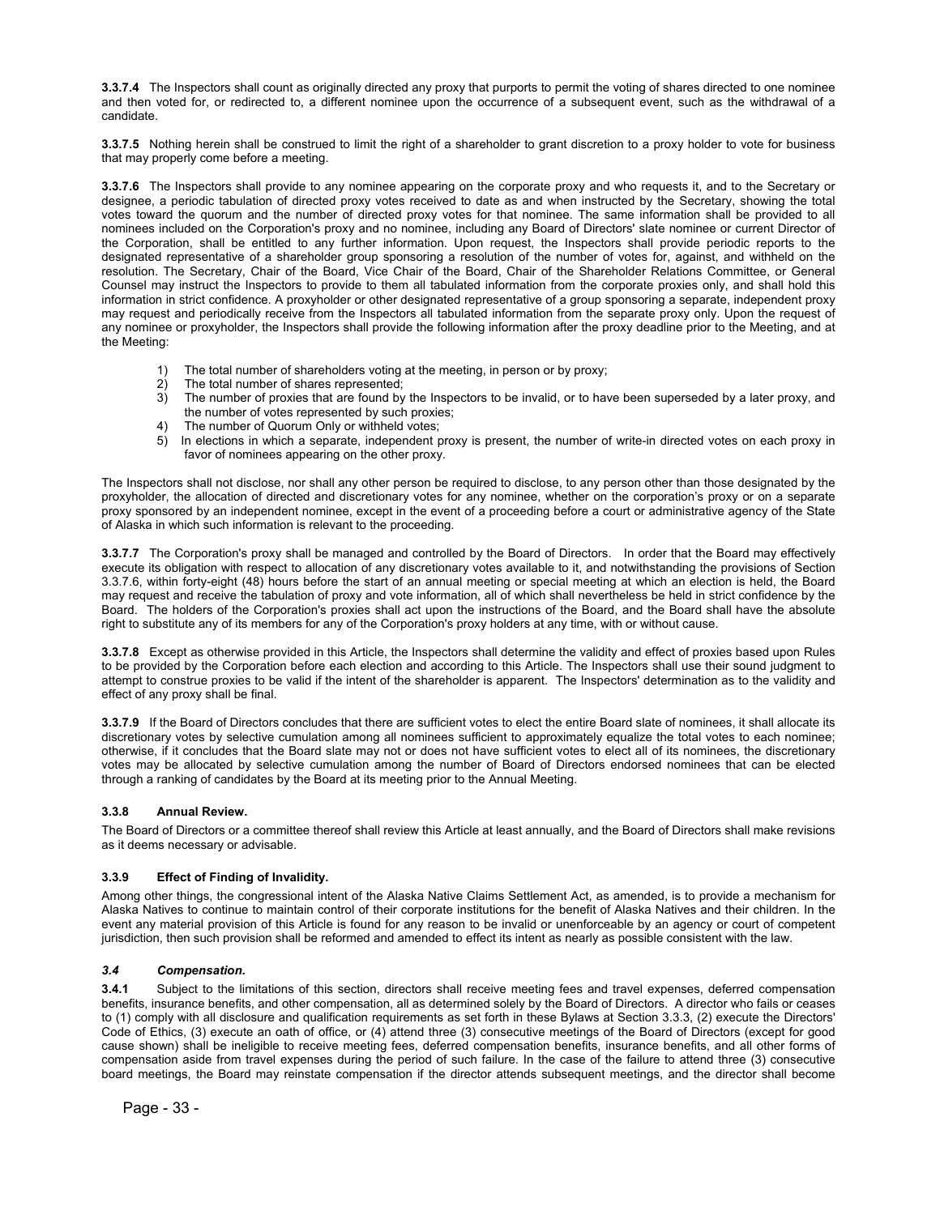**3.3.7.4** The Inspectors shall count as originally directed any proxy that purports to permit the voting of shares directed to one nominee and then voted for, or redirected to, a different nominee upon the occurrence of a subsequent event, such as the withdrawal of a candidate.

**3.3.7.5** Nothing herein shall be construed to limit the right of a shareholder to grant discretion to a proxy holder to vote for business that may properly come before a meeting.

**3.3.7.6** The Inspectors shall provide to any nominee appearing on the corporate proxy and who requests it, and to the Secretary or designee, a periodic tabulation of directed proxy votes received to date as and when instructed by the Secretary, showing the total votes toward the quorum and the number of directed proxy votes for that nominee. The same information shall be provided to all nominees included on the Corporation's proxy and no nominee, including any Board of Directors' slate nominee or current Director of the Corporation, shall be entitled to any further information. Upon request, the Inspectors shall provide periodic reports to the designated representative of a shareholder group sponsoring a resolution of the number of votes for, against, and withheld on the resolution. The Secretary, Chair of the Board, Vice Chair of the Board, Chair of the Shareholder Relations Committee, or General Counsel may instruct the Inspectors to provide to them all tabulated information from the corporate proxies only, and shall hold this information in strict confidence. A proxyholder or other designated representative of a group sponsoring a separate, independent proxy may request and periodically receive from the Inspectors all tabulated information from the separate proxy only. Upon the request of any nominee or proxyholder, the Inspectors shall provide the following information after the proxy deadline prior to the Meeting, and at the Meeting:

1) The total number of shareholders voting at the meeting, in person or by proxy;
2) The total number of shares represented;
3) The number of proxies that are found by the Inspectors to be invalid, or to have been superseded by a later proxy, and the number of votes represented by such proxies;
4) The number of Quorum Only or withheld votes;
5) In elections in which a separate, independent proxy is present, the number of write-in directed votes on each proxy in favor of nominees appearing on the other proxy.

The Inspectors shall not disclose, nor shall any other person be required to disclose, to any person other than those designated by the proxyholder, the allocation of directed and discretionary votes for any nominee, whether on the corporation's proxy or on a separate proxy sponsored by an independent nominee, except in the event of a proceeding before a court or administrative agency of the State of Alaska in which such information is relevant to the proceeding.

**3.3.7.7** The Corporation's proxy shall be managed and controlled by the Board of Directors. In order that the Board may effectively execute its obligation with respect to allocation of any discretionary votes available to it, and notwithstanding the provisions of Section 3.3.7.6, within forty-eight (48) hours before the start of an annual meeting or special meeting at which an election is held, the Board may request and receive the tabulation of proxy and vote information, all of which shall nevertheless be held in strict confidence by the Board. The holders of the Corporation's proxies shall act upon the instructions of the Board, and the Board shall have the absolute right to substitute any of its members for any of the Corporation's proxy holders at any time, with or without cause.

**3.3.7.8** Except as otherwise provided in this Article, the Inspectors shall determine the validity and effect of proxies based upon Rules to be provided by the Corporation before each election and according to this Article. The Inspectors shall use their sound judgment to attempt to construe proxies to be valid if the intent of the shareholder is apparent. The Inspectors' determination as to the validity and effect of any proxy shall be final.

**3.3.7.9** If the Board of Directors concludes that there are sufficient votes to elect the entire Board slate of nominees, it shall allocate its discretionary votes by selective cumulation among all nominees sufficient to approximately equalize the total votes to each nominee; otherwise, if it concludes that the Board slate may not or does not have sufficient votes to elect all of its nominees, the discretionary votes may be allocated by selective cumulation among the number of Board of Directors endorsed nominees that can be elected through a ranking of candidates by the Board at its meeting prior to the Annual Meeting.

#### 3.3.8 Annual Review.

The Board of Directors or a committee thereof shall review this Article at least annually, and the Board of Directors shall make revisions as it deems necessary or advisable.

#### 3.3.9 Effect of Finding of Invalidity.

Among other things, the congressional intent of the Alaska Native Claims Settlement Act, as amended, is to provide a mechanism for Alaska Natives to continue to maintain control of their corporate institutions for the benefit of Alaska Natives and their children. In the event any material provision of this Article is found for any reason to be invalid or unenforceable by an agency or court of competent jurisdiction, then such provision shall be reformed and amended to effect its intent as nearly as possible consistent with the law.

### *3.4 Compensation.*

**3.4.1** Subject to the limitations of this section, directors shall receive meeting fees and travel expenses, deferred compensation benefits, insurance benefits, and other compensation, all as determined solely by the Board of Directors. A director who fails or ceases to (1) comply with all disclosure and qualification requirements as set forth in these Bylaws at Section 3.3.3, (2) execute the Directors' Code of Ethics, (3) execute an oath of office, or (4) attend three (3) consecutive meetings of the Board of Directors (except for good cause shown) shall be ineligible to receive meeting fees, deferred compensation benefits, insurance benefits, and all other forms of compensation aside from travel expenses during the period of such failure. In the case of the failure to attend three (3) consecutive board meetings, the Board may reinstate compensation if the director attends subsequent meetings, and the director shall become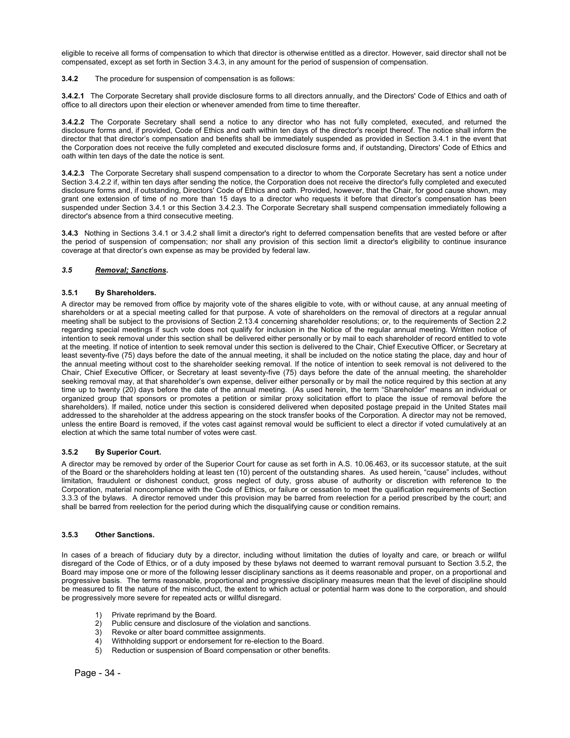eligible to receive all forms of compensation to which that director is otherwise entitled as a director. However, said director shall not be compensated, except as set forth in Section 3.4.3, in any amount for the period of suspension of compensation.

**3.4.2** The procedure for suspension of compensation is as follows:

**3.4.2.1** The Corporate Secretary shall provide disclosure forms to all directors annually, and the Directors' Code of Ethics and oath of office to all directors upon their election or whenever amended from time to time thereafter.

**3.4.2.2** The Corporate Secretary shall send a notice to any director who has not fully completed, executed, and returned the disclosure forms and, if provided, Code of Ethics and oath within ten days of the director's receipt thereof. The notice shall inform the director that that director's compensation and benefits shall be immediately suspended as provided in Section 3.4.1 in the event that the Corporation does not receive the fully completed and executed disclosure forms and, if outstanding, Directors' Code of Ethics and oath within ten days of the date the notice is sent.

**3.4.2.3** The Corporate Secretary shall suspend compensation to a director to whom the Corporate Secretary has sent a notice under Section 3.4.2.2 if, within ten days after sending the notice, the Corporation does not receive the director's fully completed and executed disclosure forms and, if outstanding, Directors' Code of Ethics and oath. Provided, however, that the Chair, for good cause shown, may grant one extension of time of no more than 15 days to a director who requests it before that director's compensation has been suspended under Section 3.4.1 or this Section 3.4.2.3. The Corporate Secretary shall suspend compensation immediately following a director's absence from a third consecutive meeting.

**3.4.3** Nothing in Sections 3.4.1 or 3.4.2 shall limit a director's right to deferred compensation benefits that are vested before or after the period of suspension of compensation; nor shall any provision of this section limit a director's eligibility to continue insurance coverage at that director's own expense as may be provided by federal law.

### *3.5 Removal; Sanctions.*

#### 3.5.1 By Shareholders.

A director may be removed from office by majority vote of the shares eligible to vote, with or without cause, at any annual meeting of shareholders or at a special meeting called for that purpose. A vote of shareholders on the removal of directors at a regular annual meeting shall be subject to the provisions of Section 2.13.4 concerning shareholder resolutions; or, to the requirements of Section 2.2 regarding special meetings if such vote does not qualify for inclusion in the Notice of the regular annual meeting. Written notice of intention to seek removal under this section shall be delivered either personally or by mail to each shareholder of record entitled to vote at the meeting. If notice of intention to seek removal under this section is delivered to the Chair, Chief Executive Officer, or Secretary at least seventy-five (75) days before the date of the annual meeting, it shall be included on the notice stating the place, day and hour of the annual meeting without cost to the shareholder seeking removal. If the notice of intention to seek removal is not delivered to the Chair, Chief Executive Officer, or Secretary at least seventy-five (75) days before the date of the annual meeting, the shareholder seeking removal may, at that shareholder's own expense, deliver either personally or by mail the notice required by this section at any time up to twenty (20) days before the date of the annual meeting. (As used herein, the term "Shareholder" means an individual or organized group that sponsors or promotes a petition or similar proxy solicitation effort to place the issue of removal before the shareholders). If mailed, notice under this section is considered delivered when deposited postage prepaid in the United States mail addressed to the shareholder at the address appearing on the stock transfer books of the Corporation. A director may not be removed, unless the entire Board is removed, if the votes cast against removal would be sufficient to elect a director if voted cumulatively at an election at which the same total number of votes were cast.

#### 3.5.2 By Superior Court.

A director may be removed by order of the Superior Court for cause as set forth in A.S. 10.06.463, or its successor statute, at the suit of the Board or the shareholders holding at least ten (10) percent of the outstanding shares. As used herein, "cause" includes, without limitation, fraudulent or dishonest conduct, gross neglect of duty, gross abuse of authority or discretion with reference to the Corporation, material noncompliance with the Code of Ethics, or failure or cessation to meet the qualification requirements of Section 3.3.3 of the bylaws. A director removed under this provision may be barred from reelection for a period prescribed by the court; and shall be barred from reelection for the period during which the disqualifying cause or condition remains.

#### 3.5.3 Other Sanctions.

In cases of a breach of fiduciary duty by a director, including without limitation the duties of loyalty and care, or breach or willful disregard of the Code of Ethics, or of a duty imposed by these bylaws not deemed to warrant removal pursuant to Section 3.5.2, the Board may impose one or more of the following lesser disciplinary sanctions as it deems reasonable and proper, on a proportional and progressive basis. The terms reasonable, proportional and progressive disciplinary measures mean that the level of discipline should be measured to fit the nature of the misconduct, the extent to which actual or potential harm was done to the corporation, and should be progressively more severe for repeated acts or willful disregard.

1) Private reprimand by the Board.
2) Public censure and disclosure of the violation and sanctions.
3) Revoke or alter board committee assignments.
4) Withholding support or endorsement for re-election to the Board.
5) Reduction or suspension of Board compensation or other benefits.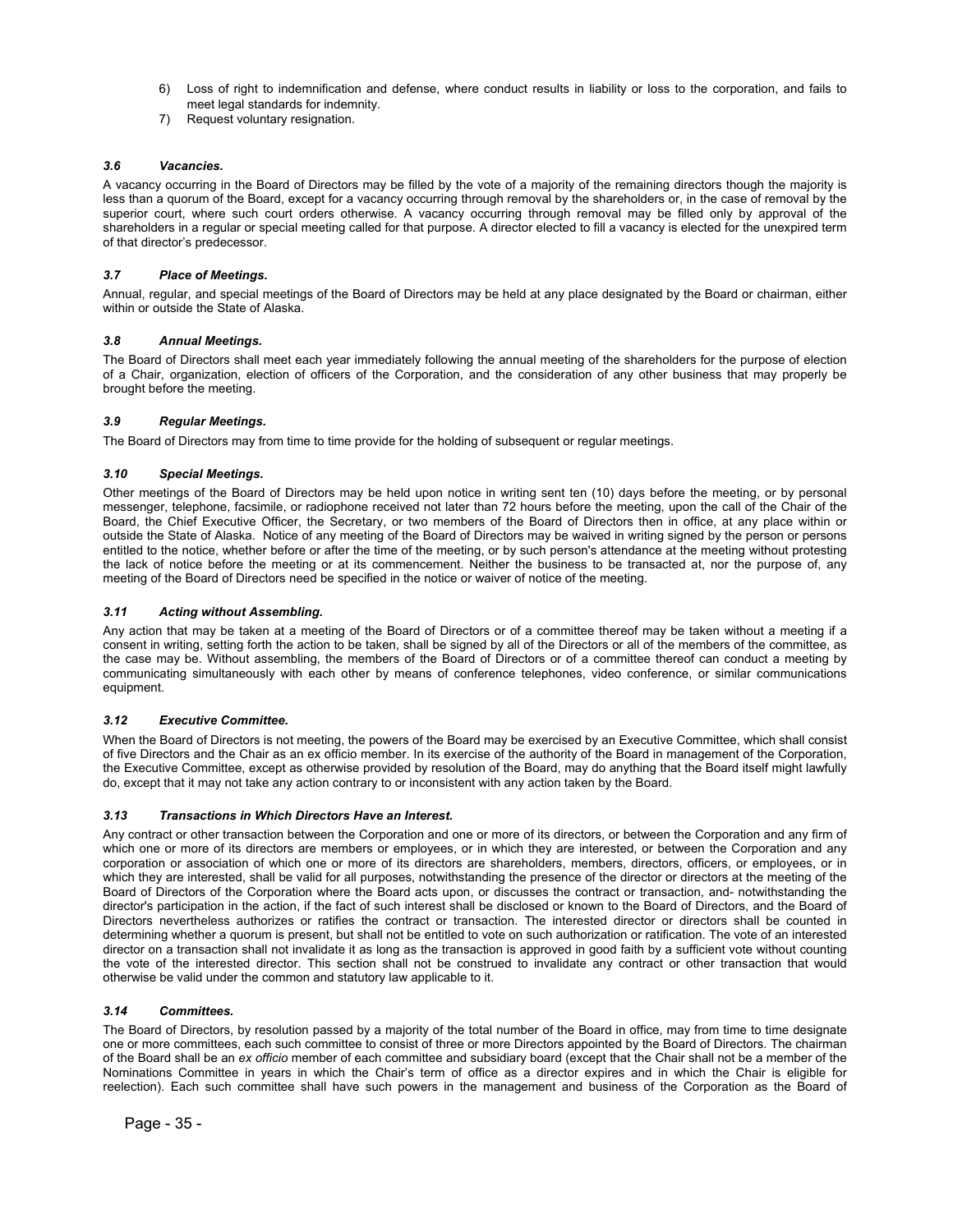6) Loss of right to indemnification and defense, where conduct results in liability or loss to the corporation, and fails to meet legal standards for indemnity.
7) Request voluntary resignation.

### *3.6 Vacancies.*

A vacancy occurring in the Board of Directors may be filled by the vote of a majority of the remaining directors though the majority is less than a quorum of the Board, except for a vacancy occurring through removal by the shareholders or, in the case of removal by the superior court, where such court orders otherwise. A vacancy occurring through removal may be filled only by approval of the shareholders in a regular or special meeting called for that purpose. A director elected to fill a vacancy is elected for the unexpired term of that director's predecessor.

### *3.7 Place of Meetings.*

Annual, regular, and special meetings of the Board of Directors may be held at any place designated by the Board or chairman, either within or outside the State of Alaska.

### *3.8 Annual Meetings.*

The Board of Directors shall meet each year immediately following the annual meeting of the shareholders for the purpose of election of a Chair, organization, election of officers of the Corporation, and the consideration of any other business that may properly be brought before the meeting.

### *3.9 Regular Meetings.*

The Board of Directors may from time to time provide for the holding of subsequent or regular meetings.

### *3.10 Special Meetings.*

Other meetings of the Board of Directors may be held upon notice in writing sent ten (10) days before the meeting, or by personal messenger, telephone, facsimile, or radiophone received not later than 72 hours before the meeting, upon the call of the Chair of the Board, the Chief Executive Officer, the Secretary, or two members of the Board of Directors then in office, at any place within or outside the State of Alaska. Notice of any meeting of the Board of Directors may be waived in writing signed by the person or persons entitled to the notice, whether before or after the time of the meeting, or by such person's attendance at the meeting without protesting the lack of notice before the meeting or at its commencement. Neither the business to be transacted at, nor the purpose of, any meeting of the Board of Directors need be specified in the notice or waiver of notice of the meeting.

### *3.11 Acting without Assembling.*

Any action that may be taken at a meeting of the Board of Directors or of a committee thereof may be taken without a meeting if a consent in writing, setting forth the action to be taken, shall be signed by all of the Directors or all of the members of the committee, as the case may be. Without assembling, the members of the Board of Directors or of a committee thereof can conduct a meeting by communicating simultaneously with each other by means of conference telephones, video conference, or similar communications equipment.

### *3.12 Executive Committee.*

When the Board of Directors is not meeting, the powers of the Board may be exercised by an Executive Committee, which shall consist of five Directors and the Chair as an ex officio member. In its exercise of the authority of the Board in management of the Corporation, the Executive Committee, except as otherwise provided by resolution of the Board, may do anything that the Board itself might lawfully do, except that it may not take any action contrary to or inconsistent with any action taken by the Board.

### *3.13 Transactions in Which Directors Have an Interest.*

Any contract or other transaction between the Corporation and one or more of its directors, or between the Corporation and any firm of which one or more of its directors are members or employees, or in which they are interested, or between the Corporation and any corporation or association of which one or more of its directors are shareholders, members, directors, officers, or employees, or in which they are interested, shall be valid for all purposes, notwithstanding the presence of the director or directors at the meeting of the Board of Directors of the Corporation where the Board acts upon, or discusses the contract or transaction, and- notwithstanding the director's participation in the action, if the fact of such interest shall be disclosed or known to the Board of Directors, and the Board of Directors nevertheless authorizes or ratifies the contract or transaction. The interested director or directors shall be counted in determining whether a quorum is present, but shall not be entitled to vote on such authorization or ratification. The vote of an interested director on a transaction shall not invalidate it as long as the transaction is approved in good faith by a sufficient vote without counting the vote of the interested director. This section shall not be construed to invalidate any contract or other transaction that would otherwise be valid under the common and statutory law applicable to it.

### *3.14 Committees.*

The Board of Directors, by resolution passed by a majority of the total number of the Board in office, may from time to time designate one or more committees, each such committee to consist of three or more Directors appointed by the Board of Directors. The chairman of the Board shall be an *ex officio* member of each committee and subsidiary board (except that the Chair shall not be a member of the Nominations Committee in years in which the Chair's term of office as a director expires and in which the Chair is eligible for reelection). Each such committee shall have such powers in the management and business of the Corporation as the Board of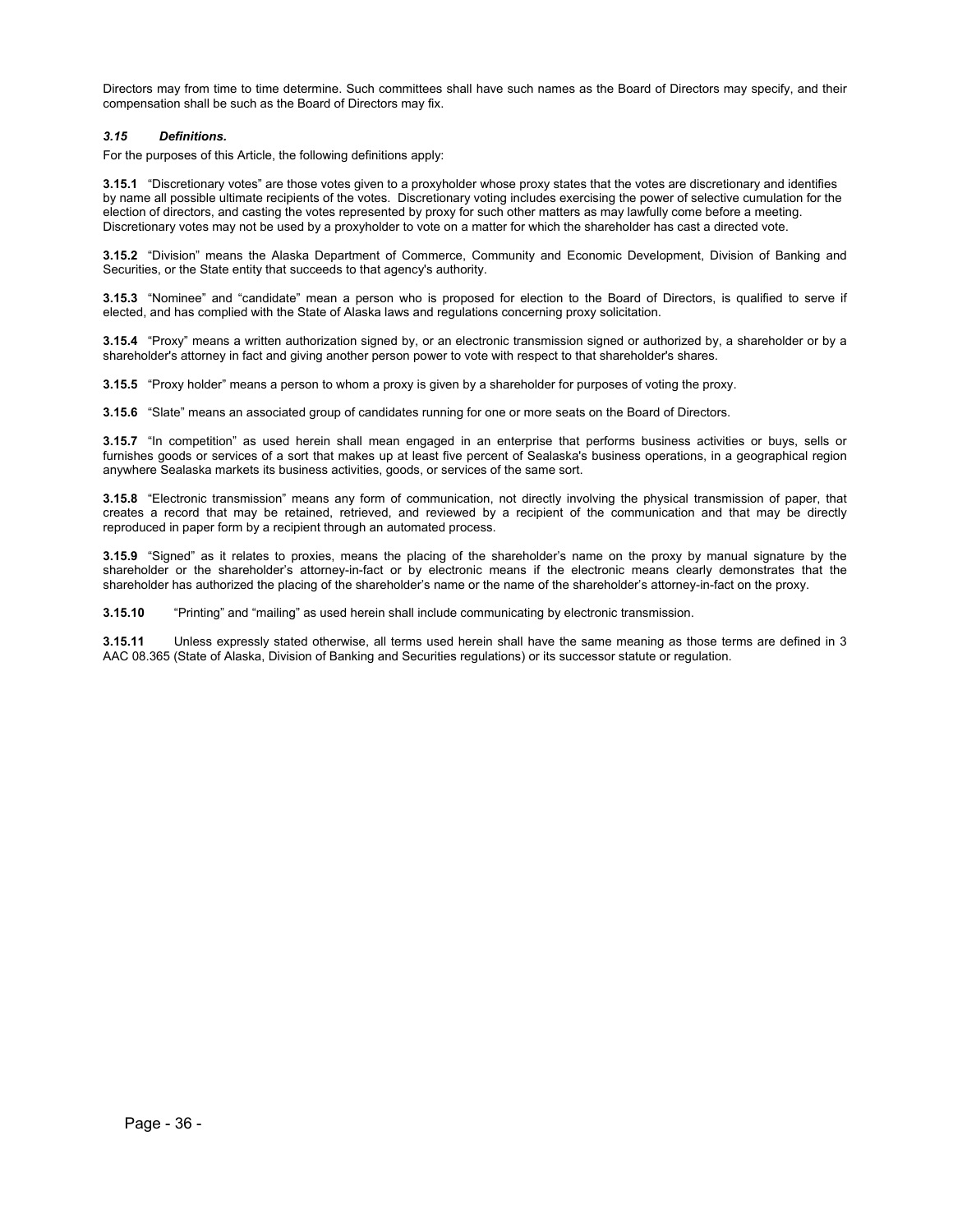Directors may from time to time determine. Such committees shall have such names as the Board of Directors may specify, and their compensation shall be such as the Board of Directors may fix.

### *3.15 Definitions.*

For the purposes of this Article, the following definitions apply:

**3.15.1** "Discretionary votes" are those votes given to a proxyholder whose proxy states that the votes are discretionary and identifies by name all possible ultimate recipients of the votes. Discretionary voting includes exercising the power of selective cumulation for the election of directors, and casting the votes represented by proxy for such other matters as may lawfully come before a meeting. Discretionary votes may not be used by a proxyholder to vote on a matter for which the shareholder has cast a directed vote.

**3.15.2** "Division" means the Alaska Department of Commerce, Community and Economic Development, Division of Banking and Securities, or the State entity that succeeds to that agency's authority.

**3.15.3** "Nominee" and "candidate" mean a person who is proposed for election to the Board of Directors, is qualified to serve if elected, and has complied with the State of Alaska laws and regulations concerning proxy solicitation.

**3.15.4** "Proxy" means a written authorization signed by, or an electronic transmission signed or authorized by, a shareholder or by a shareholder's attorney in fact and giving another person power to vote with respect to that shareholder's shares.

**3.15.5** "Proxy holder" means a person to whom a proxy is given by a shareholder for purposes of voting the proxy.

**3.15.6** "Slate" means an associated group of candidates running for one or more seats on the Board of Directors.

**3.15.7** "In competition" as used herein shall mean engaged in an enterprise that performs business activities or buys, sells or furnishes goods or services of a sort that makes up at least five percent of Sealaska's business operations, in a geographical region anywhere Sealaska markets its business activities, goods, or services of the same sort.

**3.15.8** "Electronic transmission" means any form of communication, not directly involving the physical transmission of paper, that creates a record that may be retained, retrieved, and reviewed by a recipient of the communication and that may be directly reproduced in paper form by a recipient through an automated process.

**3.15.9** "Signed" as it relates to proxies, means the placing of the shareholder's name on the proxy by manual signature by the shareholder or the shareholder's attorney-in-fact or by electronic means if the electronic means clearly demonstrates that the shareholder has authorized the placing of the shareholder's name or the name of the shareholder's attorney-in-fact on the proxy.

**3.15.10** "Printing" and "mailing" as used herein shall include communicating by electronic transmission.

**3.15.11** Unless expressly stated otherwise, all terms used herein shall have the same meaning as those terms are defined in 3 AAC 08.365 (State of Alaska, Division of Banking and Securities regulations) or its successor statute or regulation.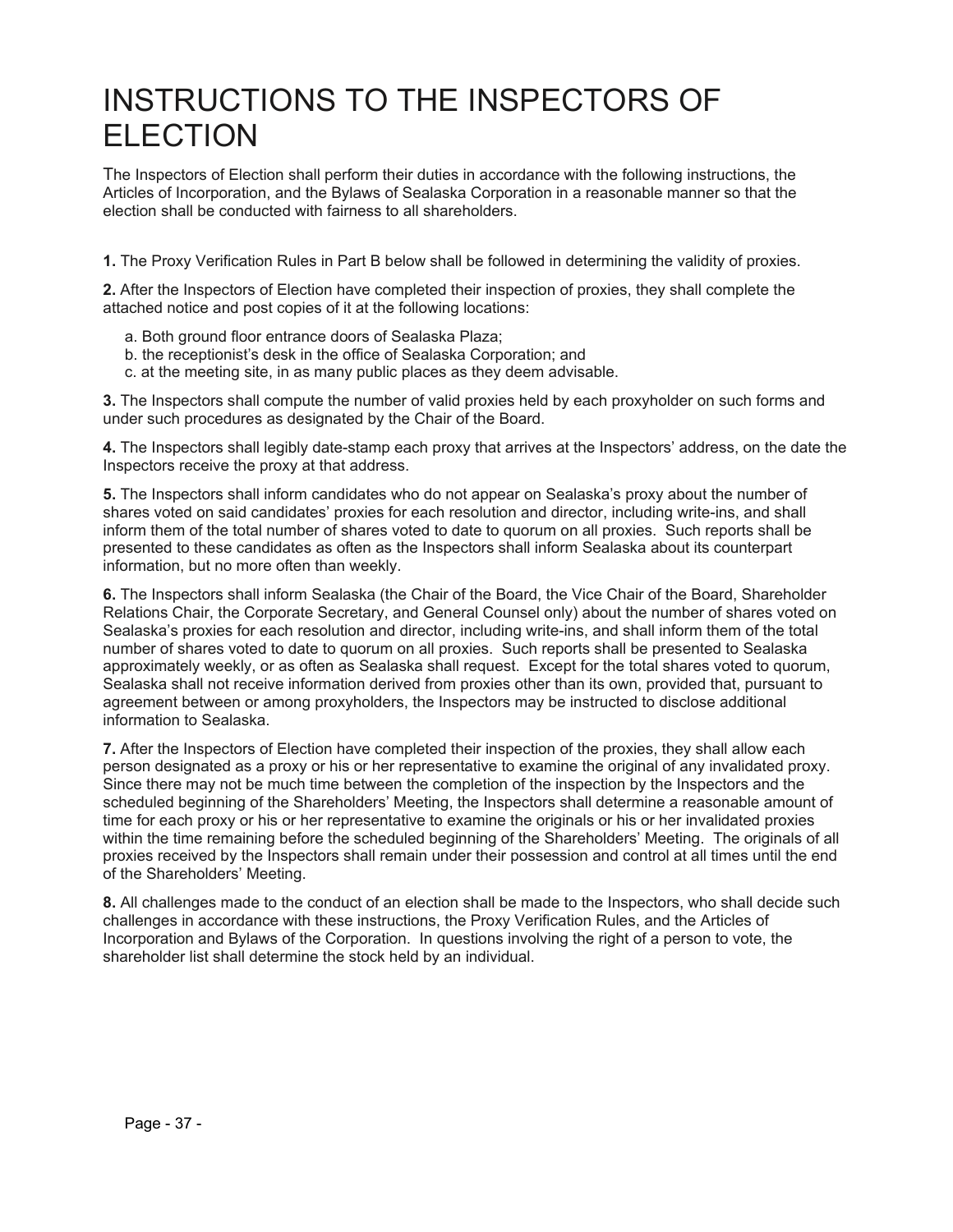# INSTRUCTIONS TO THE INSPECTORS OF ELECTION

The Inspectors of Election shall perform their duties in accordance with the following instructions, the Articles of Incorporation, and the Bylaws of Sealaska Corporation in a reasonable manner so that the election shall be conducted with fairness to all shareholders.

**1.** The Proxy Verification Rules in Part B below shall be followed in determining the validity of proxies.

**2.** After the Inspectors of Election have completed their inspection of proxies, they shall complete the attached notice and post copies of it at the following locations:

a. Both ground floor entrance doors of Sealaska Plaza;
b. the receptionist's desk in the office of Sealaska Corporation; and
c. at the meeting site, in as many public places as they deem advisable.

**3.** The Inspectors shall compute the number of valid proxies held by each proxyholder on such forms and under such procedures as designated by the Chair of the Board.

**4.** The Inspectors shall legibly date-stamp each proxy that arrives at the Inspectors' address, on the date the Inspectors receive the proxy at that address.

**5.** The Inspectors shall inform candidates who do not appear on Sealaska's proxy about the number of shares voted on said candidates' proxies for each resolution and director, including write-ins, and shall inform them of the total number of shares voted to date to quorum on all proxies. Such reports shall be presented to these candidates as often as the Inspectors shall inform Sealaska about its counterpart information, but no more often than weekly.

**6.** The Inspectors shall inform Sealaska (the Chair of the Board, the Vice Chair of the Board, Shareholder Relations Chair, the Corporate Secretary, and General Counsel only) about the number of shares voted on Sealaska's proxies for each resolution and director, including write-ins, and shall inform them of the total number of shares voted to date to quorum on all proxies. Such reports shall be presented to Sealaska approximately weekly, or as often as Sealaska shall request. Except for the total shares voted to quorum, Sealaska shall not receive information derived from proxies other than its own, provided that, pursuant to agreement between or among proxyholders, the Inspectors may be instructed to disclose additional information to Sealaska.

**7.** After the Inspectors of Election have completed their inspection of the proxies, they shall allow each person designated as a proxy or his or her representative to examine the original of any invalidated proxy. Since there may not be much time between the completion of the inspection by the Inspectors and the scheduled beginning of the Shareholders' Meeting, the Inspectors shall determine a reasonable amount of time for each proxy or his or her representative to examine the originals or his or her invalidated proxies within the time remaining before the scheduled beginning of the Shareholders' Meeting. The originals of all proxies received by the Inspectors shall remain under their possession and control at all times until the end of the Shareholders' Meeting.

**8.** All challenges made to the conduct of an election shall be made to the Inspectors, who shall decide such challenges in accordance with these instructions, the Proxy Verification Rules, and the Articles of Incorporation and Bylaws of the Corporation. In questions involving the right of a person to vote, the shareholder list shall determine the stock held by an individual.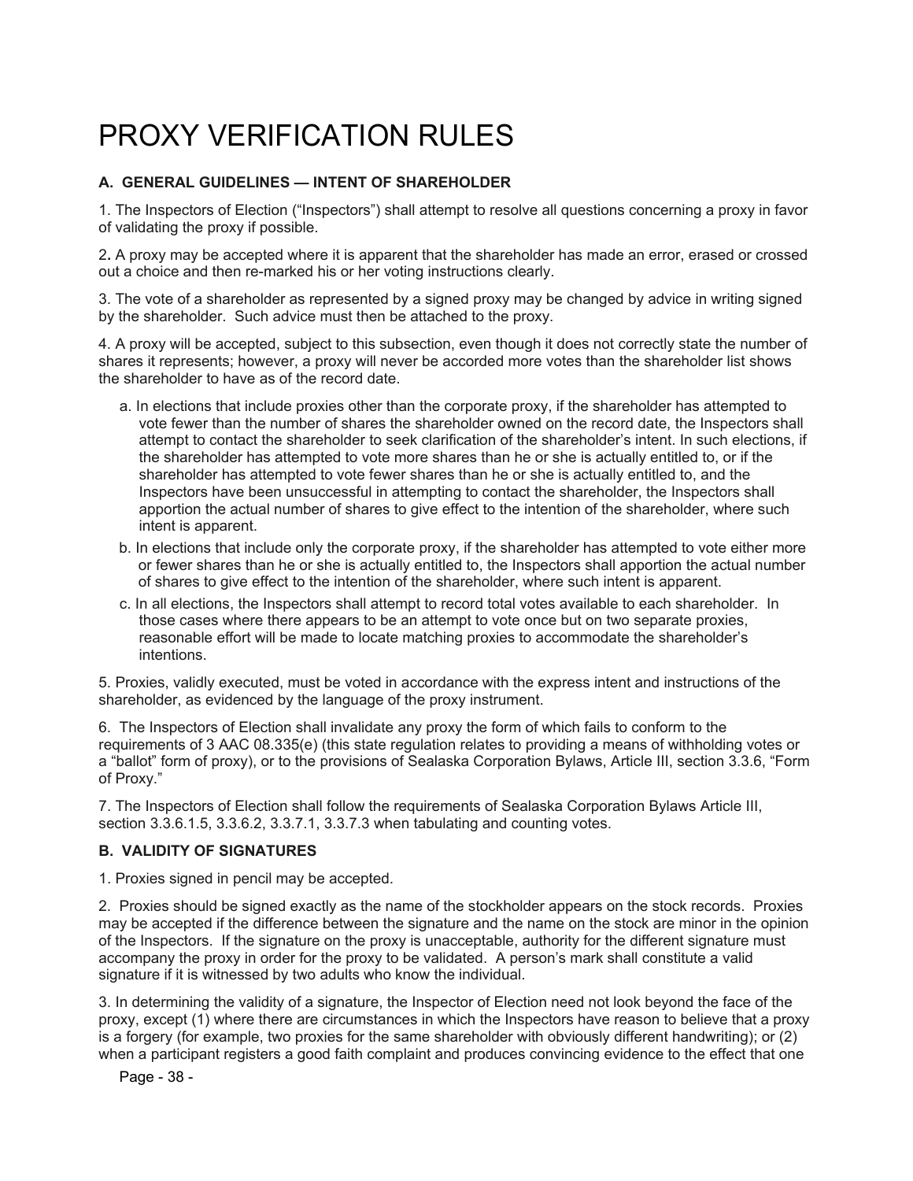// PROXY VERIFICATION RULES

### A. GENERAL GUIDELINES — INTENT OF SHAREHOLDER

1. The Inspectors of Election ("Inspectors") shall attempt to resolve all questions concerning a proxy in favor of validating the proxy if possible.

2. A proxy may be accepted where it is apparent that the shareholder has made an error, erased or crossed out a choice and then re-marked his or her voting instructions clearly.

3. The vote of a shareholder as represented by a signed proxy may be changed by advice in writing signed by the shareholder. Such advice must then be attached to the proxy.

4. A proxy will be accepted, subject to this subsection, even though it does not correctly state the number of shares it represents; however, a proxy will never be accorded more votes than the shareholder list shows the shareholder to have as of the record date.

   a. In elections that include proxies other than the corporate proxy, if the shareholder has attempted to vote fewer than the number of shares the shareholder owned on the record date, the Inspectors shall attempt to contact the shareholder to seek clarification of the shareholder's intent. In such elections, if the shareholder has attempted to vote more shares than he or she is actually entitled to, or if the shareholder has attempted to vote fewer shares than he or she is actually entitled to, and the Inspectors have been unsuccessful in attempting to contact the shareholder, the Inspectors shall apportion the actual number of shares to give effect to the intention of the shareholder, where such intent is apparent.

   b. In elections that include only the corporate proxy, if the shareholder has attempted to vote either more or fewer shares than he or she is actually entitled to, the Inspectors shall apportion the actual number of shares to give effect to the intention of the shareholder, where such intent is apparent.

   c. In all elections, the Inspectors shall attempt to record total votes available to each shareholder. In those cases where there appears to be an attempt to vote once but on two separate proxies, reasonable effort will be made to locate matching proxies to accommodate the shareholder's intentions.

5. Proxies, validly executed, must be voted in accordance with the express intent and instructions of the shareholder, as evidenced by the language of the proxy instrument.

6. The Inspectors of Election shall invalidate any proxy the form of which fails to conform to the requirements of 3 AAC 08.335(e) (this state regulation relates to providing a means of withholding votes or a "ballot" form of proxy), or to the provisions of Sealaska Corporation Bylaws, Article III, section 3.3.6, "Form of Proxy."

7. The Inspectors of Election shall follow the requirements of Sealaska Corporation Bylaws Article III, section 3.3.6.1.5, 3.3.6.2, 3.3.7.1, 3.3.7.3 when tabulating and counting votes.

### B. VALIDITY OF SIGNATURES

1. Proxies signed in pencil may be accepted.

2. Proxies should be signed exactly as the name of the stockholder appears on the stock records. Proxies may be accepted if the difference between the signature and the name on the stock are minor in the opinion of the Inspectors. If the signature on the proxy is unacceptable, authority for the different signature must accompany the proxy in order for the proxy to be validated. A person's mark shall constitute a valid signature if it is witnessed by two adults who know the individual.

3. In determining the validity of a signature, the Inspector of Election need not look beyond the face of the proxy, except (1) where there are circumstances in which the Inspectors have reason to believe that a proxy is a forgery (for example, two proxies for the same shareholder with obviously different handwriting); or (2) when a participant registers a good faith complaint and produces convincing evidence to the effect that one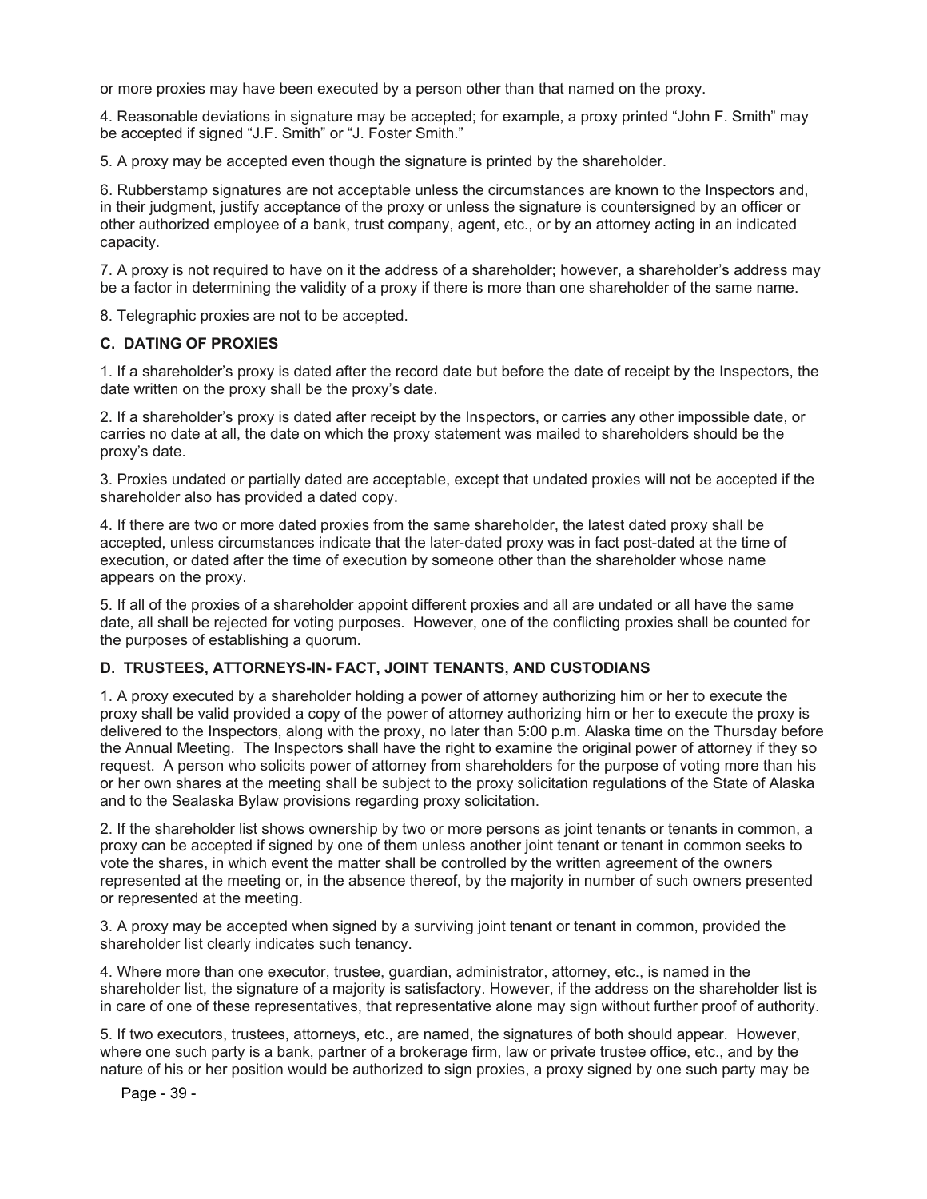or more proxies may have been executed by a person other than that named on the proxy.

4. Reasonable deviations in signature may be accepted; for example, a proxy printed "John F. Smith" may be accepted if signed "J.F. Smith" or "J. Foster Smith."

5. A proxy may be accepted even though the signature is printed by the shareholder.

6. Rubberstamp signatures are not acceptable unless the circumstances are known to the Inspectors and, in their judgment, justify acceptance of the proxy or unless the signature is countersigned by an officer or other authorized employee of a bank, trust company, agent, etc., or by an attorney acting in an indicated capacity.

7. A proxy is not required to have on it the address of a shareholder; however, a shareholder's address may be a factor in determining the validity of a proxy if there is more than one shareholder of the same name.

8. Telegraphic proxies are not to be accepted.

### C. DATING OF PROXIES

1. If a shareholder's proxy is dated after the record date but before the date of receipt by the Inspectors, the date written on the proxy shall be the proxy's date.

2. If a shareholder's proxy is dated after receipt by the Inspectors, or carries any other impossible date, or carries no date at all, the date on which the proxy statement was mailed to shareholders should be the proxy's date.

3. Proxies undated or partially dated are acceptable, except that undated proxies will not be accepted if the shareholder also has provided a dated copy.

4. If there are two or more dated proxies from the same shareholder, the latest dated proxy shall be accepted, unless circumstances indicate that the later-dated proxy was in fact post-dated at the time of execution, or dated after the time of execution by someone other than the shareholder whose name appears on the proxy.

5. If all of the proxies of a shareholder appoint different proxies and all are undated or all have the same date, all shall be rejected for voting purposes. However, one of the conflicting proxies shall be counted for the purposes of establishing a quorum.

### D. TRUSTEES, ATTORNEYS-IN- FACT, JOINT TENANTS, AND CUSTODIANS

1. A proxy executed by a shareholder holding a power of attorney authorizing him or her to execute the proxy shall be valid provided a copy of the power of attorney authorizing him or her to execute the proxy is delivered to the Inspectors, along with the proxy, no later than 5:00 p.m. Alaska time on the Thursday before the Annual Meeting. The Inspectors shall have the right to examine the original power of attorney if they so request. A person who solicits power of attorney from shareholders for the purpose of voting more than his or her own shares at the meeting shall be subject to the proxy solicitation regulations of the State of Alaska and to the Sealaska Bylaw provisions regarding proxy solicitation.

2. If the shareholder list shows ownership by two or more persons as joint tenants or tenants in common, a proxy can be accepted if signed by one of them unless another joint tenant or tenant in common seeks to vote the shares, in which event the matter shall be controlled by the written agreement of the owners represented at the meeting or, in the absence thereof, by the majority in number of such owners presented or represented at the meeting.

3. A proxy may be accepted when signed by a surviving joint tenant or tenant in common, provided the shareholder list clearly indicates such tenancy.

4. Where more than one executor, trustee, guardian, administrator, attorney, etc., is named in the shareholder list, the signature of a majority is satisfactory. However, if the address on the shareholder list is in care of one of these representatives, that representative alone may sign without further proof of authority.

5. If two executors, trustees, attorneys, etc., are named, the signatures of both should appear. However, where one such party is a bank, partner of a brokerage firm, law or private trustee office, etc., and by the nature of his or her position would be authorized to sign proxies, a proxy signed by one such party may be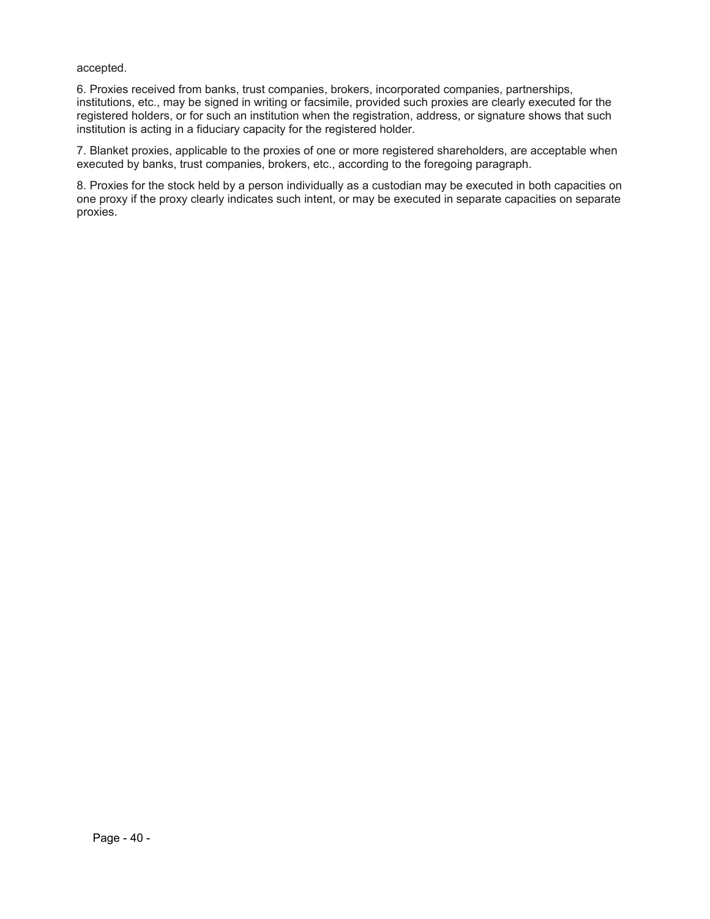accepted.

6. Proxies received from banks, trust companies, brokers, incorporated companies, partnerships, institutions, etc., may be signed in writing or facsimile, provided such proxies are clearly executed for the registered holders, or for such an institution when the registration, address, or signature shows that such institution is acting in a fiduciary capacity for the registered holder.

7. Blanket proxies, applicable to the proxies of one or more registered shareholders, are acceptable when executed by banks, trust companies, brokers, etc., according to the foregoing paragraph.

8. Proxies for the stock held by a person individually as a custodian may be executed in both capacities on one proxy if the proxy clearly indicates such intent, or may be executed in separate capacities on separate proxies.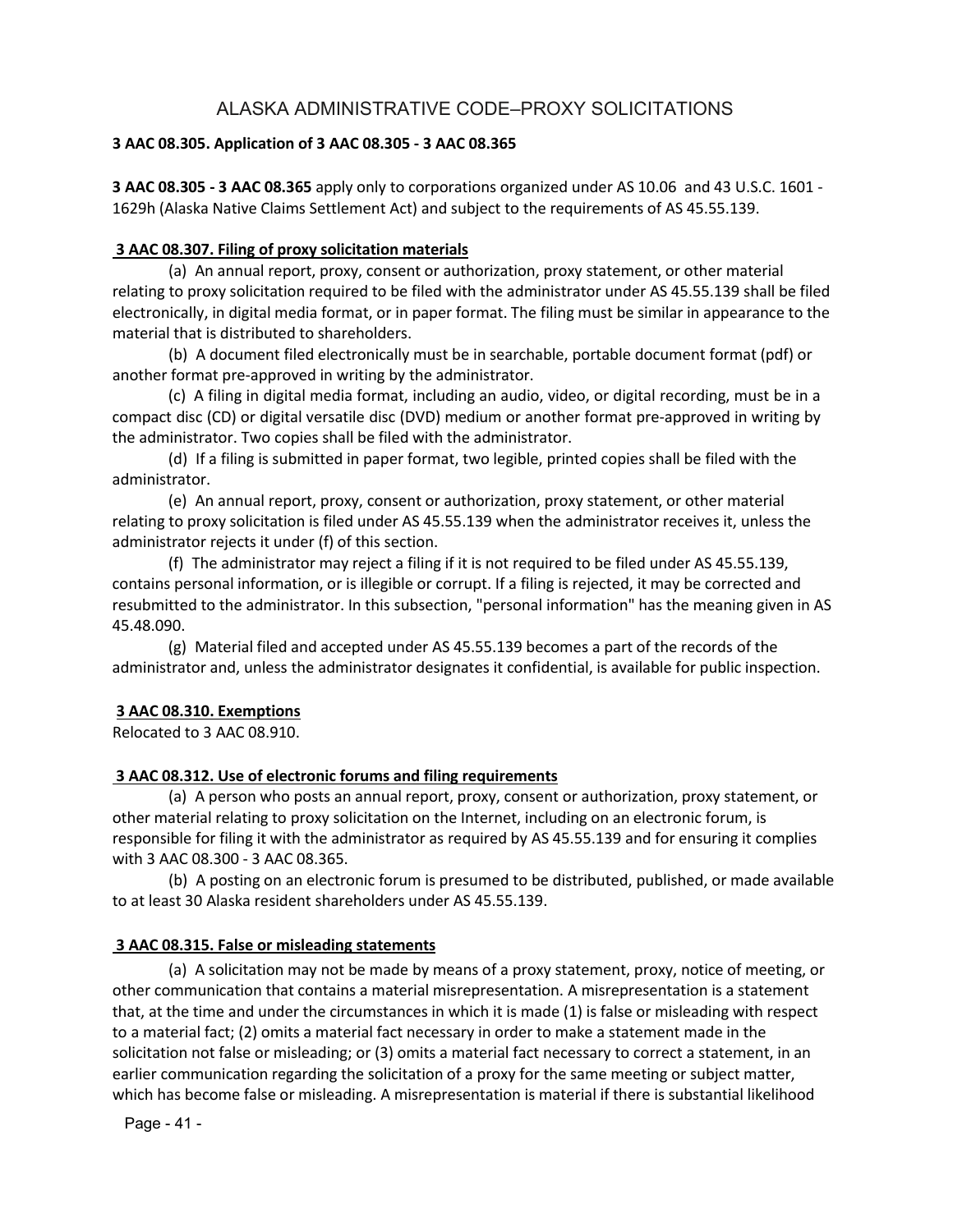# ALASKA ADMINISTRATIVE CODE–PROXY SOLICITATIONS

**3 AAC 08.305. Application of 3 AAC 08.305 - 3 AAC 08.365**

**3 AAC 08.305 - 3 AAC 08.365** apply only to corporations organized under AS 10.06 and 43 U.S.C. 1601 - 1629h (Alaska Native Claims Settlement Act) and subject to the requirements of AS 45.55.139.

**3 AAC 08.307. Filing of proxy solicitation materials**

(a) An annual report, proxy, consent or authorization, proxy statement, or other material relating to proxy solicitation required to be filed with the administrator under AS 45.55.139 shall be filed electronically, in digital media format, or in paper format. The filing must be similar in appearance to the material that is distributed to shareholders.

(b) A document filed electronically must be in searchable, portable document format (pdf) or another format pre-approved in writing by the administrator.

(c) A filing in digital media format, including an audio, video, or digital recording, must be in a compact disc (CD) or digital versatile disc (DVD) medium or another format pre-approved in writing by the administrator. Two copies shall be filed with the administrator.

(d) If a filing is submitted in paper format, two legible, printed copies shall be filed with the administrator.

(e) An annual report, proxy, consent or authorization, proxy statement, or other material relating to proxy solicitation is filed under AS 45.55.139 when the administrator receives it, unless the administrator rejects it under (f) of this section.

(f) The administrator may reject a filing if it is not required to be filed under AS 45.55.139, contains personal information, or is illegible or corrupt. If a filing is rejected, it may be corrected and resubmitted to the administrator. In this subsection, "personal information" has the meaning given in AS 45.48.090.

(g) Material filed and accepted under AS 45.55.139 becomes a part of the records of the administrator and, unless the administrator designates it confidential, is available for public inspection.

**3 AAC 08.310. Exemptions**

Relocated to 3 AAC 08.910.

**3 AAC 08.312. Use of electronic forums and filing requirements**

(a) A person who posts an annual report, proxy, consent or authorization, proxy statement, or other material relating to proxy solicitation on the Internet, including on an electronic forum, is responsible for filing it with the administrator as required by AS 45.55.139 and for ensuring it complies with 3 AAC 08.300 - 3 AAC 08.365.

(b) A posting on an electronic forum is presumed to be distributed, published, or made available to at least 30 Alaska resident shareholders under AS 45.55.139.

**3 AAC 08.315. False or misleading statements**

(a) A solicitation may not be made by means of a proxy statement, proxy, notice of meeting, or other communication that contains a material misrepresentation. A misrepresentation is a statement that, at the time and under the circumstances in which it is made (1) is false or misleading with respect to a material fact; (2) omits a material fact necessary in order to make a statement made in the solicitation not false or misleading; or (3) omits a material fact necessary to correct a statement, in an earlier communication regarding the solicitation of a proxy for the same meeting or subject matter, which has become false or misleading. A misrepresentation is material if there is substantial likelihood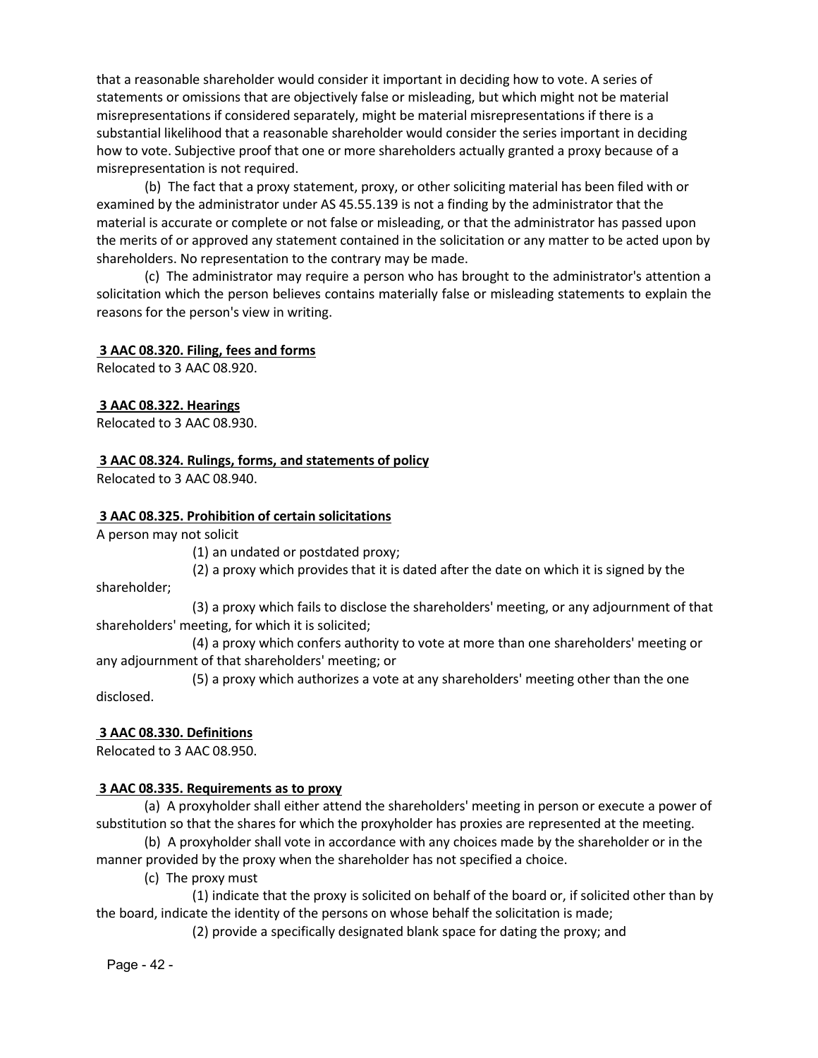that a reasonable shareholder would consider it important in deciding how to vote. A series of statements or omissions that are objectively false or misleading, but which might not be material misrepresentations if considered separately, might be material misrepresentations if there is a substantial likelihood that a reasonable shareholder would consider the series important in deciding how to vote. Subjective proof that one or more shareholders actually granted a proxy because of a misrepresentation is not required.

(b) The fact that a proxy statement, proxy, or other soliciting material has been filed with or examined by the administrator under AS 45.55.139 is not a finding by the administrator that the material is accurate or complete or not false or misleading, or that the administrator has passed upon the merits of or approved any statement contained in the solicitation or any matter to be acted upon by shareholders. No representation to the contrary may be made.

(c) The administrator may require a person who has brought to the administrator's attention a solicitation which the person believes contains materially false or misleading statements to explain the reasons for the person's view in writing.

**3 AAC 08.320. Filing, fees and forms**

Relocated to 3 AAC 08.920.

**3 AAC 08.322. Hearings**

Relocated to 3 AAC 08.930.

**3 AAC 08.324. Rulings, forms, and statements of policy**

Relocated to 3 AAC 08.940.

**3 AAC 08.325. Prohibition of certain solicitations**

A person may not solicit

(1) an undated or postdated proxy;

(2) a proxy which provides that it is dated after the date on which it is signed by the shareholder;

(3) a proxy which fails to disclose the shareholders' meeting, or any adjournment of that shareholders' meeting, for which it is solicited;

(4) a proxy which confers authority to vote at more than one shareholders' meeting or any adjournment of that shareholders' meeting; or

(5) a proxy which authorizes a vote at any shareholders' meeting other than the one disclosed.

**3 AAC 08.330. Definitions**

Relocated to 3 AAC 08.950.

**3 AAC 08.335. Requirements as to proxy**

(a) A proxyholder shall either attend the shareholders' meeting in person or execute a power of substitution so that the shares for which the proxyholder has proxies are represented at the meeting.

(b) A proxyholder shall vote in accordance with any choices made by the shareholder or in the manner provided by the proxy when the shareholder has not specified a choice.

(c) The proxy must

(1) indicate that the proxy is solicited on behalf of the board or, if solicited other than by the board, indicate the identity of the persons on whose behalf the solicitation is made;

(2) provide a specifically designated blank space for dating the proxy; and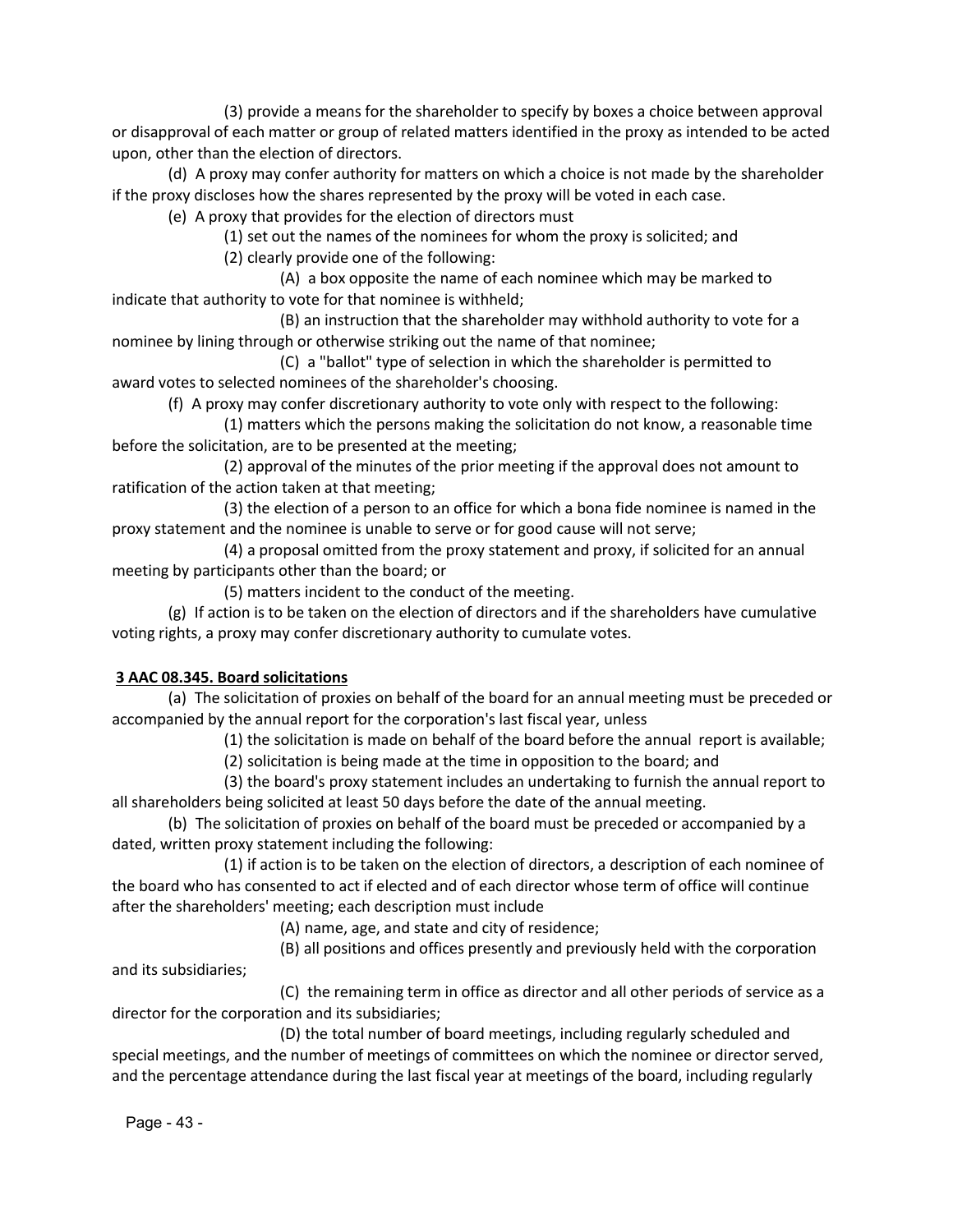(3) provide a means for the shareholder to specify by boxes a choice between approval or disapproval of each matter or group of related matters identified in the proxy as intended to be acted upon, other than the election of directors.

(d) A proxy may confer authority for matters on which a choice is not made by the shareholder if the proxy discloses how the shares represented by the proxy will be voted in each case.

(e) A proxy that provides for the election of directors must

(1) set out the names of the nominees for whom the proxy is solicited; and

(2) clearly provide one of the following:

(A) a box opposite the name of each nominee which may be marked to indicate that authority to vote for that nominee is withheld;

(B) an instruction that the shareholder may withhold authority to vote for a nominee by lining through or otherwise striking out the name of that nominee;

(C) a "ballot" type of selection in which the shareholder is permitted to award votes to selected nominees of the shareholder's choosing.

(f) A proxy may confer discretionary authority to vote only with respect to the following:

(1) matters which the persons making the solicitation do not know, a reasonable time before the solicitation, are to be presented at the meeting;

(2) approval of the minutes of the prior meeting if the approval does not amount to ratification of the action taken at that meeting;

(3) the election of a person to an office for which a bona fide nominee is named in the proxy statement and the nominee is unable to serve or for good cause will not serve;

(4) a proposal omitted from the proxy statement and proxy, if solicited for an annual meeting by participants other than the board; or

(5) matters incident to the conduct of the meeting.

(g) If action is to be taken on the election of directors and if the shareholders have cumulative voting rights, a proxy may confer discretionary authority to cumulate votes.

**3 AAC 08.345. Board solicitations**

(a) The solicitation of proxies on behalf of the board for an annual meeting must be preceded or accompanied by the annual report for the corporation's last fiscal year, unless

(1) the solicitation is made on behalf of the board before the annual report is available;

(2) solicitation is being made at the time in opposition to the board; and

(3) the board's proxy statement includes an undertaking to furnish the annual report to all shareholders being solicited at least 50 days before the date of the annual meeting.

(b) The solicitation of proxies on behalf of the board must be preceded or accompanied by a dated, written proxy statement including the following:

(1) if action is to be taken on the election of directors, a description of each nominee of the board who has consented to act if elected and of each director whose term of office will continue after the shareholders' meeting; each description must include

(A) name, age, and state and city of residence;

(B) all positions and offices presently and previously held with the corporation and its subsidiaries;

(C) the remaining term in office as director and all other periods of service as a director for the corporation and its subsidiaries;

(D) the total number of board meetings, including regularly scheduled and special meetings, and the number of meetings of committees on which the nominee or director served, and the percentage attendance during the last fiscal year at meetings of the board, including regularly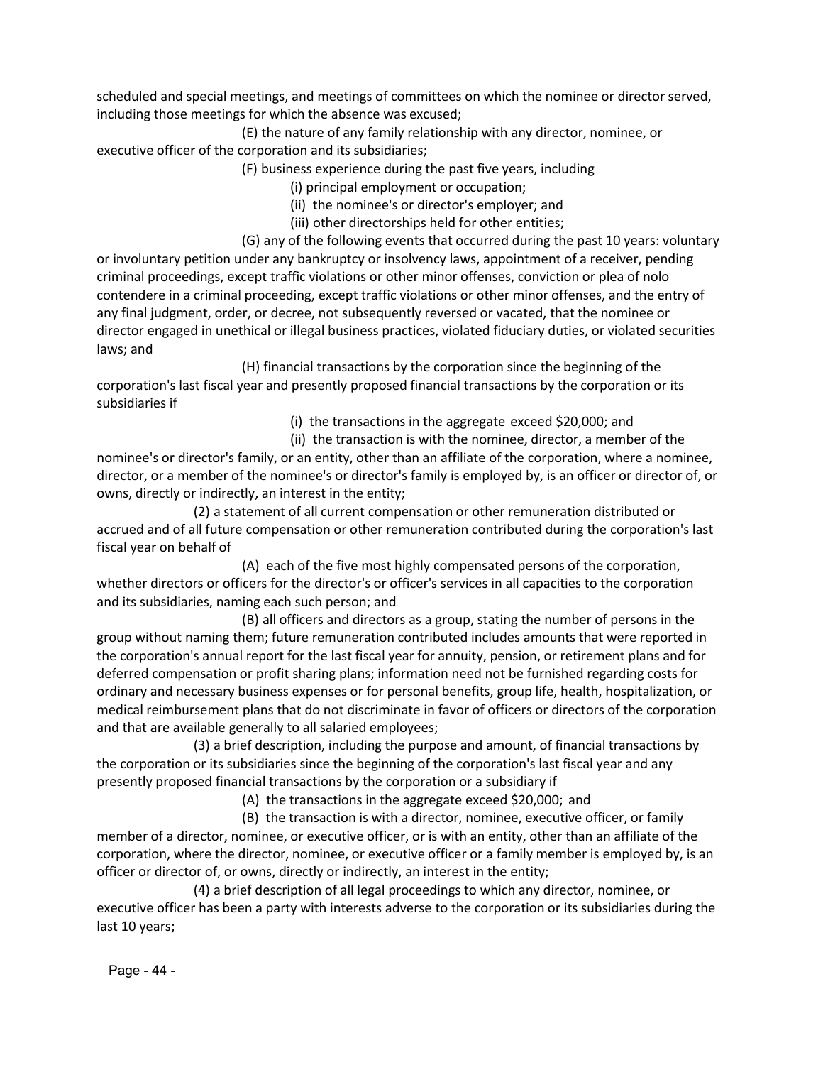scheduled and special meetings, and meetings of committees on which the nominee or director served, including those meetings for which the absence was excused;

(E) the nature of any family relationship with any director, nominee, or executive officer of the corporation and its subsidiaries;

(F) business experience during the past five years, including

(i) principal employment or occupation;

(ii) the nominee's or director's employer; and

(iii) other directorships held for other entities;

(G) any of the following events that occurred during the past 10 years: voluntary or involuntary petition under any bankruptcy or insolvency laws, appointment of a receiver, pending criminal proceedings, except traffic violations or other minor offenses, conviction or plea of nolo contendere in a criminal proceeding, except traffic violations or other minor offenses, and the entry of any final judgment, order, or decree, not subsequently reversed or vacated, that the nominee or director engaged in unethical or illegal business practices, violated fiduciary duties, or violated securities laws; and

(H) financial transactions by the corporation since the beginning of the corporation's last fiscal year and presently proposed financial transactions by the corporation or its subsidiaries if

(i) the transactions in the aggregate exceed $20,000; and

(ii) the transaction is with the nominee, director, a member of the nominee's or director's family, or an entity, other than an affiliate of the corporation, where a nominee, director, or a member of the nominee's or director's family is employed by, is an officer or director of, or owns, directly or indirectly, an interest in the entity;

(2) a statement of all current compensation or other remuneration distributed or accrued and of all future compensation or other remuneration contributed during the corporation's last fiscal year on behalf of

(A) each of the five most highly compensated persons of the corporation, whether directors or officers for the director's or officer's services in all capacities to the corporation and its subsidiaries, naming each such person; and

(B) all officers and directors as a group, stating the number of persons in the group without naming them; future remuneration contributed includes amounts that were reported in the corporation's annual report for the last fiscal year for annuity, pension, or retirement plans and for deferred compensation or profit sharing plans; information need not be furnished regarding costs for ordinary and necessary business expenses or for personal benefits, group life, health, hospitalization, or medical reimbursement plans that do not discriminate in favor of officers or directors of the corporation and that are available generally to all salaried employees;

(3) a brief description, including the purpose and amount, of financial transactions by the corporation or its subsidiaries since the beginning of the corporation's last fiscal year and any presently proposed financial transactions by the corporation or a subsidiary if

(A) the transactions in the aggregate exceed $20,000; and

(B) the transaction is with a director, nominee, executive officer, or family member of a director, nominee, or executive officer, or is with an entity, other than an affiliate of the corporation, where the director, nominee, or executive officer or a family member is employed by, is an officer or director of, or owns, directly or indirectly, an interest in the entity;

(4) a brief description of all legal proceedings to which any director, nominee, or executive officer has been a party with interests adverse to the corporation or its subsidiaries during the last 10 years;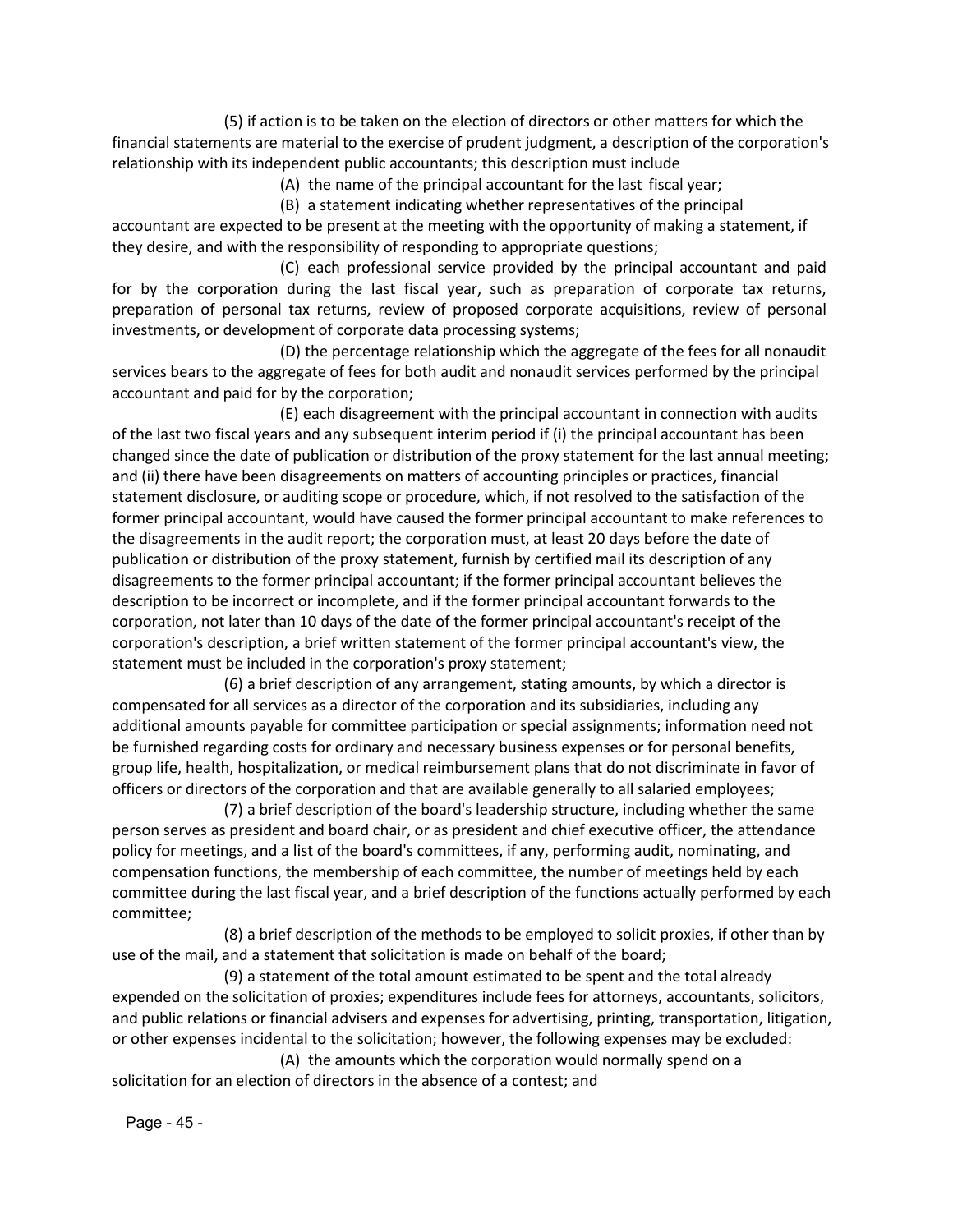(5) if action is to be taken on the election of directors or other matters for which the financial statements are material to the exercise of prudent judgment, a description of the corporation's relationship with its independent public accountants; this description must include

(A) the name of the principal accountant for the last fiscal year;

(B) a statement indicating whether representatives of the principal accountant are expected to be present at the meeting with the opportunity of making a statement, if they desire, and with the responsibility of responding to appropriate questions;

(C) each professional service provided by the principal accountant and paid for by the corporation during the last fiscal year, such as preparation of corporate tax returns, preparation of personal tax returns, review of proposed corporate acquisitions, review of personal investments, or development of corporate data processing systems;

(D) the percentage relationship which the aggregate of the fees for all nonaudit services bears to the aggregate of fees for both audit and nonaudit services performed by the principal accountant and paid for by the corporation;

(E) each disagreement with the principal accountant in connection with audits of the last two fiscal years and any subsequent interim period if (i) the principal accountant has been changed since the date of publication or distribution of the proxy statement for the last annual meeting; and (ii) there have been disagreements on matters of accounting principles or practices, financial statement disclosure, or auditing scope or procedure, which, if not resolved to the satisfaction of the former principal accountant, would have caused the former principal accountant to make references to the disagreements in the audit report; the corporation must, at least 20 days before the date of publication or distribution of the proxy statement, furnish by certified mail its description of any disagreements to the former principal accountant; if the former principal accountant believes the description to be incorrect or incomplete, and if the former principal accountant forwards to the corporation, not later than 10 days of the date of the former principal accountant's receipt of the corporation's description, a brief written statement of the former principal accountant's view, the statement must be included in the corporation's proxy statement;

(6) a brief description of any arrangement, stating amounts, by which a director is compensated for all services as a director of the corporation and its subsidiaries, including any additional amounts payable for committee participation or special assignments; information need not be furnished regarding costs for ordinary and necessary business expenses or for personal benefits, group life, health, hospitalization, or medical reimbursement plans that do not discriminate in favor of officers or directors of the corporation and that are available generally to all salaried employees;

(7) a brief description of the board's leadership structure, including whether the same person serves as president and board chair, or as president and chief executive officer, the attendance policy for meetings, and a list of the board's committees, if any, performing audit, nominating, and compensation functions, the membership of each committee, the number of meetings held by each committee during the last fiscal year, and a brief description of the functions actually performed by each committee;

(8) a brief description of the methods to be employed to solicit proxies, if other than by use of the mail, and a statement that solicitation is made on behalf of the board;

(9) a statement of the total amount estimated to be spent and the total already expended on the solicitation of proxies; expenditures include fees for attorneys, accountants, solicitors, and public relations or financial advisers and expenses for advertising, printing, transportation, litigation, or other expenses incidental to the solicitation; however, the following expenses may be excluded:

(A) the amounts which the corporation would normally spend on a solicitation for an election of directors in the absence of a contest; and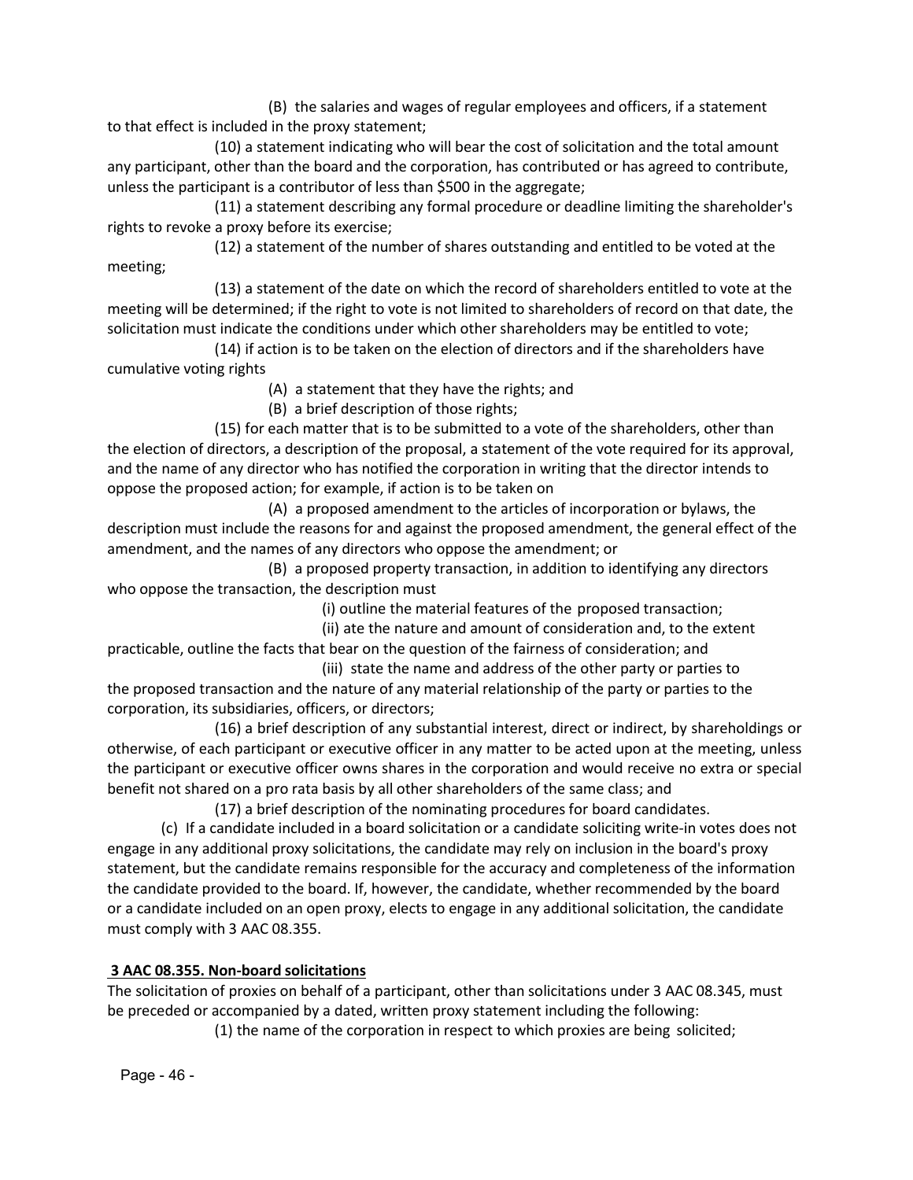(B) the salaries and wages of regular employees and officers, if a statement to that effect is included in the proxy statement;

(10) a statement indicating who will bear the cost of solicitation and the total amount any participant, other than the board and the corporation, has contributed or has agreed to contribute, unless the participant is a contributor of less than $500 in the aggregate;

(11) a statement describing any formal procedure or deadline limiting the shareholder's rights to revoke a proxy before its exercise;

(12) a statement of the number of shares outstanding and entitled to be voted at the meeting;

(13) a statement of the date on which the record of shareholders entitled to vote at the meeting will be determined; if the right to vote is not limited to shareholders of record on that date, the solicitation must indicate the conditions under which other shareholders may be entitled to vote;

(14) if action is to be taken on the election of directors and if the shareholders have cumulative voting rights

(A) a statement that they have the rights; and

(B) a brief description of those rights;

(15) for each matter that is to be submitted to a vote of the shareholders, other than the election of directors, a description of the proposal, a statement of the vote required for its approval, and the name of any director who has notified the corporation in writing that the director intends to oppose the proposed action; for example, if action is to be taken on

(A) a proposed amendment to the articles of incorporation or bylaws, the description must include the reasons for and against the proposed amendment, the general effect of the amendment, and the names of any directors who oppose the amendment; or

(B) a proposed property transaction, in addition to identifying any directors who oppose the transaction, the description must

(i) outline the material features of the proposed transaction;

(ii) ate the nature and amount of consideration and, to the extent practicable, outline the facts that bear on the question of the fairness of consideration; and

(iii) state the name and address of the other party or parties to the proposed transaction and the nature of any material relationship of the party or parties to the corporation, its subsidiaries, officers, or directors;

(16) a brief description of any substantial interest, direct or indirect, by shareholdings or otherwise, of each participant or executive officer in any matter to be acted upon at the meeting, unless the participant or executive officer owns shares in the corporation and would receive no extra or special benefit not shared on a pro rata basis by all other shareholders of the same class; and

(17) a brief description of the nominating procedures for board candidates.

(c) If a candidate included in a board solicitation or a candidate soliciting write-in votes does not engage in any additional proxy solicitations, the candidate may rely on inclusion in the board's proxy statement, but the candidate remains responsible for the accuracy and completeness of the information the candidate provided to the board. If, however, the candidate, whether recommended by the board or a candidate included on an open proxy, elects to engage in any additional solicitation, the candidate must comply with 3 AAC 08.355.

**3 AAC 08.355. Non-board solicitations**

The solicitation of proxies on behalf of a participant, other than solicitations under 3 AAC 08.345, must be preceded or accompanied by a dated, written proxy statement including the following:

(1) the name of the corporation in respect to which proxies are being solicited;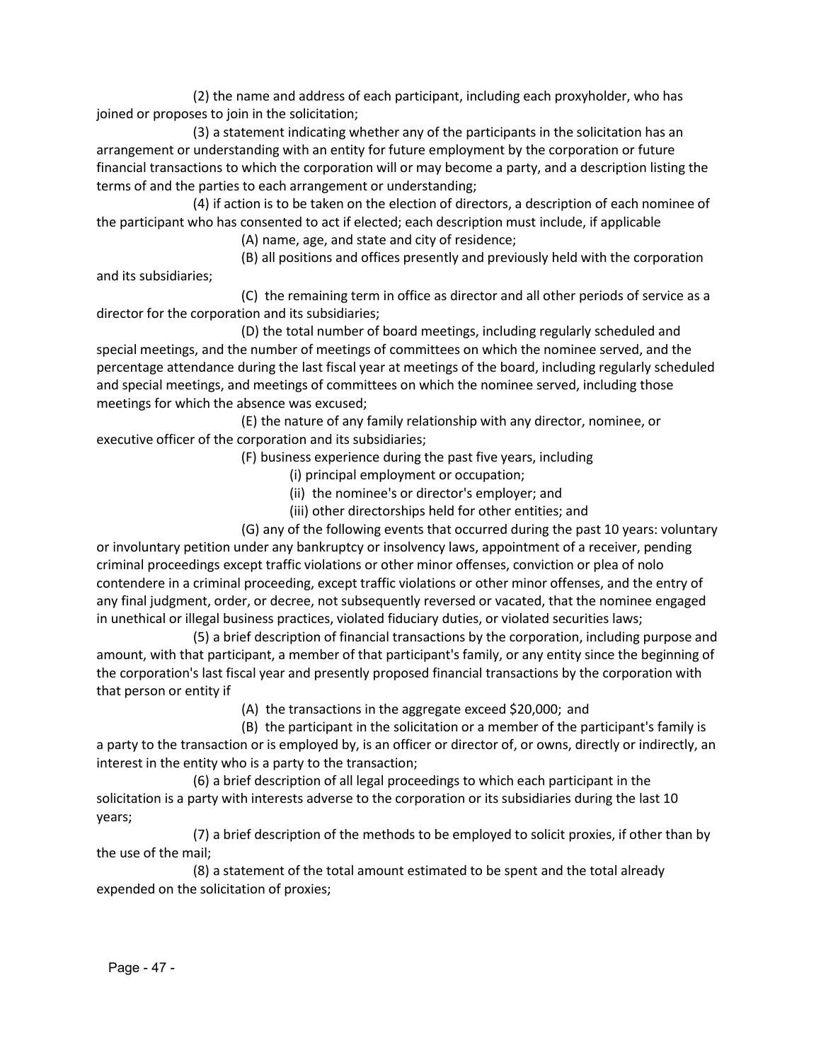(2) the name and address of each participant, including each proxyholder, who has joined or proposes to join in the solicitation;

(3) a statement indicating whether any of the participants in the solicitation has an arrangement or understanding with an entity for future employment by the corporation or future financial transactions to which the corporation will or may become a party, and a description listing the terms of and the parties to each arrangement or understanding;

(4) if action is to be taken on the election of directors, a description of each nominee of the participant who has consented to act if elected; each description must include, if applicable

(A) name, age, and state and city of residence;

(B) all positions and offices presently and previously held with the corporation and its subsidiaries;

(C) the remaining term in office as director and all other periods of service as a director for the corporation and its subsidiaries;

(D) the total number of board meetings, including regularly scheduled and special meetings, and the number of meetings of committees on which the nominee served, and the percentage attendance during the last fiscal year at meetings of the board, including regularly scheduled and special meetings, and meetings of committees on which the nominee served, including those meetings for which the absence was excused;

(E) the nature of any family relationship with any director, nominee, or executive officer of the corporation and its subsidiaries;

(F) business experience during the past five years, including

(i) principal employment or occupation;

(ii) the nominee's or director's employer; and

(iii) other directorships held for other entities; and

(G) any of the following events that occurred during the past 10 years: voluntary or involuntary petition under any bankruptcy or insolvency laws, appointment of a receiver, pending criminal proceedings except traffic violations or other minor offenses, conviction or plea of nolo contendere in a criminal proceeding, except traffic violations or other minor offenses, and the entry of any final judgment, order, or decree, not subsequently reversed or vacated, that the nominee engaged in unethical or illegal business practices, violated fiduciary duties, or violated securities laws;

(5) a brief description of financial transactions by the corporation, including purpose and amount, with that participant, a member of that participant's family, or any entity since the beginning of the corporation's last fiscal year and presently proposed financial transactions by the corporation with that person or entity if

(A) the transactions in the aggregate exceed $20,000; and

(B) the participant in the solicitation or a member of the participant's family is a party to the transaction or is employed by, is an officer or director of, or owns, directly or indirectly, an interest in the entity who is a party to the transaction;

(6) a brief description of all legal proceedings to which each participant in the solicitation is a party with interests adverse to the corporation or its subsidiaries during the last 10 years;

(7) a brief description of the methods to be employed to solicit proxies, if other than by the use of the mail;

(8) a statement of the total amount estimated to be spent and the total already expended on the solicitation of proxies;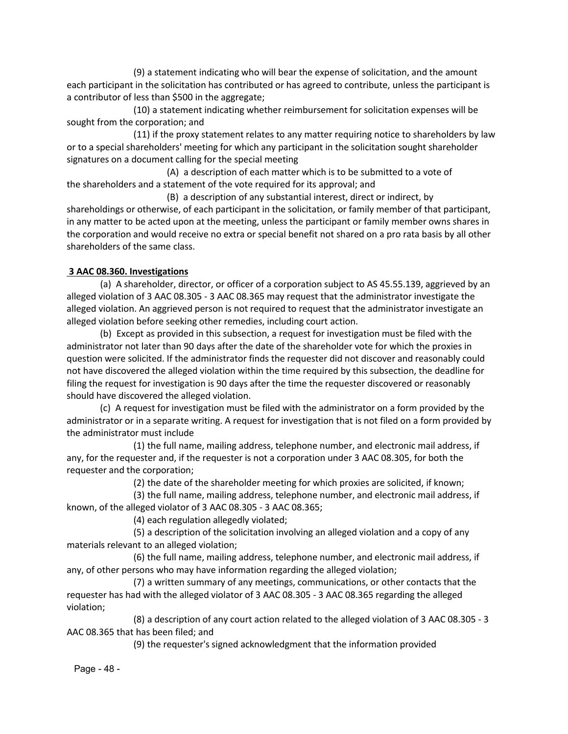(9) a statement indicating who will bear the expense of solicitation, and the amount each participant in the solicitation has contributed or has agreed to contribute, unless the participant is a contributor of less than $500 in the aggregate;

(10) a statement indicating whether reimbursement for solicitation expenses will be sought from the corporation; and

(11) if the proxy statement relates to any matter requiring notice to shareholders by law or to a special shareholders' meeting for which any participant in the solicitation sought shareholder signatures on a document calling for the special meeting

(A) a description of each matter which is to be submitted to a vote of the shareholders and a statement of the vote required for its approval; and

(B) a description of any substantial interest, direct or indirect, by shareholdings or otherwise, of each participant in the solicitation, or family member of that participant, in any matter to be acted upon at the meeting, unless the participant or family member owns shares in the corporation and would receive no extra or special benefit not shared on a pro rata basis by all other shareholders of the same class.

**3 AAC 08.360. Investigations**

(a) A shareholder, director, or officer of a corporation subject to AS 45.55.139, aggrieved by an alleged violation of 3 AAC 08.305 - 3 AAC 08.365 may request that the administrator investigate the alleged violation. An aggrieved person is not required to request that the administrator investigate an alleged violation before seeking other remedies, including court action.

(b) Except as provided in this subsection, a request for investigation must be filed with the administrator not later than 90 days after the date of the shareholder vote for which the proxies in question were solicited. If the administrator finds the requester did not discover and reasonably could not have discovered the alleged violation within the time required by this subsection, the deadline for filing the request for investigation is 90 days after the time the requester discovered or reasonably should have discovered the alleged violation.

(c) A request for investigation must be filed with the administrator on a form provided by the administrator or in a separate writing. A request for investigation that is not filed on a form provided by the administrator must include

(1) the full name, mailing address, telephone number, and electronic mail address, if any, for the requester and, if the requester is not a corporation under 3 AAC 08.305, for both the requester and the corporation;

(2) the date of the shareholder meeting for which proxies are solicited, if known;

(3) the full name, mailing address, telephone number, and electronic mail address, if known, of the alleged violator of 3 AAC 08.305 - 3 AAC 08.365;

(4) each regulation allegedly violated;

(5) a description of the solicitation involving an alleged violation and a copy of any materials relevant to an alleged violation;

(6) the full name, mailing address, telephone number, and electronic mail address, if any, of other persons who may have information regarding the alleged violation;

(7) a written summary of any meetings, communications, or other contacts that the requester has had with the alleged violator of 3 AAC 08.305 - 3 AAC 08.365 regarding the alleged violation;

(8) a description of any court action related to the alleged violation of 3 AAC 08.305 - 3 AAC 08.365 that has been filed; and

(9) the requester's signed acknowledgment that the information provided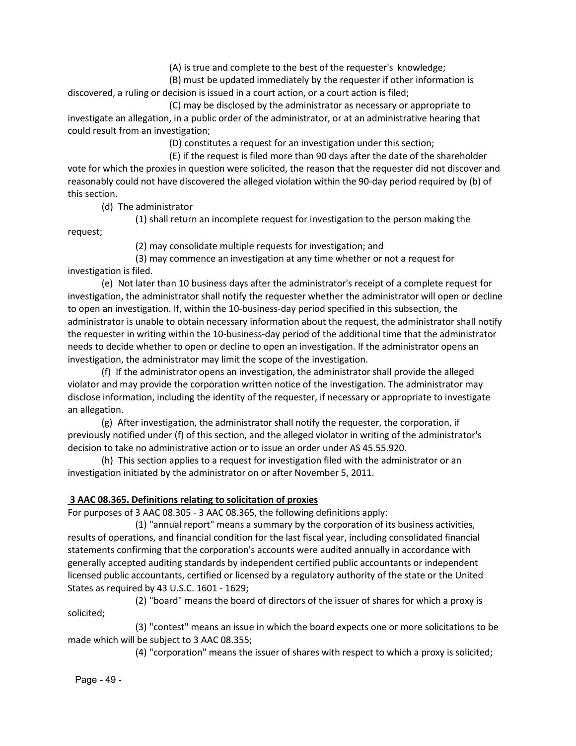(A) is true and complete to the best of the requester's knowledge;

(B) must be updated immediately by the requester if other information is discovered, a ruling or decision is issued in a court action, or a court action is filed;

(C) may be disclosed by the administrator as necessary or appropriate to investigate an allegation, in a public order of the administrator, or at an administrative hearing that could result from an investigation;

(D) constitutes a request for an investigation under this section;

(E) if the request is filed more than 90 days after the date of the shareholder vote for which the proxies in question were solicited, the reason that the requester did not discover and reasonably could not have discovered the alleged violation within the 90-day period required by (b) of this section.

(d) The administrator

(1) shall return an incomplete request for investigation to the person making the request;

(2) may consolidate multiple requests for investigation; and

(3) may commence an investigation at any time whether or not a request for investigation is filed.

(e) Not later than 10 business days after the administrator's receipt of a complete request for investigation, the administrator shall notify the requester whether the administrator will open or decline to open an investigation. If, within the 10-business-day period specified in this subsection, the administrator is unable to obtain necessary information about the request, the administrator shall notify the requester in writing within the 10-business-day period of the additional time that the administrator needs to decide whether to open or decline to open an investigation. If the administrator opens an investigation, the administrator may limit the scope of the investigation.

(f) If the administrator opens an investigation, the administrator shall provide the alleged violator and may provide the corporation written notice of the investigation. The administrator may disclose information, including the identity of the requester, if necessary or appropriate to investigate an allegation.

(g) After investigation, the administrator shall notify the requester, the corporation, if previously notified under (f) of this section, and the alleged violator in writing of the administrator's decision to take no administrative action or to issue an order under AS 45.55.920.

(h) This section applies to a request for investigation filed with the administrator or an investigation initiated by the administrator on or after November 5, 2011.

**3 AAC 08.365. Definitions relating to solicitation of proxies**

For purposes of 3 AAC 08.305 - 3 AAC 08.365, the following definitions apply:

(1) "annual report" means a summary by the corporation of its business activities, results of operations, and financial condition for the last fiscal year, including consolidated financial statements confirming that the corporation's accounts were audited annually in accordance with generally accepted auditing standards by independent certified public accountants or independent licensed public accountants, certified or licensed by a regulatory authority of the state or the United States as required by 43 U.S.C. 1601 - 1629;

(2) "board" means the board of directors of the issuer of shares for which a proxy is solicited;

(3) "contest" means an issue in which the board expects one or more solicitations to be made which will be subject to 3 AAC 08.355;

(4) "corporation" means the issuer of shares with respect to which a proxy is solicited;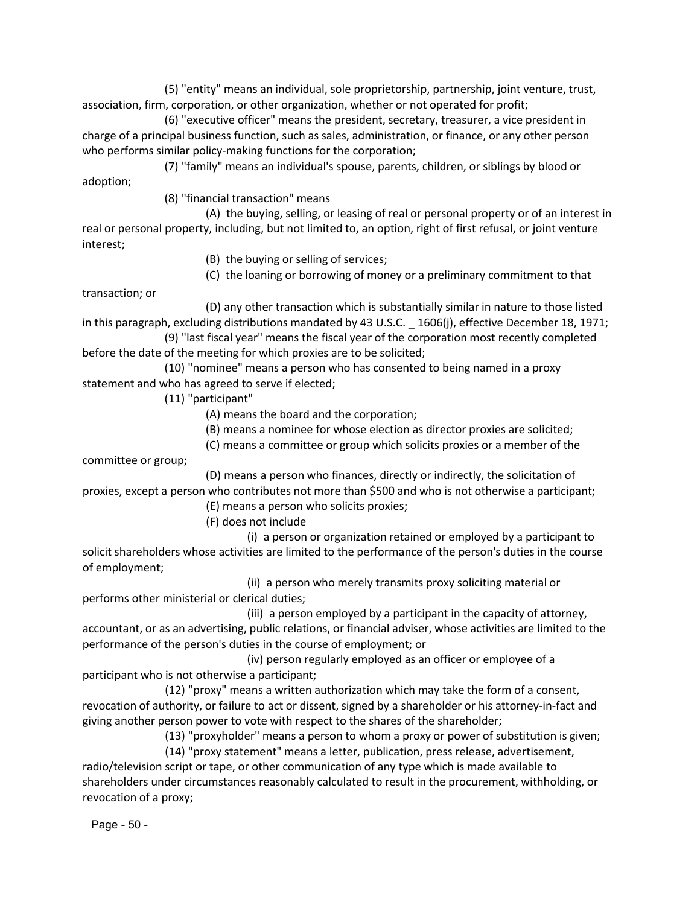(5) "entity" means an individual, sole proprietorship, partnership, joint venture, trust, association, firm, corporation, or other organization, whether or not operated for profit;

(6) "executive officer" means the president, secretary, treasurer, a vice president in charge of a principal business function, such as sales, administration, or finance, or any other person who performs similar policy-making functions for the corporation;

(7) "family" means an individual's spouse, parents, children, or siblings by blood or adoption;

(8) "financial transaction" means

(A) the buying, selling, or leasing of real or personal property or of an interest in real or personal property, including, but not limited to, an option, right of first refusal, or joint venture interest;

(B) the buying or selling of services;

(C) the loaning or borrowing of money or a preliminary commitment to that transaction; or

(D) any other transaction which is substantially similar in nature to those listed in this paragraph, excluding distributions mandated by 43 U.S.C. _ 1606(j), effective December 18, 1971;

(9) "last fiscal year" means the fiscal year of the corporation most recently completed before the date of the meeting for which proxies are to be solicited;

(10) "nominee" means a person who has consented to being named in a proxy statement and who has agreed to serve if elected;

(11) "participant"

(A) means the board and the corporation;

(B) means a nominee for whose election as director proxies are solicited;

(C) means a committee or group which solicits proxies or a member of the committee or group;

(D) means a person who finances, directly or indirectly, the solicitation of proxies, except a person who contributes not more than $500 and who is not otherwise a participant;

(E) means a person who solicits proxies;

(F) does not include

(i) a person or organization retained or employed by a participant to solicit shareholders whose activities are limited to the performance of the person's duties in the course of employment;

(ii) a person who merely transmits proxy soliciting material or performs other ministerial or clerical duties;

(iii) a person employed by a participant in the capacity of attorney, accountant, or as an advertising, public relations, or financial adviser, whose activities are limited to the performance of the person's duties in the course of employment; or

(iv) person regularly employed as an officer or employee of a participant who is not otherwise a participant;

(12) "proxy" means a written authorization which may take the form of a consent, revocation of authority, or failure to act or dissent, signed by a shareholder or his attorney-in-fact and giving another person power to vote with respect to the shares of the shareholder;

(13) "proxyholder" means a person to whom a proxy or power of substitution is given;

(14) "proxy statement" means a letter, publication, press release, advertisement, radio/television script or tape, or other communication of any type which is made available to shareholders under circumstances reasonably calculated to result in the procurement, withholding, or revocation of a proxy;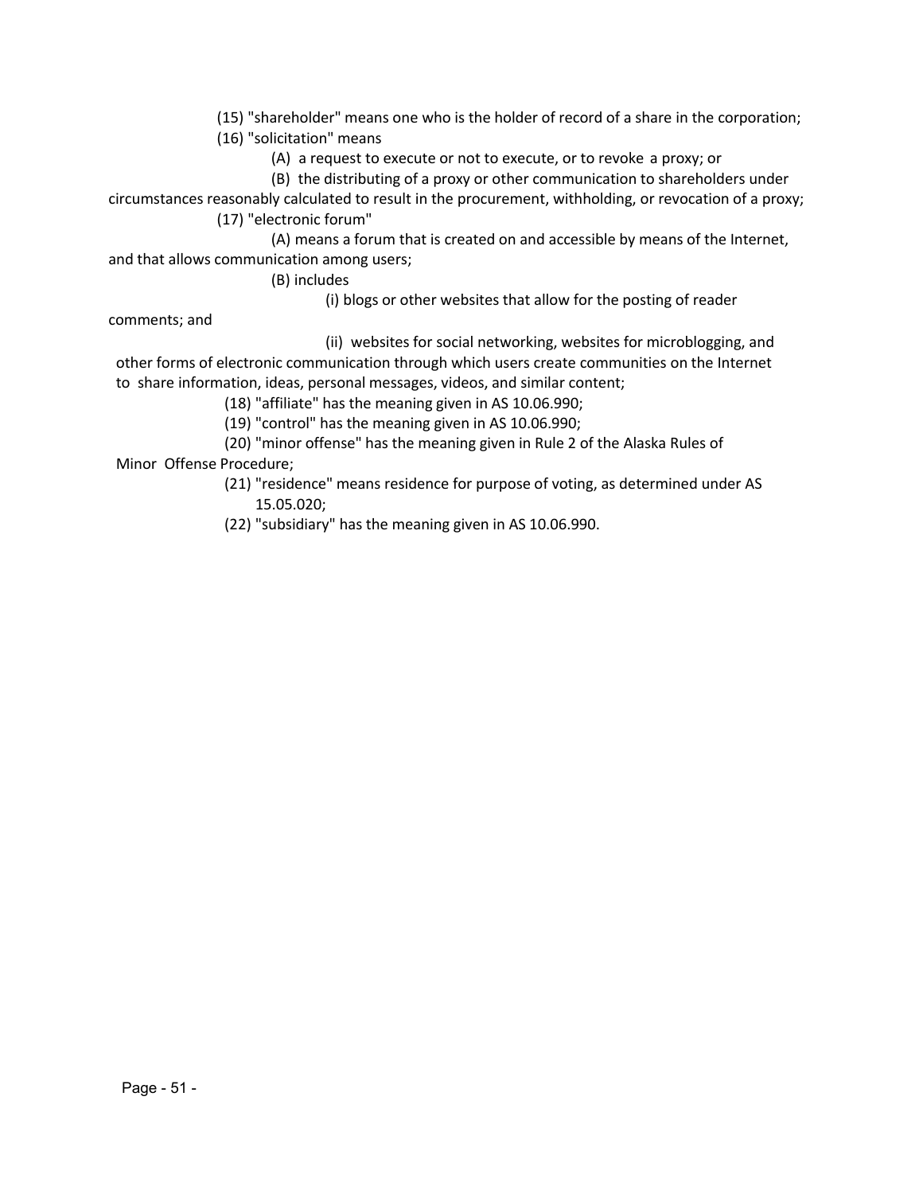(15) "shareholder" means one who is the holder of record of a share in the corporation;

(16) "solicitation" means

(A) a request to execute or not to execute, or to revoke a proxy; or

(B) the distributing of a proxy or other communication to shareholders under circumstances reasonably calculated to result in the procurement, withholding, or revocation of a proxy;

(17) "electronic forum"

(A) means a forum that is created on and accessible by means of the Internet, and that allows communication among users;

(B) includes

(i) blogs or other websites that allow for the posting of reader comments; and

(ii) websites for social networking, websites for microblogging, and other forms of electronic communication through which users create communities on the Internet to share information, ideas, personal messages, videos, and similar content;

(18) "affiliate" has the meaning given in AS 10.06.990;

(19) "control" has the meaning given in AS 10.06.990;

(20) "minor offense" has the meaning given in Rule 2 of the Alaska Rules of Minor Offense Procedure;

(21) "residence" means residence for purpose of voting, as determined under AS 15.05.020;

(22) "subsidiary" has the meaning given in AS 10.06.990.